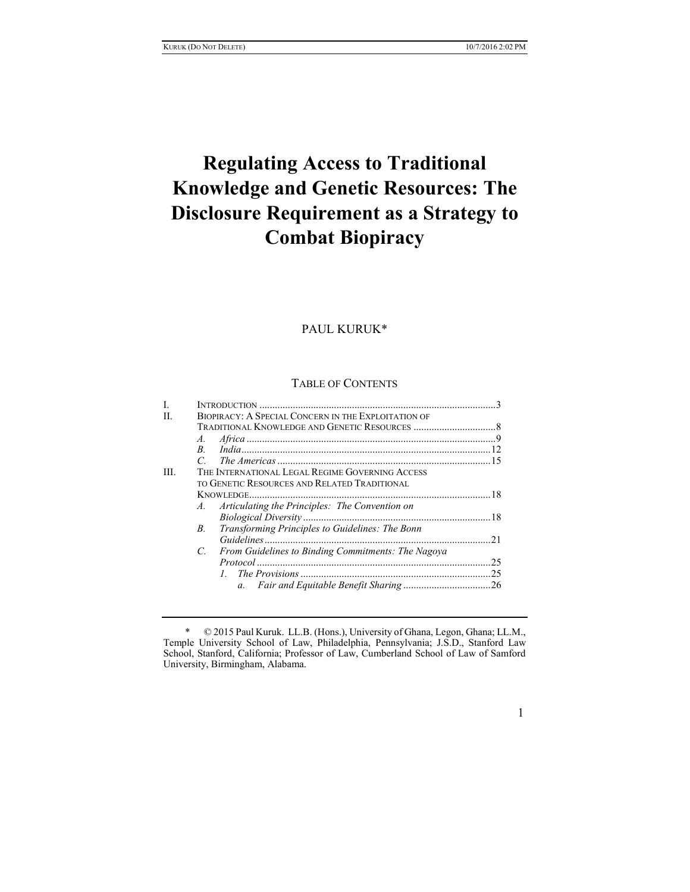# Regulating Access to Traditional Knowledge and Genetic Resources: The Disclosure Requirement as a Strategy to Combat Biopiracy

PAUL KURUK*

TABLE OF CONTENTS

I. INTRODUCTION ........................................................................................3
II. BIOPIRACY: A SPECIAL CONCERN IN THE EXPLOITATION OF TRADITIONAL KNOWLEDGE AND GENETIC RESOURCES ................................8
  A. *Africa* ................................................................................................9
  B. *India* ................................................................................................12
  C. *The Americas* ..................................................................................15
III. THE INTERNATIONAL LEGAL REGIME GOVERNING ACCESS TO GENETIC RESOURCES AND RELATED TRADITIONAL KNOWLEDGE...........................................................................................18
  A. *Articulating the Principles: The Convention on Biological Diversity* ........................................................................18
  B. *Transforming Principles to Guidelines: The Bonn Guidelines* ......................................................................................21
  C. *From Guidelines to Binding Commitments: The Nagoya Protocol* ..........................................................................................25
    1. *The Provisions* .........................................................................25
      a. *Fair and Equitable Benefit Sharing* ..................................26

---

\* © 2015 Paul Kuruk. LL.B. (Hons.), University of Ghana, Legon, Ghana; LL.M., Temple University School of Law, Philadelphia, Pennsylvania; J.S.D., Stanford Law School, Stanford, California; Professor of Law, Cumberland School of Law of Samford University, Birmingham, Alabama.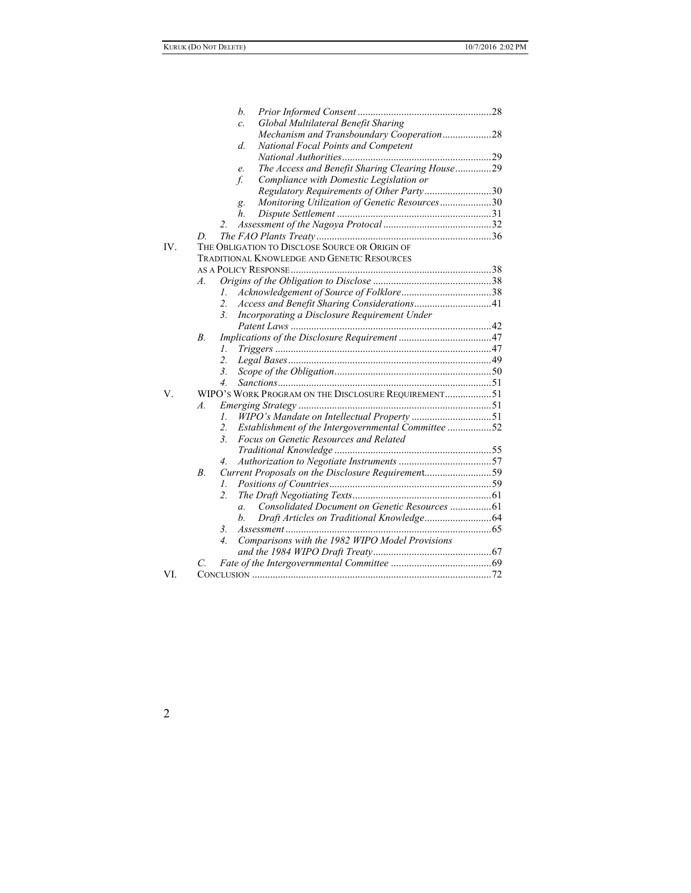- b. *Prior Informed Consent* .......... 28
- c. *Global Multilateral Benefit Sharing Mechanism and Transboundary Cooperation* .......... 28
- d. *National Focal Points and Competent National Authorities* .......... 29
- e. *The Access and Benefit Sharing Clearing House* .......... 29
- f. *Compliance with Domestic Legislation or Regulatory Requirements of Other Party* .......... 30
- g. *Monitoring Utilization of Genetic Resources* .......... 30
- h. *Dispute Settlement* .......... 31

2. *Assessment of the Nagoya Protocol* .......... 32

D. *The FAO Plants Treaty* .......... 36

IV. THE OBLIGATION TO DISCLOSE SOURCE OR ORIGIN OF TRADITIONAL KNOWLEDGE AND GENETIC RESOURCES AS A POLICY RESPONSE .......... 38

A. *Origins of the Obligation to Disclose* .......... 38
1. *Acknowledgement of Source of Folklore* .......... 38
2. *Access and Benefit Sharing Considerations* .......... 41
3. *Incorporating a Disclosure Requirement Under Patent Laws* .......... 42

B. *Implications of the Disclosure Requirement* .......... 47
1. *Triggers* .......... 47
2. *Legal Bases* .......... 49
3. *Scope of the Obligation* .......... 50
4. *Sanctions* .......... 51

V. WIPO'S WORK PROGRAM ON THE DISCLOSURE REQUIREMENT .......... 51

A. *Emerging Strategy* .......... 51
1. *WIPO's Mandate on Intellectual Property* .......... 51
2. *Establishment of the Intergovernmental Committee* .......... 52
3. *Focus on Genetic Resources and Related Traditional Knowledge* .......... 55
4. *Authorization to Negotiate Instruments* .......... 57

B. *Current Proposals on the Disclosure Requirement* .......... 59
1. *Positions of Countries* .......... 59
2. *The Draft Negotiating Texts* .......... 61
   - a. *Consolidated Document on Genetic Resources* .......... 61
   - b. *Draft Articles on Traditional Knowledge* .......... 64
3. *Assessment* .......... 65
4. *Comparisons with the 1982 WIPO Model Provisions and the 1984 WIPO Draft Treaty* .......... 67

C. *Fate of the Intergovernmental Committee* .......... 69

VI. CONCLUSION .......... 72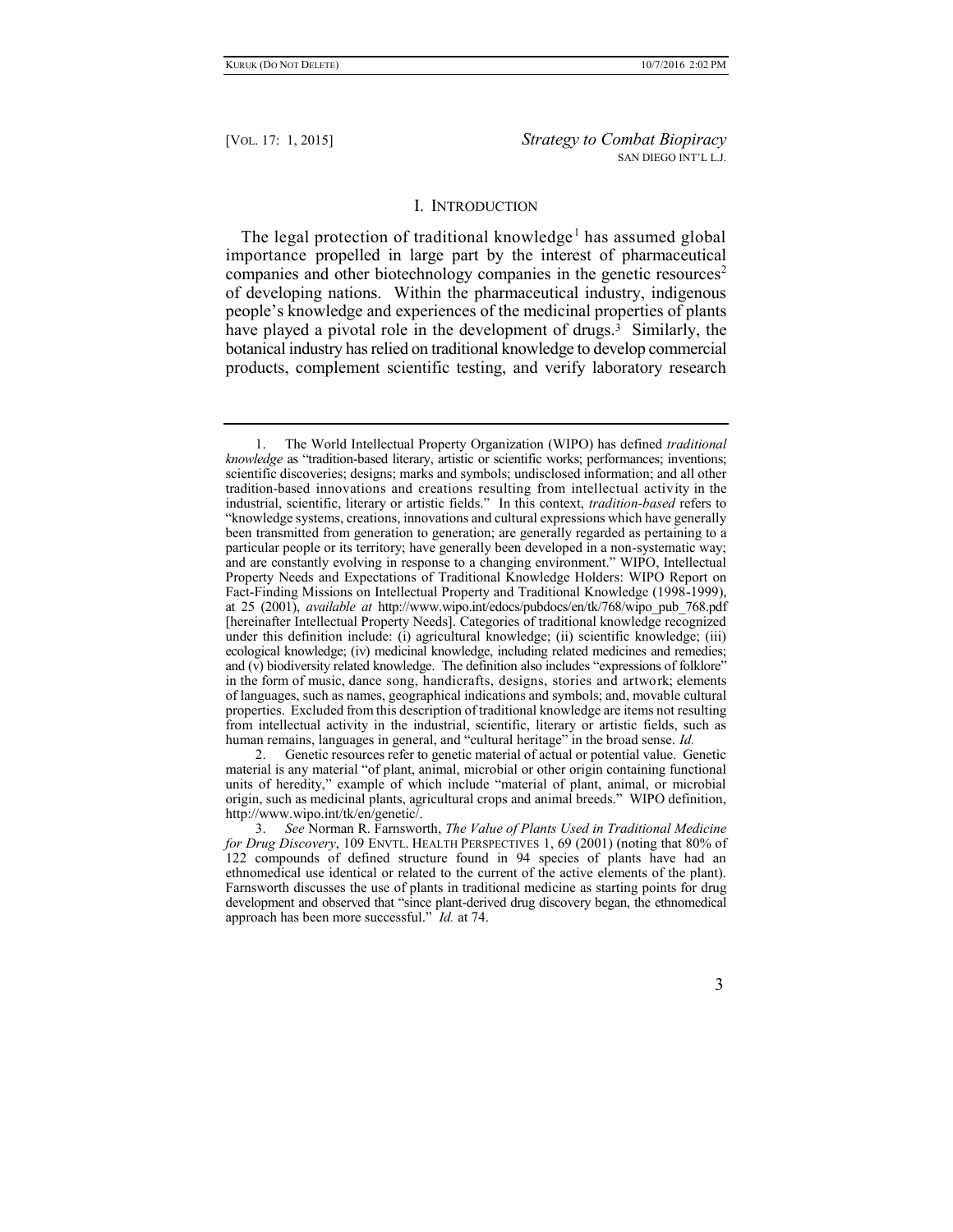## I. Introduction

The legal protection of traditional knowledge[1] has assumed global importance propelled in large part by the interest of pharmaceutical companies and other biotechnology companies in the genetic resources[2] of developing nations. Within the pharmaceutical industry, indigenous people's knowledge and experiences of the medicinal properties of plants have played a pivotal role in the development of drugs.[3] Similarly, the botanical industry has relied on traditional knowledge to develop commercial products, complement scientific testing, and verify laboratory research

---

1. The World Intellectual Property Organization (WIPO) has defined *traditional knowledge* as "tradition-based literary, artistic or scientific works; performances; inventions; scientific discoveries; designs; marks and symbols; undisclosed information; and all other tradition-based innovations and creations resulting from intellectual activity in the industrial, scientific, literary or artistic fields." In this context, *tradition-based* refers to "knowledge systems, creations, innovations and cultural expressions which have generally been transmitted from generation to generation; are generally regarded as pertaining to a particular people or its territory; have generally been developed in a non-systematic way; and are constantly evolving in response to a changing environment." WIPO, Intellectual Property Needs and Expectations of Traditional Knowledge Holders: WIPO Report on Fact-Finding Missions on Intellectual Property and Traditional Knowledge (1998-1999), at 25 (2001), *available at* http://www.wipo.int/edocs/pubdocs/en/tk/768/wipo_pub_768.pdf [hereinafter Intellectual Property Needs]. Categories of traditional knowledge recognized under this definition include: (i) agricultural knowledge; (ii) scientific knowledge; (iii) ecological knowledge; (iv) medicinal knowledge, including related medicines and remedies; and (v) biodiversity related knowledge. The definition also includes "expressions of folklore" in the form of music, dance song, handicrafts, designs, stories and artwork; elements of languages, such as names, geographical indications and symbols; and, movable cultural properties. Excluded from this description of traditional knowledge are items not resulting from intellectual activity in the industrial, scientific, literary or artistic fields, such as human remains, languages in general, and "cultural heritage" in the broad sense. *Id.*

2. Genetic resources refer to genetic material of actual or potential value. Genetic material is any material "of plant, animal, microbial or other origin containing functional units of heredity," example of which include "material of plant, animal, or microbial origin, such as medicinal plants, agricultural crops and animal breeds." WIPO definition, http://www.wipo.int/tk/en/genetic/.

3. *See* Norman R. Farnsworth, *The Value of Plants Used in Traditional Medicine for Drug Discovery*, 109 Envtl. Health Perspectives 1, 69 (2001) (noting that 80% of 122 compounds of defined structure found in 94 species of plants have had an ethnomedical use identical or related to the current of the active elements of the plant). Farnsworth discusses the use of plants in traditional medicine as starting points for drug development and observed that "since plant-derived drug discovery began, the ethnomedical approach has been more successful." *Id.* at 74.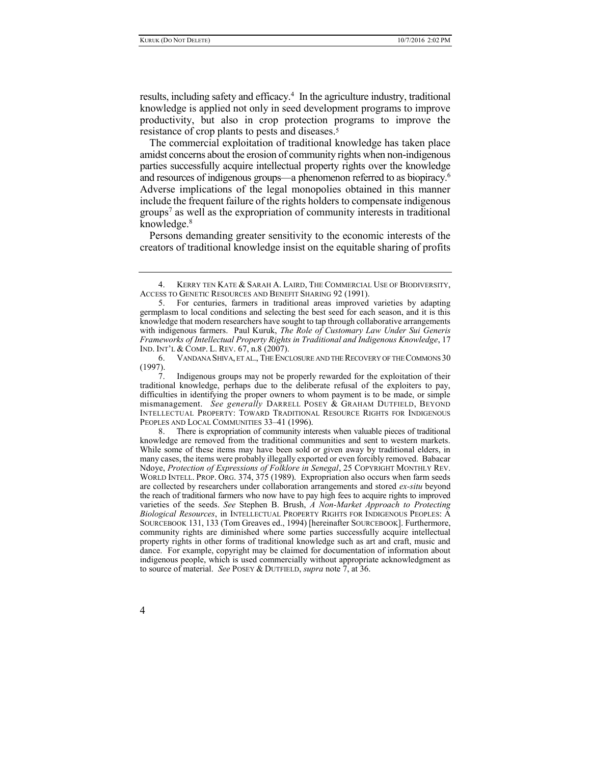results, including safety and efficacy.[4] In the agriculture industry, traditional knowledge is applied not only in seed development programs to improve productivity, but also in crop protection programs to improve the resistance of crop plants to pests and diseases.[5]

The commercial exploitation of traditional knowledge has taken place amidst concerns about the erosion of community rights when non-indigenous parties successfully acquire intellectual property rights over the knowledge and resources of indigenous groups—a phenomenon referred to as biopiracy.[6] Adverse implications of the legal monopolies obtained in this manner include the frequent failure of the rights holders to compensate indigenous groups[7] as well as the expropriation of community interests in traditional knowledge.[8]

Persons demanding greater sensitivity to the economic interests of the creators of traditional knowledge insist on the equitable sharing of profits

---

4. KERRY TEN KATE & SARAH A. LAIRD, THE COMMERCIAL USE OF BIODIVERSITY, ACCESS TO GENETIC RESOURCES AND BENEFIT SHARING 92 (1991).

5. For centuries, farmers in traditional areas improved varieties by adapting germplasm to local conditions and selecting the best seed for each season, and it is this knowledge that modern researchers have sought to tap through collaborative arrangements with indigenous farmers. Paul Kuruk, *The Role of Customary Law Under Sui Generis Frameworks of Intellectual Property Rights in Traditional and Indigenous Knowledge*, 17 IND. INT'L & COMP. L. REV. 67, n.8 (2007).

6. VANDANA SHIVA, ET AL., THE ENCLOSURE AND THE RECOVERY OF THE COMMONS 30 (1997).

7. Indigenous groups may not be properly rewarded for the exploitation of their traditional knowledge, perhaps due to the deliberate refusal of the exploiters to pay, difficulties in identifying the proper owners to whom payment is to be made, or simple mismanagement. *See generally* DARRELL POSEY & GRAHAM DUTFIELD, BEYOND INTELLECTUAL PROPERTY: TOWARD TRADITIONAL RESOURCE RIGHTS FOR INDIGENOUS PEOPLES AND LOCAL COMMUNITIES 33–41 (1996).

8. There is expropriation of community interests when valuable pieces of traditional knowledge are removed from the traditional communities and sent to western markets. While some of these items may have been sold or given away by traditional elders, in many cases, the items were probably illegally exported or even forcibly removed. Babacar Ndoye, *Protection of Expressions of Folklore in Senegal*, 25 COPYRIGHT MONTHLY REV. WORLD INTELL. PROP. ORG. 374, 375 (1989). Expropriation also occurs when farm seeds are collected by researchers under collaboration arrangements and stored *ex-situ* beyond the reach of traditional farmers who now have to pay high fees to acquire rights to improved varieties of the seeds. *See* Stephen B. Brush, *A Non-Market Approach to Protecting Biological Resources*, in INTELLECTUAL PROPERTY RIGHTS FOR INDIGENOUS PEOPLES: A SOURCEBOOK 131, 133 (Tom Greaves ed., 1994) [hereinafter SOURCEBOOK]. Furthermore, community rights are diminished where some parties successfully acquire intellectual property rights in other forms of traditional knowledge such as art and craft, music and dance. For example, copyright may be claimed for documentation of information about indigenous people, which is used commercially without appropriate acknowledgment as to source of material. *See* POSEY & DUTFIELD, *supra* note 7, at 36.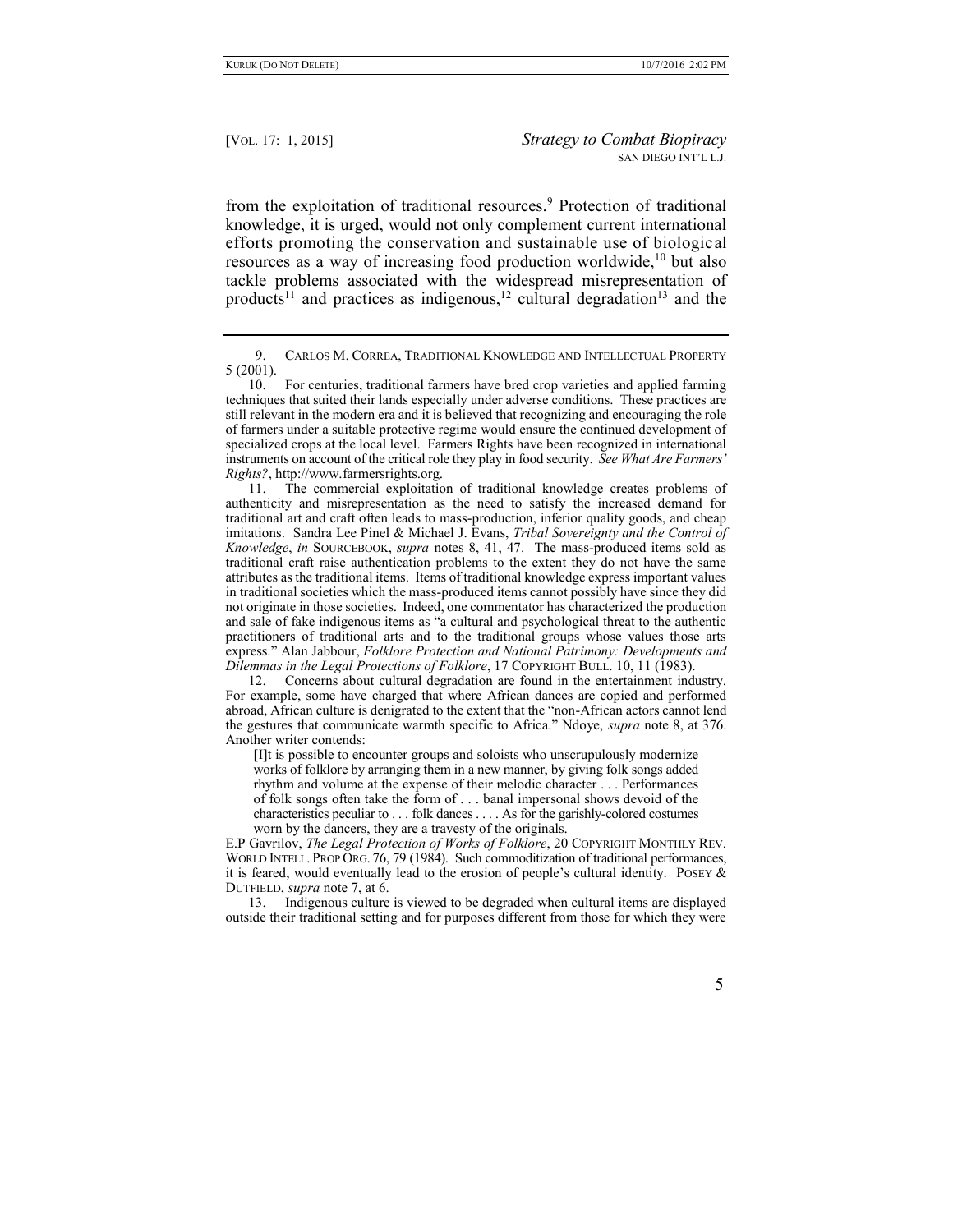from the exploitation of traditional resources.[9] Protection of traditional knowledge, it is urged, would not only complement current international efforts promoting the conservation and sustainable use of biological resources as a way of increasing food production worldwide,[10] but also tackle problems associated with the widespread misrepresentation of products[11] and practices as indigenous,[12] cultural degradation[13] and the

---

9. CARLOS M. CORREA, TRADITIONAL KNOWLEDGE AND INTELLECTUAL PROPERTY 5 (2001).

10. For centuries, traditional farmers have bred crop varieties and applied farming techniques that suited their lands especially under adverse conditions. These practices are still relevant in the modern era and it is believed that recognizing and encouraging the role of farmers under a suitable protective regime would ensure the continued development of specialized crops at the local level. Farmers Rights have been recognized in international instruments on account of the critical role they play in food security. *See What Are Farmers' Rights?*, http://www.farmersrights.org.

11. The commercial exploitation of traditional knowledge creates problems of authenticity and misrepresentation as the need to satisfy the increased demand for traditional art and craft often leads to mass-production, inferior quality goods, and cheap imitations. Sandra Lee Pinel & Michael J. Evans, *Tribal Sovereignty and the Control of Knowledge*, *in* SOURCEBOOK, *supra* notes 8, 41, 47. The mass-produced items sold as traditional craft raise authentication problems to the extent they do not have the same attributes as the traditional items. Items of traditional knowledge express important values in traditional societies which the mass-produced items cannot possibly have since they did not originate in those societies. Indeed, one commentator has characterized the production and sale of fake indigenous items as "a cultural and psychological threat to the authentic practitioners of traditional arts and to the traditional groups whose values those arts express." Alan Jabbour, *Folklore Protection and National Patrimony: Developments and Dilemmas in the Legal Protections of Folklore*, 17 COPYRIGHT BULL. 10, 11 (1983).

12. Concerns about cultural degradation are found in the entertainment industry. For example, some have charged that where African dances are copied and performed abroad, African culture is denigrated to the extent that the "non-African actors cannot lend the gestures that communicate warmth specific to Africa." Ndoye, *supra* note 8, at 376. Another writer contends:

> [I]t is possible to encounter groups and soloists who unscrupulously modernize works of folklore by arranging them in a new manner, by giving folk songs added rhythm and volume at the expense of their melodic character . . . Performances of folk songs often take the form of . . . banal impersonal shows devoid of the characteristics peculiar to . . . folk dances . . . . As for the garishly-colored costumes worn by the dancers, they are a travesty of the originals.

E.P Gavrilov, *The Legal Protection of Works of Folklore*, 20 COPYRIGHT MONTHLY REV. WORLD INTELL. PROP ORG. 76, 79 (1984). Such commoditization of traditional performances, it is feared, would eventually lead to the erosion of people's cultural identity. POSEY & DUTFIELD, *supra* note 7, at 6.

13. Indigenous culture is viewed to be degraded when cultural items are displayed outside their traditional setting and for purposes different from those for which they were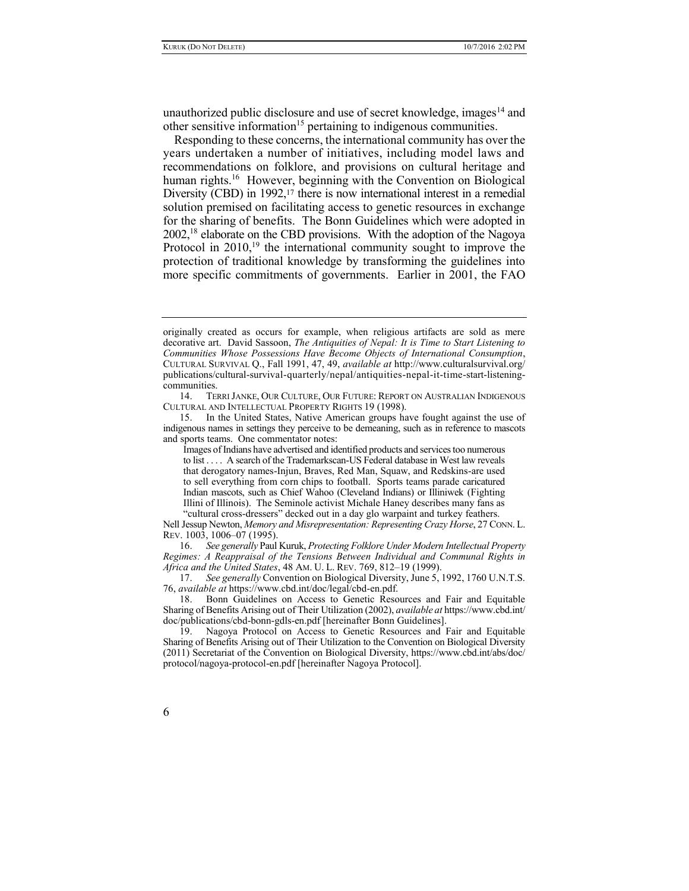unauthorized public disclosure and use of secret knowledge, images[14] and other sensitive information[15] pertaining to indigenous communities.

Responding to these concerns, the international community has over the years undertaken a number of initiatives, including model laws and recommendations on folklore, and provisions on cultural heritage and human rights.[16] However, beginning with the Convention on Biological Diversity (CBD) in 1992,[17] there is now international interest in a remedial solution premised on facilitating access to genetic resources in exchange for the sharing of benefits. The Bonn Guidelines which were adopted in 2002,[18] elaborate on the CBD provisions. With the adoption of the Nagoya Protocol in 2010,[19] the international community sought to improve the protection of traditional knowledge by transforming the guidelines into more specific commitments of governments. Earlier in 2001, the FAO

---

originally created as occurs for example, when religious artifacts are sold as mere decorative art. David Sassoon, *The Antiquities of Nepal: It is Time to Start Listening to Communities Whose Possessions Have Become Objects of International Consumption*, CULTURAL SURVIVAL Q., Fall 1991, 47, 49, *available at* http://www.culturalsurvival.org/publications/cultural-survival-quarterly/nepal/antiquities-nepal-it-time-start-listening-communities.

14. TERRI JANKE, OUR CULTURE, OUR FUTURE: REPORT ON AUSTRALIAN INDIGENOUS CULTURAL AND INTELLECTUAL PROPERTY RIGHTS 19 (1998).

15. In the United States, Native American groups have fought against the use of indigenous names in settings they perceive to be demeaning, such as in reference to mascots and sports teams. One commentator notes:

> Images of Indians have advertised and identified products and services too numerous to list . . . . A search of the Trademarkscan-US Federal database in West law reveals that derogatory names-Injun, Braves, Red Man, Squaw, and Redskins-are used to sell everything from corn chips to football. Sports teams parade caricatured Indian mascots, such as Chief Wahoo (Cleveland Indians) or Illiniwek (Fighting Illini of Illinois). The Seminole activist Michale Haney describes many fans as "cultural cross-dressers" decked out in a day glo warpaint and turkey feathers.

Nell Jessup Newton, *Memory and Misrepresentation: Representing Crazy Horse*, 27 CONN. L. REV. 1003, 1006–07 (1995).

16. *See generally* Paul Kuruk, *Protecting Folklore Under Modern Intellectual Property Regimes: A Reappraisal of the Tensions Between Individual and Communal Rights in Africa and the United States*, 48 AM. U. L. REV. 769, 812–19 (1999).

17. *See generally* Convention on Biological Diversity, June 5, 1992, 1760 U.N.T.S. 76, *available at* https://www.cbd.int/doc/legal/cbd-en.pdf.

18. Bonn Guidelines on Access to Genetic Resources and Fair and Equitable Sharing of Benefits Arising out of Their Utilization (2002), *available at* https://www.cbd.int/doc/publications/cbd-bonn-gdls-en.pdf [hereinafter Bonn Guidelines].

19. Nagoya Protocol on Access to Genetic Resources and Fair and Equitable Sharing of Benefits Arising out of Their Utilization to the Convention on Biological Diversity (2011) Secretariat of the Convention on Biological Diversity, https://www.cbd.int/abs/doc/protocol/nagoya-protocol-en.pdf [hereinafter Nagoya Protocol].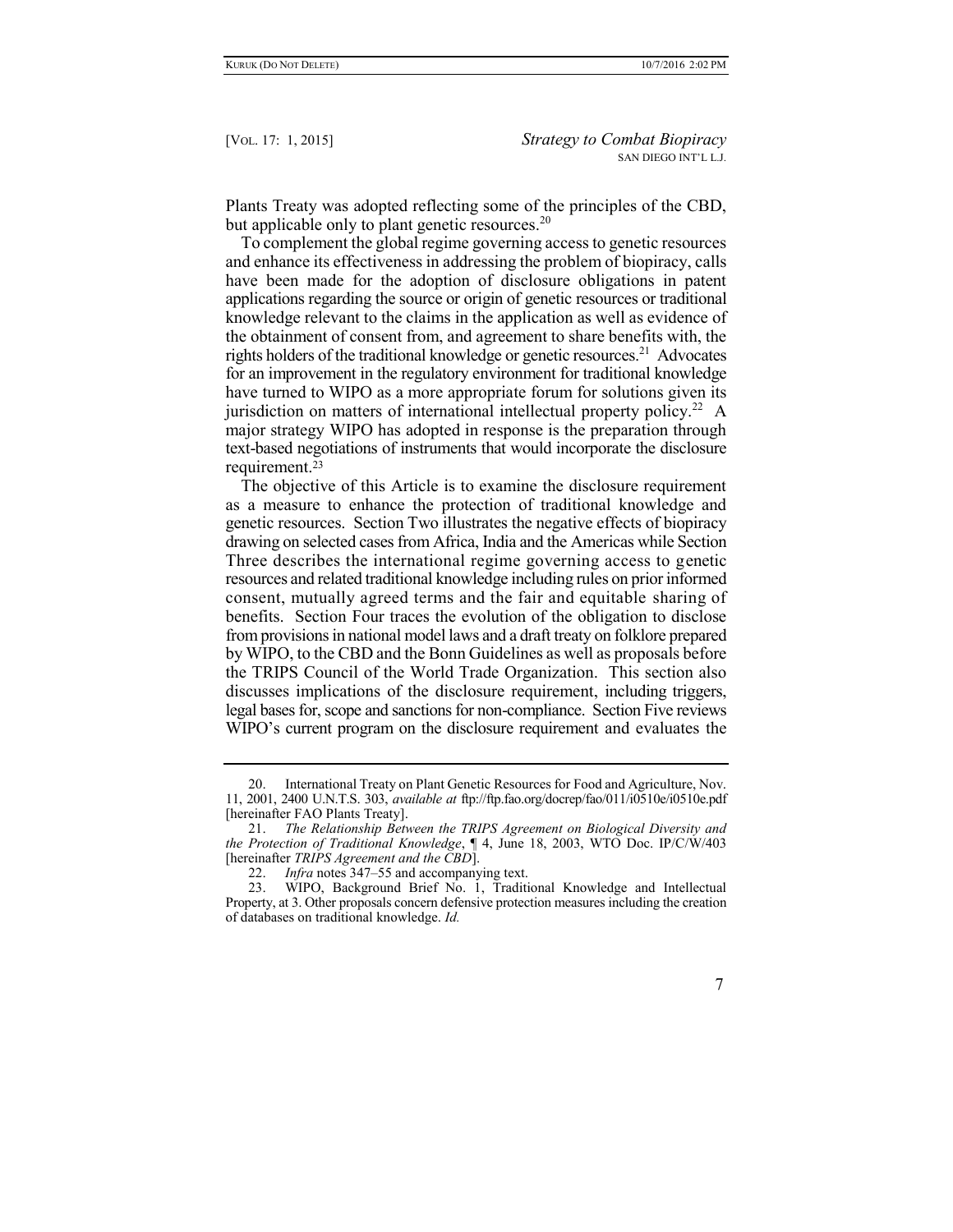Plants Treaty was adopted reflecting some of the principles of the CBD, but applicable only to plant genetic resources.[20]

To complement the global regime governing access to genetic resources and enhance its effectiveness in addressing the problem of biopiracy, calls have been made for the adoption of disclosure obligations in patent applications regarding the source or origin of genetic resources or traditional knowledge relevant to the claims in the application as well as evidence of the obtainment of consent from, and agreement to share benefits with, the rights holders of the traditional knowledge or genetic resources.[21] Advocates for an improvement in the regulatory environment for traditional knowledge have turned to WIPO as a more appropriate forum for solutions given its jurisdiction on matters of international intellectual property policy.[22] A major strategy WIPO has adopted in response is the preparation through text-based negotiations of instruments that would incorporate the disclosure requirement.[23]

The objective of this Article is to examine the disclosure requirement as a measure to enhance the protection of traditional knowledge and genetic resources. Section Two illustrates the negative effects of biopiracy drawing on selected cases from Africa, India and the Americas while Section Three describes the international regime governing access to genetic resources and related traditional knowledge including rules on prior informed consent, mutually agreed terms and the fair and equitable sharing of benefits. Section Four traces the evolution of the obligation to disclose from provisions in national model laws and a draft treaty on folklore prepared by WIPO, to the CBD and the Bonn Guidelines as well as proposals before the TRIPS Council of the World Trade Organization. This section also discusses implications of the disclosure requirement, including triggers, legal bases for, scope and sanctions for non-compliance. Section Five reviews WIPO's current program on the disclosure requirement and evaluates the

---

20. International Treaty on Plant Genetic Resources for Food and Agriculture, Nov. 11, 2001, 2400 U.N.T.S. 303, *available at* ftp://ftp.fao.org/docrep/fao/011/i0510e/i0510e.pdf [hereinafter FAO Plants Treaty].

21. *The Relationship Between the TRIPS Agreement on Biological Diversity and the Protection of Traditional Knowledge*, ¶ 4, June 18, 2003, WTO Doc. IP/C/W/403 [hereinafter *TRIPS Agreement and the CBD*].

22. *Infra* notes 347–55 and accompanying text.

23. WIPO, Background Brief No. 1, Traditional Knowledge and Intellectual Property, at 3. Other proposals concern defensive protection measures including the creation of databases on traditional knowledge. *Id.*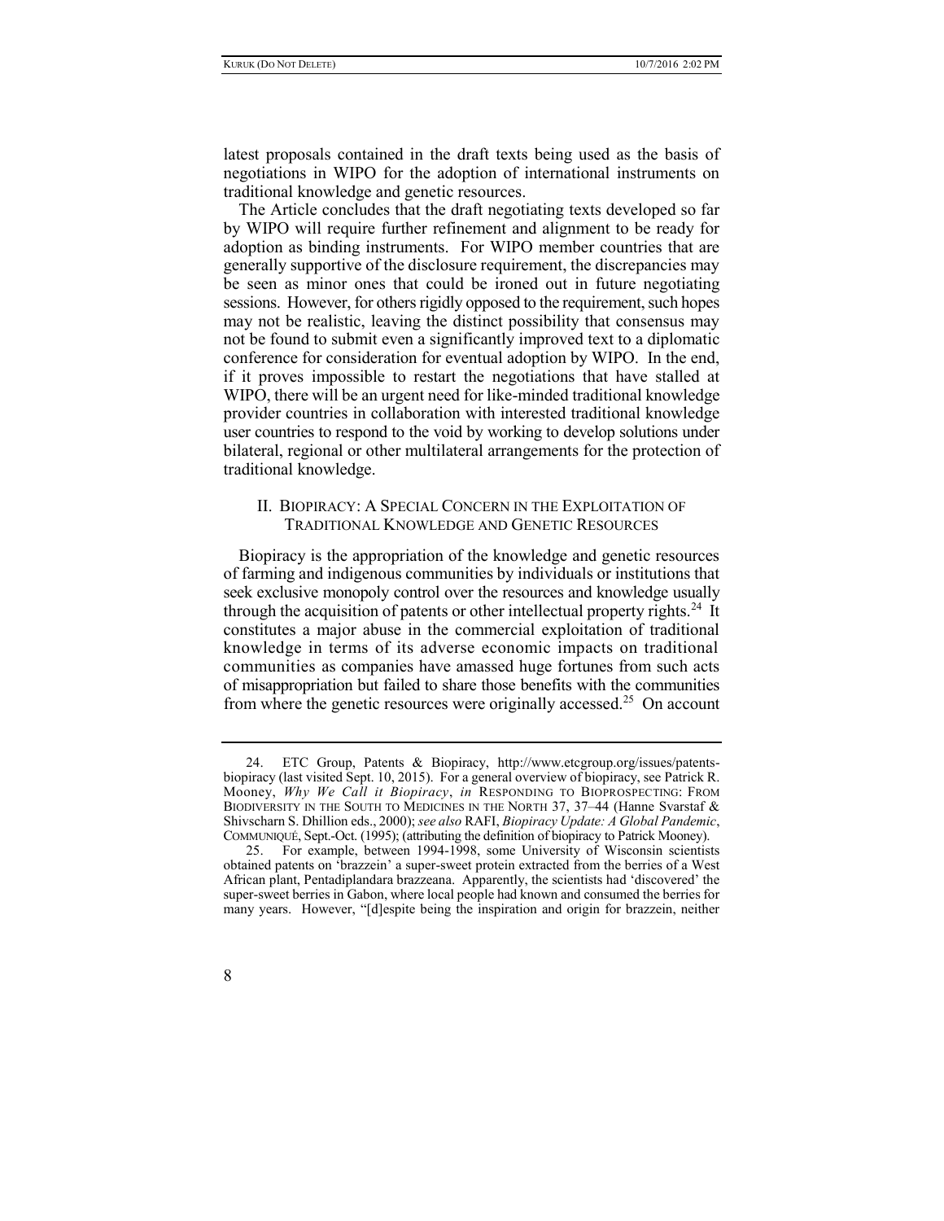latest proposals contained in the draft texts being used as the basis of negotiations in WIPO for the adoption of international instruments on traditional knowledge and genetic resources.

The Article concludes that the draft negotiating texts developed so far by WIPO will require further refinement and alignment to be ready for adoption as binding instruments. For WIPO member countries that are generally supportive of the disclosure requirement, the discrepancies may be seen as minor ones that could be ironed out in future negotiating sessions. However, for others rigidly opposed to the requirement, such hopes may not be realistic, leaving the distinct possibility that consensus may not be found to submit even a significantly improved text to a diplomatic conference for consideration for eventual adoption by WIPO. In the end, if it proves impossible to restart the negotiations that have stalled at WIPO, there will be an urgent need for like-minded traditional knowledge provider countries in collaboration with interested traditional knowledge user countries to respond to the void by working to develop solutions under bilateral, regional or other multilateral arrangements for the protection of traditional knowledge.

## II. BIOPIRACY: A SPECIAL CONCERN IN THE EXPLOITATION OF TRADITIONAL KNOWLEDGE AND GENETIC RESOURCES

Biopiracy is the appropriation of the knowledge and genetic resources of farming and indigenous communities by individuals or institutions that seek exclusive monopoly control over the resources and knowledge usually through the acquisition of patents or other intellectual property rights.[24] It constitutes a major abuse in the commercial exploitation of traditional knowledge in terms of its adverse economic impacts on traditional communities as companies have amassed huge fortunes from such acts of misappropriation but failed to share those benefits with the communities from where the genetic resources were originally accessed.[25] On account

---

24. ETC Group, Patents & Biopiracy, http://www.etcgroup.org/issues/patents-biopiracy (last visited Sept. 10, 2015). For a general overview of biopiracy, see Patrick R. Mooney, *Why We Call it Biopiracy*, *in* RESPONDING TO BIOPROSPECTING: FROM BIODIVERSITY IN THE SOUTH TO MEDICINES IN THE NORTH 37, 37–44 (Hanne Svarstaf & Shivscharn S. Dhillion eds., 2000); *see also* RAFI, *Biopiracy Update: A Global Pandemic*, COMMUNIQUÉ, Sept.-Oct. (1995); (attributing the definition of biopiracy to Patrick Mooney).

25. For example, between 1994-1998, some University of Wisconsin scientists obtained patents on 'brazzein' a super-sweet protein extracted from the berries of a West African plant, Pentadiplandara brazzeana. Apparently, the scientists had 'discovered' the super-sweet berries in Gabon, where local people had known and consumed the berries for many years. However, "[d]espite being the inspiration and origin for brazzein, neither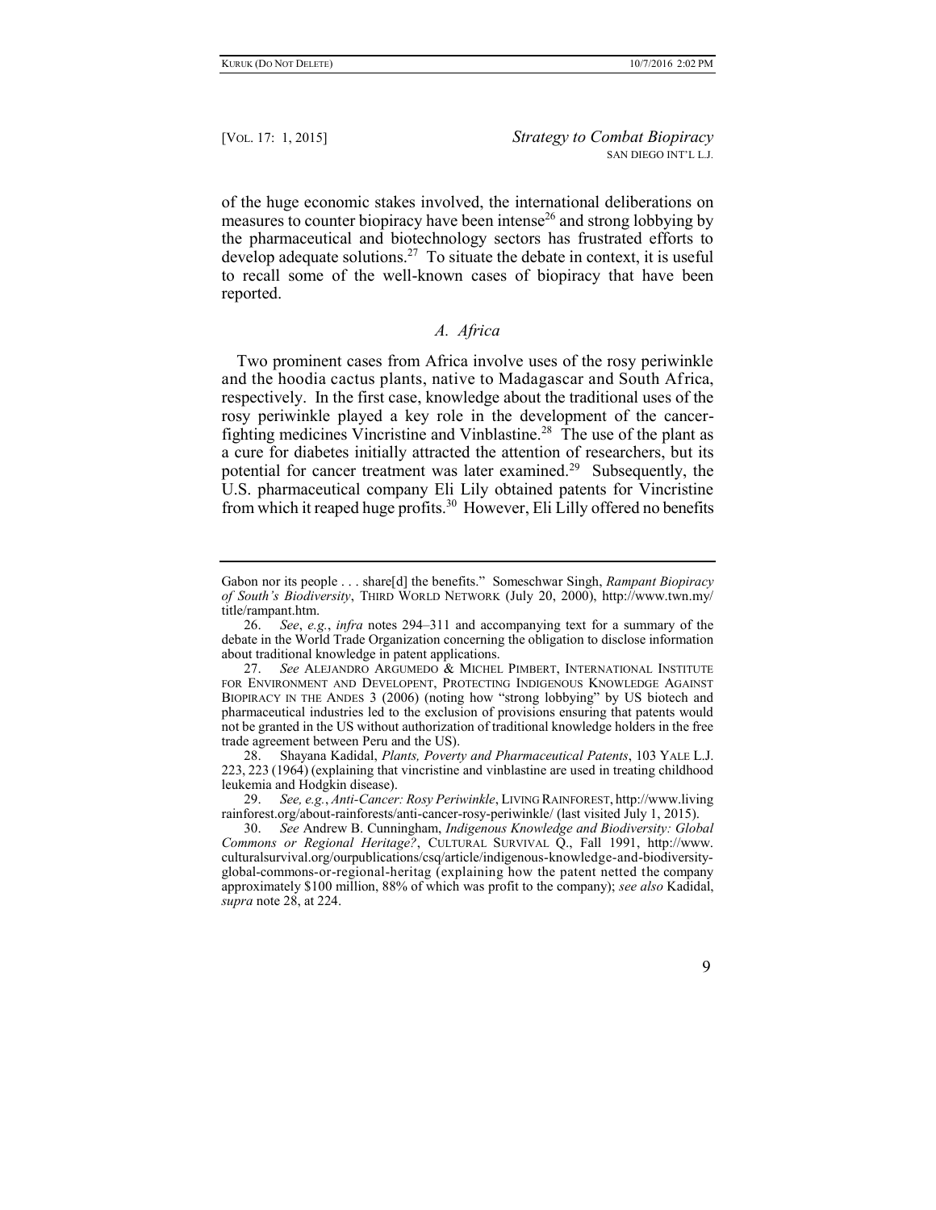of the huge economic stakes involved, the international deliberations on measures to counter biopiracy have been intense[26] and strong lobbying by the pharmaceutical and biotechnology sectors has frustrated efforts to develop adequate solutions.[27] To situate the debate in context, it is useful to recall some of the well-known cases of biopiracy that have been reported.

## *A. Africa*

Two prominent cases from Africa involve uses of the rosy periwinkle and the hoodia cactus plants, native to Madagascar and South Africa, respectively. In the first case, knowledge about the traditional uses of the rosy periwinkle played a key role in the development of the cancer-fighting medicines Vincristine and Vinblastine.[28] The use of the plant as a cure for diabetes initially attracted the attention of researchers, but its potential for cancer treatment was later examined.[29] Subsequently, the U.S. pharmaceutical company Eli Lily obtained patents for Vincristine from which it reaped huge profits.[30] However, Eli Lilly offered no benefits

---

Gabon nor its people . . . share[d] the benefits." Someschwar Singh, *Rampant Biopiracy of South's Biodiversity*, THIRD WORLD NETWORK (July 20, 2000), http://www.twn.my/title/rampant.htm.

26. *See*, *e.g.*, *infra* notes 294–311 and accompanying text for a summary of the debate in the World Trade Organization concerning the obligation to disclose information about traditional knowledge in patent applications.

27. *See* ALEJANDRO ARGUMEDO & MICHEL PIMBERT, INTERNATIONAL INSTITUTE FOR ENVIRONMENT AND DEVELOPENT, PROTECTING INDIGENOUS KNOWLEDGE AGAINST BIOPIRACY IN THE ANDES 3 (2006) (noting how "strong lobbying" by US biotech and pharmaceutical industries led to the exclusion of provisions ensuring that patents would not be granted in the US without authorization of traditional knowledge holders in the free trade agreement between Peru and the US).

28. Shayana Kadidal, *Plants, Poverty and Pharmaceutical Patents*, 103 YALE L.J. 223, 223 (1964) (explaining that vincristine and vinblastine are used in treating childhood leukemia and Hodgkin disease).

29. *See, e.g.*, *Anti-Cancer: Rosy Periwinkle*, LIVING RAINFOREST, http://www.livingrainforest.org/about-rainforests/anti-cancer-rosy-periwinkle/ (last visited July 1, 2015).

30. *See* Andrew B. Cunningham, *Indigenous Knowledge and Biodiversity: Global Commons or Regional Heritage?*, CULTURAL SURVIVAL Q., Fall 1991, http://www.culturalsurvival.org/ourpublications/csq/article/indigenous-knowledge-and-biodiversity-global-commons-or-regional-heritag (explaining how the patent netted the company approximately $100 million, 88% of which was profit to the company); *see also* Kadidal, *supra* note 28, at 224.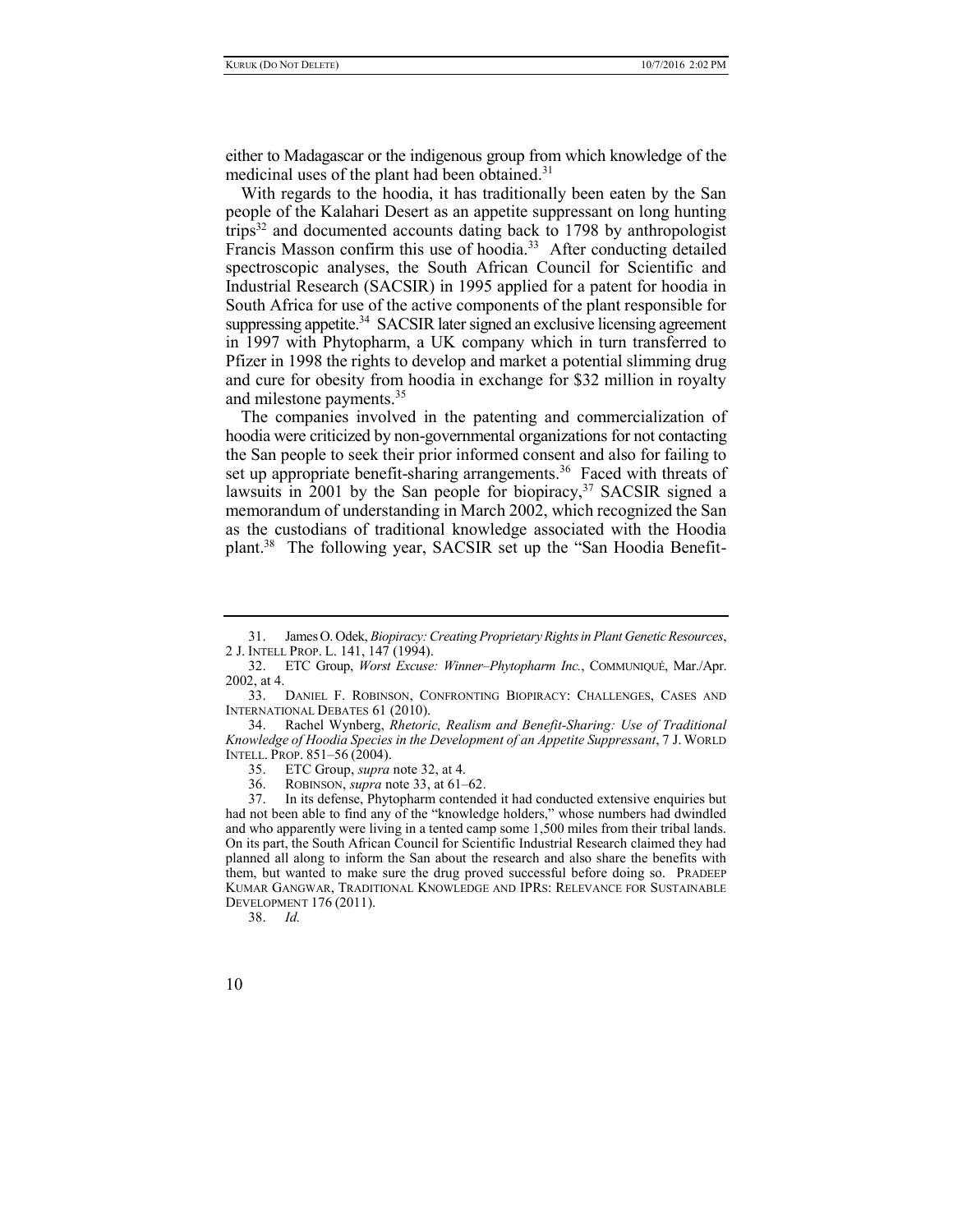either to Madagascar or the indigenous group from which knowledge of the medicinal uses of the plant had been obtained.[31]

With regards to the hoodia, it has traditionally been eaten by the San people of the Kalahari Desert as an appetite suppressant on long hunting trips[32] and documented accounts dating back to 1798 by anthropologist Francis Masson confirm this use of hoodia.[33] After conducting detailed spectroscopic analyses, the South African Council for Scientific and Industrial Research (SACSIR) in 1995 applied for a patent for hoodia in South Africa for use of the active components of the plant responsible for suppressing appetite.[34] SACSIR later signed an exclusive licensing agreement in 1997 with Phytopharm, a UK company which in turn transferred to Pfizer in 1998 the rights to develop and market a potential slimming drug and cure for obesity from hoodia in exchange for $32 million in royalty and milestone payments.[35]

The companies involved in the patenting and commercialization of hoodia were criticized by non-governmental organizations for not contacting the San people to seek their prior informed consent and also for failing to set up appropriate benefit-sharing arrangements.[36] Faced with threats of lawsuits in 2001 by the San people for biopiracy,[37] SACSIR signed a memorandum of understanding in March 2002, which recognized the San as the custodians of traditional knowledge associated with the Hoodia plant.[38] The following year, SACSIR set up the "San Hoodia Benefit-

---

31. James O. Odek, *Biopiracy: Creating Proprietary Rights in Plant Genetic Resources*, 2 J. INTELL PROP. L. 141, 147 (1994).

32. ETC Group, *Worst Excuse: Winner–Phytopharm Inc.*, COMMUNIQUÉ, Mar./Apr. 2002, at 4.

33. DANIEL F. ROBINSON, CONFRONTING BIOPIRACY: CHALLENGES, CASES AND INTERNATIONAL DEBATES 61 (2010).

34. Rachel Wynberg, *Rhetoric, Realism and Benefit-Sharing: Use of Traditional Knowledge of Hoodia Species in the Development of an Appetite Suppressant*, 7 J. WORLD INTELL. PROP. 851–56 (2004).

35. ETC Group, *supra* note 32, at 4.

36. ROBINSON, *supra* note 33, at 61–62.

37. In its defense, Phytopharm contended it had conducted extensive enquiries but had not been able to find any of the "knowledge holders," whose numbers had dwindled and who apparently were living in a tented camp some 1,500 miles from their tribal lands. On its part, the South African Council for Scientific Industrial Research claimed they had planned all along to inform the San about the research and also share the benefits with them, but wanted to make sure the drug proved successful before doing so. PRADEEP KUMAR GANGWAR, TRADITIONAL KNOWLEDGE AND IPRS: RELEVANCE FOR SUSTAINABLE DEVELOPMENT 176 (2011).

38. *Id.*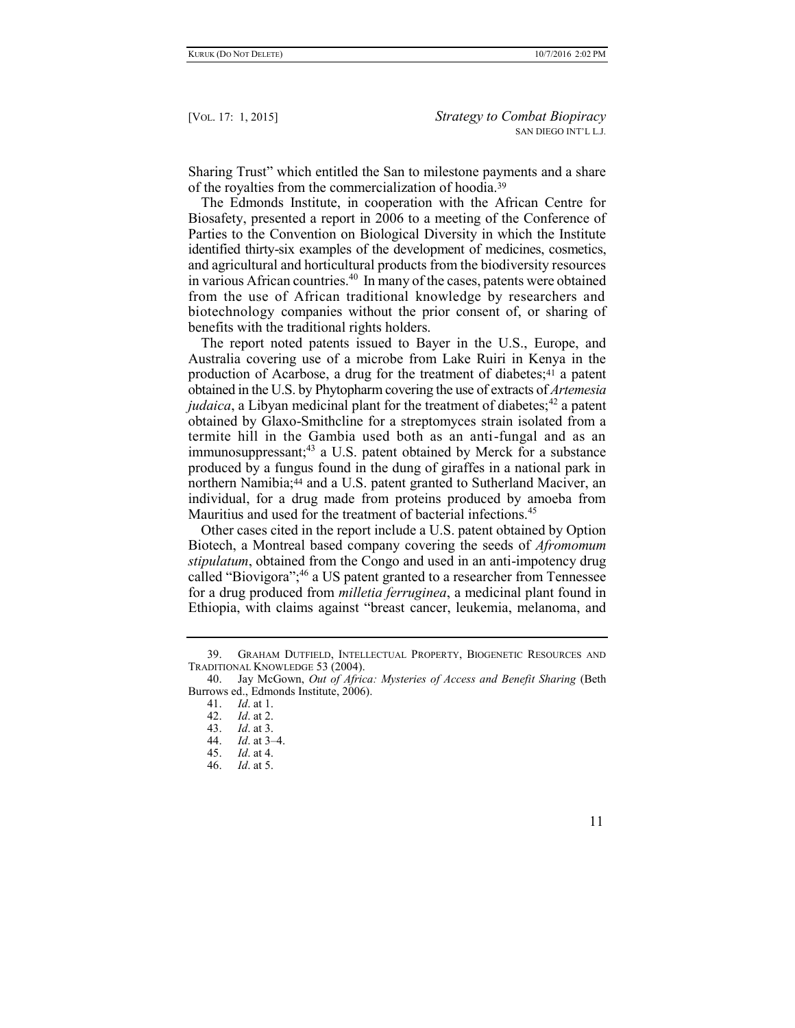Sharing Trust" which entitled the San to milestone payments and a share of the royalties from the commercialization of hoodia.[39]

The Edmonds Institute, in cooperation with the African Centre for Biosafety, presented a report in 2006 to a meeting of the Conference of Parties to the Convention on Biological Diversity in which the Institute identified thirty-six examples of the development of medicines, cosmetics, and agricultural and horticultural products from the biodiversity resources in various African countries.[40] In many of the cases, patents were obtained from the use of African traditional knowledge by researchers and biotechnology companies without the prior consent of, or sharing of benefits with the traditional rights holders.

The report noted patents issued to Bayer in the U.S., Europe, and Australia covering use of a microbe from Lake Ruiri in Kenya in the production of Acarbose, a drug for the treatment of diabetes;[41] a patent obtained in the U.S. by Phytopharm covering the use of extracts of *Artemesia judaica*, a Libyan medicinal plant for the treatment of diabetes;[42] a patent obtained by Glaxo-Smithcline for a streptomyces strain isolated from a termite hill in the Gambia used both as an anti-fungal and as an immunosuppressant;[43] a U.S. patent obtained by Merck for a substance produced by a fungus found in the dung of giraffes in a national park in northern Namibia;[44] and a U.S. patent granted to Sutherland Maciver, an individual, for a drug made from proteins produced by amoeba from Mauritius and used for the treatment of bacterial infections.[45]

Other cases cited in the report include a U.S. patent obtained by Option Biotech, a Montreal based company covering the seeds of *Afromomum stipulatum*, obtained from the Congo and used in an anti-impotency drug called "Biovigora";[46] a US patent granted to a researcher from Tennessee for a drug produced from *milletia ferruginea*, a medicinal plant found in Ethiopia, with claims against "breast cancer, leukemia, melanoma, and

---

39. Graham Dutfield, Intellectual Property, Biogenetic Resources and Traditional Knowledge 53 (2004).

40. Jay McGown, *Out of Africa: Mysteries of Access and Benefit Sharing* (Beth Burrows ed., Edmonds Institute, 2006).

41. *Id*. at 1.

42. *Id*. at 2.

43. *Id*. at 3.

44. *Id*. at 3–4.

45. *Id*. at 4.

46. *Id*. at 5.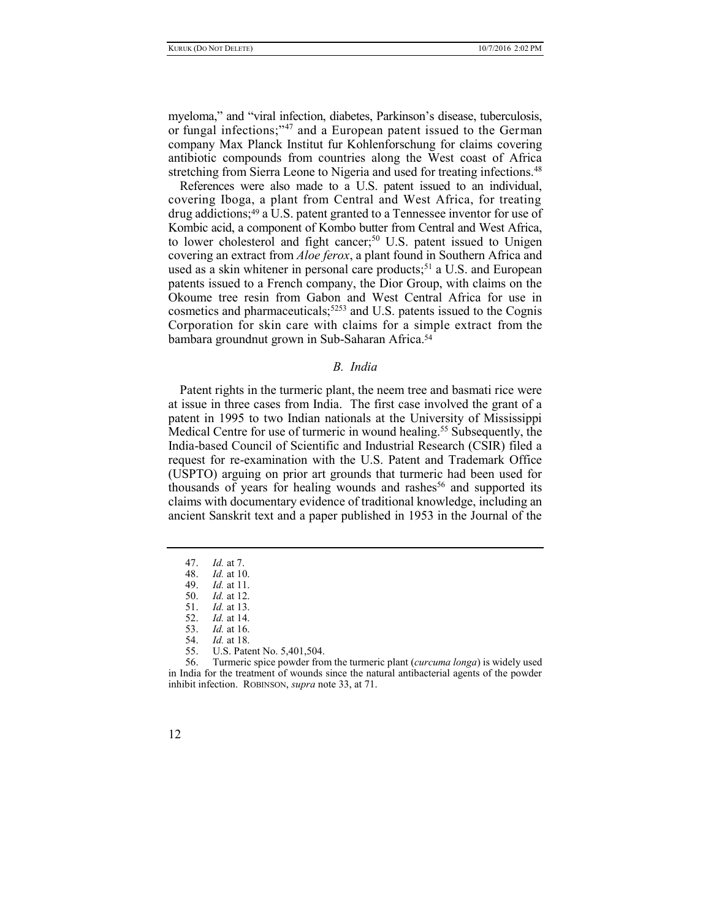myeloma," and "viral infection, diabetes, Parkinson's disease, tuberculosis, or fungal infections;"[47] and a European patent issued to the German company Max Planck Institut fur Kohlenforschung for claims covering antibiotic compounds from countries along the West coast of Africa stretching from Sierra Leone to Nigeria and used for treating infections.[48]

References were also made to a U.S. patent issued to an individual, covering Iboga, a plant from Central and West Africa, for treating drug addictions;[49] a U.S. patent granted to a Tennessee inventor for use of Kombic acid, a component of Kombo butter from Central and West Africa, to lower cholesterol and fight cancer;[50] U.S. patent issued to Unigen covering an extract from *Aloe ferox*, a plant found in Southern Africa and used as a skin whitener in personal care products;[51] a U.S. and European patents issued to a French company, the Dior Group, with claims on the Okoume tree resin from Gabon and West Central Africa for use in cosmetics and pharmaceuticals;[5253] and U.S. patents issued to the Cognis Corporation for skin care with claims for a simple extract from the bambara groundnut grown in Sub-Saharan Africa.[54]

### *B. India*

Patent rights in the turmeric plant, the neem tree and basmati rice were at issue in three cases from India. The first case involved the grant of a patent in 1995 to two Indian nationals at the University of Mississippi Medical Centre for use of turmeric in wound healing.[55] Subsequently, the India-based Council of Scientific and Industrial Research (CSIR) filed a request for re-examination with the U.S. Patent and Trademark Office (USPTO) arguing on prior art grounds that turmeric had been used for thousands of years for healing wounds and rashes[56] and supported its claims with documentary evidence of traditional knowledge, including an ancient Sanskrit text and a paper published in 1953 in the Journal of the

---

47. *Id.* at 7.
48. *Id.* at 10.
49. *Id.* at 11.
50. *Id.* at 12.
51. *Id.* at 13.
52. *Id.* at 14.
53. *Id.* at 16.
54. *Id.* at 18.
55. U.S. Patent No. 5,401,504.
56. Turmeric spice powder from the turmeric plant (*curcuma longa*) is widely used in India for the treatment of wounds since the natural antibacterial agents of the powder inhibit infection. ROBINSON, *supra* note 33, at 71.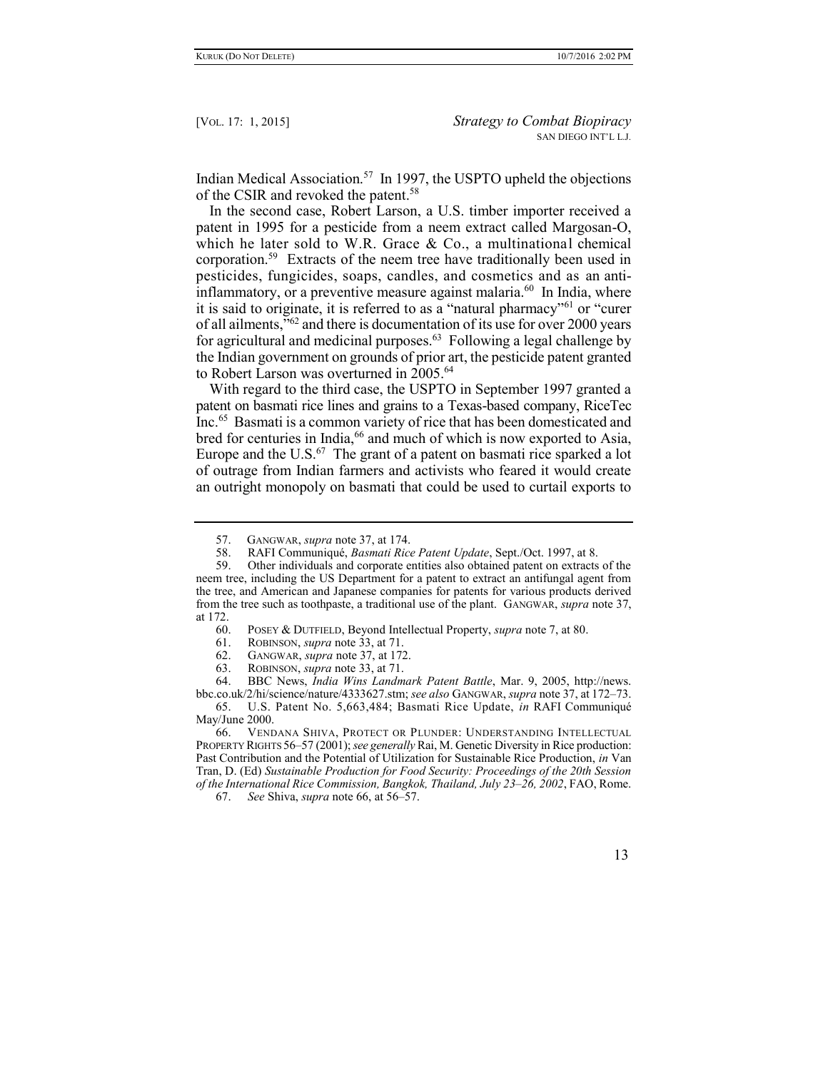Indian Medical Association.[57] In 1997, the USPTO upheld the objections of the CSIR and revoked the patent.[58]

In the second case, Robert Larson, a U.S. timber importer received a patent in 1995 for a pesticide from a neem extract called Margosan-O, which he later sold to W.R. Grace & Co., a multinational chemical corporation.[59] Extracts of the neem tree have traditionally been used in pesticides, fungicides, soaps, candles, and cosmetics and as an anti-inflammatory, or a preventive measure against malaria.[60] In India, where it is said to originate, it is referred to as a "natural pharmacy"[61] or "curer of all ailments,"[62] and there is documentation of its use for over 2000 years for agricultural and medicinal purposes.[63] Following a legal challenge by the Indian government on grounds of prior art, the pesticide patent granted to Robert Larson was overturned in 2005.[64]

With regard to the third case, the USPTO in September 1997 granted a patent on basmati rice lines and grains to a Texas-based company, RiceTec Inc.[65] Basmati is a common variety of rice that has been domesticated and bred for centuries in India,[66] and much of which is now exported to Asia, Europe and the U.S.[67] The grant of a patent on basmati rice sparked a lot of outrage from Indian farmers and activists who feared it would create an outright monopoly on basmati that could be used to curtail exports to

---

57. GANGWAR, *supra* note 37, at 174.

58. RAFI Communiqué, *Basmati Rice Patent Update*, Sept./Oct. 1997, at 8.

59. Other individuals and corporate entities also obtained patent on extracts of the neem tree, including the US Department for a patent to extract an antifungal agent from the tree, and American and Japanese companies for patents for various products derived from the tree such as toothpaste, a traditional use of the plant. GANGWAR, *supra* note 37, at 172.

60. POSEY & DUTFIELD, Beyond Intellectual Property, *supra* note 7, at 80.

61. ROBINSON, *supra* note 33, at 71.

62. GANGWAR, *supra* note 37, at 172.

63. ROBINSON, *supra* note 33, at 71.

64. BBC News, *India Wins Landmark Patent Battle*, Mar. 9, 2005, http://news.bbc.co.uk/2/hi/science/nature/4333627.stm; *see also* GANGWAR, *supra* note 37, at 172–73.

65. U.S. Patent No. 5,663,484; Basmati Rice Update, *in* RAFI Communiqué May/June 2000.

66. VENDANA SHIVA, PROTECT OR PLUNDER: UNDERSTANDING INTELLECTUAL PROPERTY RIGHTS 56–57 (2001); *see generally* Rai, M. Genetic Diversity in Rice production: Past Contribution and the Potential of Utilization for Sustainable Rice Production, *in* Van Tran, D. (Ed) *Sustainable Production for Food Security: Proceedings of the 20th Session of the International Rice Commission, Bangkok, Thailand, July 23–26, 2002*, FAO, Rome.

67. *See* Shiva, *supra* note 66, at 56–57.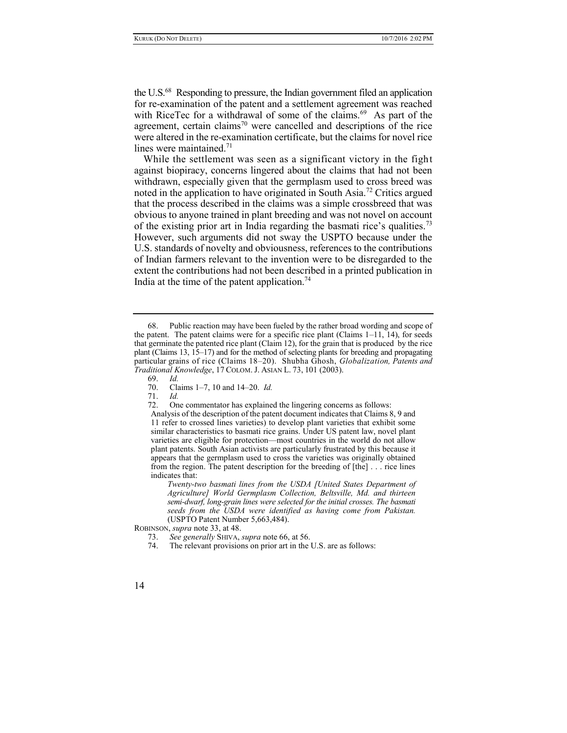the U.S.[68] Responding to pressure, the Indian government filed an application for re-examination of the patent and a settlement agreement was reached with RiceTec for a withdrawal of some of the claims.[69] As part of the agreement, certain claims[70] were cancelled and descriptions of the rice were altered in the re-examination certificate, but the claims for novel rice lines were maintained.[71]

While the settlement was seen as a significant victory in the fight against biopiracy, concerns lingered about the claims that had not been withdrawn, especially given that the germplasm used to cross breed was noted in the application to have originated in South Asia.[72] Critics argued that the process described in the claims was a simple crossbreed that was obvious to anyone trained in plant breeding and was not novel on account of the existing prior art in India regarding the basmati rice's qualities.[73] However, such arguments did not sway the USPTO because under the U.S. standards of novelty and obviousness, references to the contributions of Indian farmers relevant to the invention were to be disregarded to the extent the contributions had not been described in a printed publication in India at the time of the patent application.[74]

---

68. Public reaction may have been fueled by the rather broad wording and scope of the patent. The patent claims were for a specific rice plant (Claims 1–11, 14), for seeds that germinate the patented rice plant (Claim 12), for the grain that is produced by the rice plant (Claims 13, 15–17) and for the method of selecting plants for breeding and propagating particular grains of rice (Claims 18–20). Shubha Ghosh, *Globalization, Patents and Traditional Knowledge*, 17 COLOM. J. ASIAN L. 73, 101 (2003).

69. *Id.*

70. Claims 1–7, 10 and 14–20. *Id.*

71. *Id.*

72. One commentator has explained the lingering concerns as follows:

> Analysis of the description of the patent document indicates that Claims 8, 9 and 11 refer to crossed lines varieties) to develop plant varieties that exhibit some similar characteristics to basmati rice grains. Under US patent law, novel plant varieties are eligible for protection—most countries in the world do not allow plant patents. South Asian activists are particularly frustrated by this because it appears that the germplasm used to cross the varieties was originally obtained from the region. The patent description for the breeding of [the] . . . rice lines indicates that:
>
> > *Twenty-two basmati lines from the USDA [United States Department of Agriculture] World Germplasm Collection, Beltsville, Md. and thirteen semi-dwarf, long-grain lines were selected for the initial crosses. The basmati seeds from the USDA were identified as having come from Pakistan.* (USPTO Patent Number 5,663,484).

ROBINSON, *supra* note 33, at 48.

73. *See generally* SHIVA, *supra* note 66, at 56.

74. The relevant provisions on prior art in the U.S. are as follows: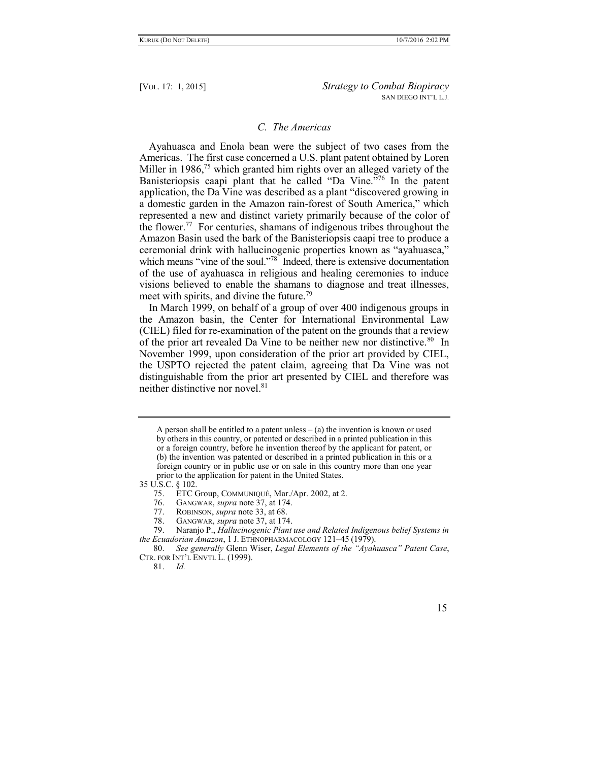### *C. The Americas*

Ayahuasca and Enola bean were the subject of two cases from the Americas. The first case concerned a U.S. plant patent obtained by Loren Miller in 1986,[75] which granted him rights over an alleged variety of the Banisteriopsis caapi plant that he called "Da Vine."[76] In the patent application, the Da Vine was described as a plant "discovered growing in a domestic garden in the Amazon rain-forest of South America," which represented a new and distinct variety primarily because of the color of the flower.[77] For centuries, shamans of indigenous tribes throughout the Amazon Basin used the bark of the Banisteriopsis caapi tree to produce a ceremonial drink with hallucinogenic properties known as "ayahuasca," which means "vine of the soul."[78] Indeed, there is extensive documentation of the use of ayahuasca in religious and healing ceremonies to induce visions believed to enable the shamans to diagnose and treat illnesses, meet with spirits, and divine the future.[79]

In March 1999, on behalf of a group of over 400 indigenous groups in the Amazon basin, the Center for International Environmental Law (CIEL) filed for re-examination of the patent on the grounds that a review of the prior art revealed Da Vine to be neither new nor distinctive.[80] In November 1999, upon consideration of the prior art provided by CIEL, the USPTO rejected the patent claim, agreeing that Da Vine was not distinguishable from the prior art presented by CIEL and therefore was neither distinctive nor novel.[81]

---

> A person shall be entitled to a patent unless – (a) the invention is known or used by others in this country, or patented or described in a printed publication in this or a foreign country, before he invention thereof by the applicant for patent, or (b) the invention was patented or described in a printed publication in this or a foreign country or in public use or on sale in this country more than one year prior to the application for patent in the United States.

35 U.S.C. § 102.

75. ETC Group, COMMUNIQUÉ, Mar./Apr. 2002, at 2.

76. GANGWAR, *supra* note 37, at 174.

77. ROBINSON, *supra* note 33, at 68.

78. GANGWAR, *supra* note 37, at 174.

79. Naranjo P., *Hallucinogenic Plant use and Related Indigenous belief Systems in the Ecuadorian Amazon*, 1 J. ETHNOPHARMACOLOGY 121–45 (1979).

80. *See generally* Glenn Wiser, *Legal Elements of the "Ayahuasca" Patent Case*, CTR. FOR INT'L ENVTL L. (1999).

81. *Id.*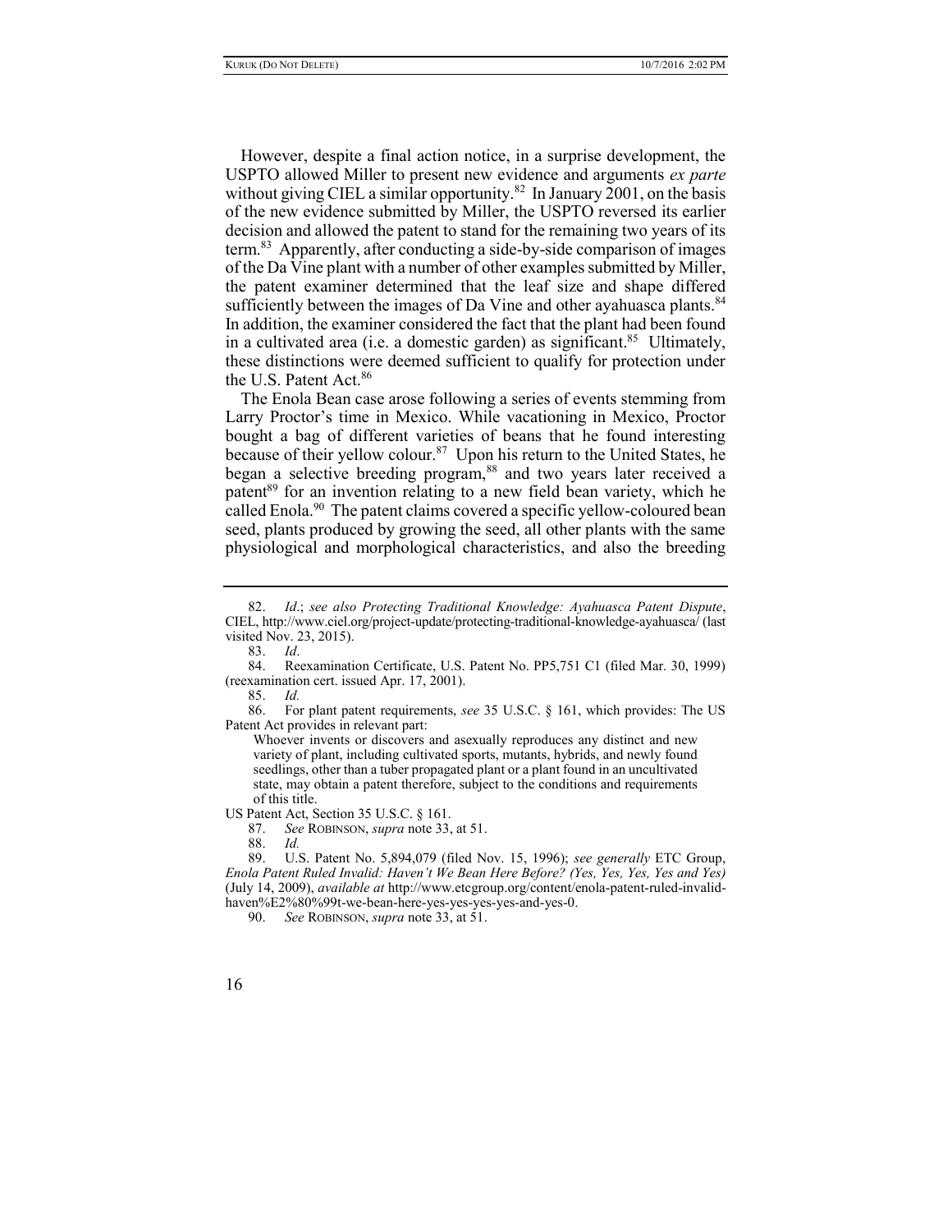However, despite a final action notice, in a surprise development, the USPTO allowed Miller to present new evidence and arguments *ex parte* without giving CIEL a similar opportunity.[82] In January 2001, on the basis of the new evidence submitted by Miller, the USPTO reversed its earlier decision and allowed the patent to stand for the remaining two years of its term.[83] Apparently, after conducting a side-by-side comparison of images of the Da Vine plant with a number of other examples submitted by Miller, the patent examiner determined that the leaf size and shape differed sufficiently between the images of Da Vine and other ayahuasca plants.[84] In addition, the examiner considered the fact that the plant had been found in a cultivated area (i.e. a domestic garden) as significant.[85] Ultimately, these distinctions were deemed sufficient to qualify for protection under the U.S. Patent Act.[86]

The Enola Bean case arose following a series of events stemming from Larry Proctor's time in Mexico. While vacationing in Mexico, Proctor bought a bag of different varieties of beans that he found interesting because of their yellow colour.[87] Upon his return to the United States, he began a selective breeding program,[88] and two years later received a patent[89] for an invention relating to a new field bean variety, which he called Enola.[90] The patent claims covered a specific yellow-coloured bean seed, plants produced by growing the seed, all other plants with the same physiological and morphological characteristics, and also the breeding

---

82. *Id.*; *see also Protecting Traditional Knowledge: Ayahuasca Patent Dispute*, CIEL, http://www.ciel.org/project-update/protecting-traditional-knowledge-ayahuasca/ (last visited Nov. 23, 2015).

83. *Id.*

84. Reexamination Certificate, U.S. Patent No. PP5,751 C1 (filed Mar. 30, 1999) (reexamination cert. issued Apr. 17, 2001).

85. *Id.*

86. For plant patent requirements, *see* 35 U.S.C. § 161, which provides: The US Patent Act provides in relevant part:

> Whoever invents or discovers and asexually reproduces any distinct and new variety of plant, including cultivated sports, mutants, hybrids, and newly found seedlings, other than a tuber propagated plant or a plant found in an uncultivated state, may obtain a patent therefore, subject to the conditions and requirements of this title.

US Patent Act, Section 35 U.S.C. § 161.

87. *See* ROBINSON, *supra* note 33, at 51.

88. *Id.*

89. U.S. Patent No. 5,894,079 (filed Nov. 15, 1996); *see generally* ETC Group, *Enola Patent Ruled Invalid: Haven't We Bean Here Before? (Yes, Yes, Yes, Yes and Yes)* (July 14, 2009), *available at* http://www.etcgroup.org/content/enola-patent-ruled-invalid-haven%E2%80%99t-we-bean-here-yes-yes-yes-yes-and-yes-0.

90. *See* ROBINSON, *supra* note 33, at 51.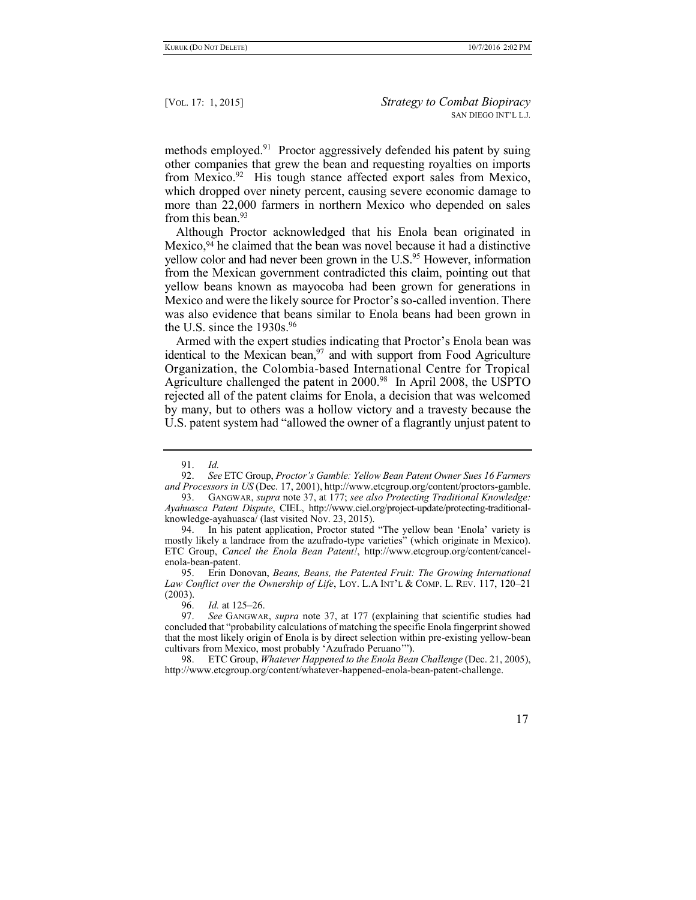methods employed.[91] Proctor aggressively defended his patent by suing other companies that grew the bean and requesting royalties on imports from Mexico.[92] His tough stance affected export sales from Mexico, which dropped over ninety percent, causing severe economic damage to more than 22,000 farmers in northern Mexico who depended on sales from this bean.[93]

Although Proctor acknowledged that his Enola bean originated in Mexico,[94] he claimed that the bean was novel because it had a distinctive yellow color and had never been grown in the U.S.[95] However, information from the Mexican government contradicted this claim, pointing out that yellow beans known as mayocoba had been grown for generations in Mexico and were the likely source for Proctor's so-called invention. There was also evidence that beans similar to Enola beans had been grown in the U.S. since the 1930s.[96]

Armed with the expert studies indicating that Proctor's Enola bean was identical to the Mexican bean,[97] and with support from Food Agriculture Organization, the Colombia-based International Centre for Tropical Agriculture challenged the patent in 2000.[98] In April 2008, the USPTO rejected all of the patent claims for Enola, a decision that was welcomed by many, but to others was a hollow victory and a travesty because the U.S. patent system had "allowed the owner of a flagrantly unjust patent to

---

91. *Id.*

92. *See* ETC Group, *Proctor's Gamble: Yellow Bean Patent Owner Sues 16 Farmers and Processors in US* (Dec. 17, 2001), http://www.etcgroup.org/content/proctors-gamble.

93. GANGWAR, *supra* note 37, at 177; *see also Protecting Traditional Knowledge: Ayahuasca Patent Dispute*, CIEL, http://www.ciel.org/project-update/protecting-traditional-knowledge-ayahuasca/ (last visited Nov. 23, 2015).

94. In his patent application, Proctor stated "The yellow bean 'Enola' variety is mostly likely a landrace from the azufrado-type varieties" (which originate in Mexico). ETC Group, *Cancel the Enola Bean Patent!*, http://www.etcgroup.org/content/cancel-enola-bean-patent.

95. Erin Donovan, *Beans, Beans, the Patented Fruit: The Growing International Law Conflict over the Ownership of Life*, LOY. L.A INT'L & COMP. L. REV. 117, 120–21 (2003).

96. *Id.* at 125–26.

97. *See* GANGWAR, *supra* note 37, at 177 (explaining that scientific studies had concluded that "probability calculations of matching the specific Enola fingerprint showed that the most likely origin of Enola is by direct selection within pre-existing yellow-bean cultivars from Mexico, most probably 'Azufrado Peruano'").

98. ETC Group, *Whatever Happened to the Enola Bean Challenge* (Dec. 21, 2005), http://www.etcgroup.org/content/whatever-happened-enola-bean-patent-challenge.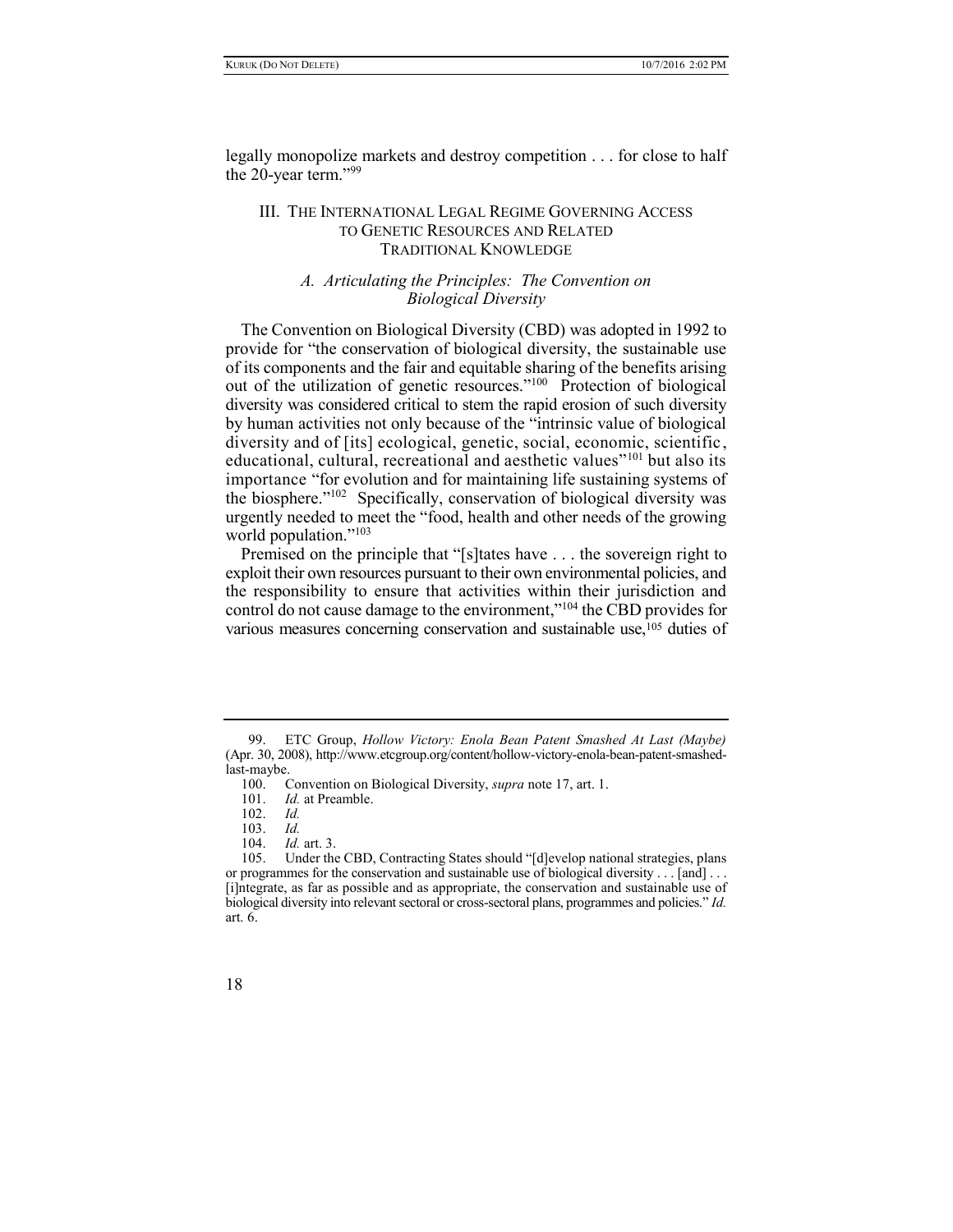legally monopolize markets and destroy competition . . . for close to half the 20-year term."[99]

## III. The International Legal Regime Governing Access to Genetic Resources and Related Traditional Knowledge

### *A. Articulating the Principles: The Convention on Biological Diversity*

The Convention on Biological Diversity (CBD) was adopted in 1992 to provide for "the conservation of biological diversity, the sustainable use of its components and the fair and equitable sharing of the benefits arising out of the utilization of genetic resources."[100] Protection of biological diversity was considered critical to stem the rapid erosion of such diversity by human activities not only because of the "intrinsic value of biological diversity and of [its] ecological, genetic, social, economic, scientific, educational, cultural, recreational and aesthetic values"[101] but also its importance "for evolution and for maintaining life sustaining systems of the biosphere."[102] Specifically, conservation of biological diversity was urgently needed to meet the "food, health and other needs of the growing world population."[103]

Premised on the principle that "[s]tates have . . . the sovereign right to exploit their own resources pursuant to their own environmental policies, and the responsibility to ensure that activities within their jurisdiction and control do not cause damage to the environment,"[104] the CBD provides for various measures concerning conservation and sustainable use,[105] duties of

---

99. ETC Group, *Hollow Victory: Enola Bean Patent Smashed At Last (Maybe)* (Apr. 30, 2008), http://www.etcgroup.org/content/hollow-victory-enola-bean-patent-smashed-last-maybe.

100. Convention on Biological Diversity, *supra* note 17, art. 1.

101. *Id.* at Preamble.

102. *Id.*

103. *Id.*

104. *Id.* art. 3.

105. Under the CBD, Contracting States should "[d]evelop national strategies, plans or programmes for the conservation and sustainable use of biological diversity . . . [and] . . . [i]ntegrate, as far as possible and as appropriate, the conservation and sustainable use of biological diversity into relevant sectoral or cross-sectoral plans, programmes and policies." *Id.* art. 6.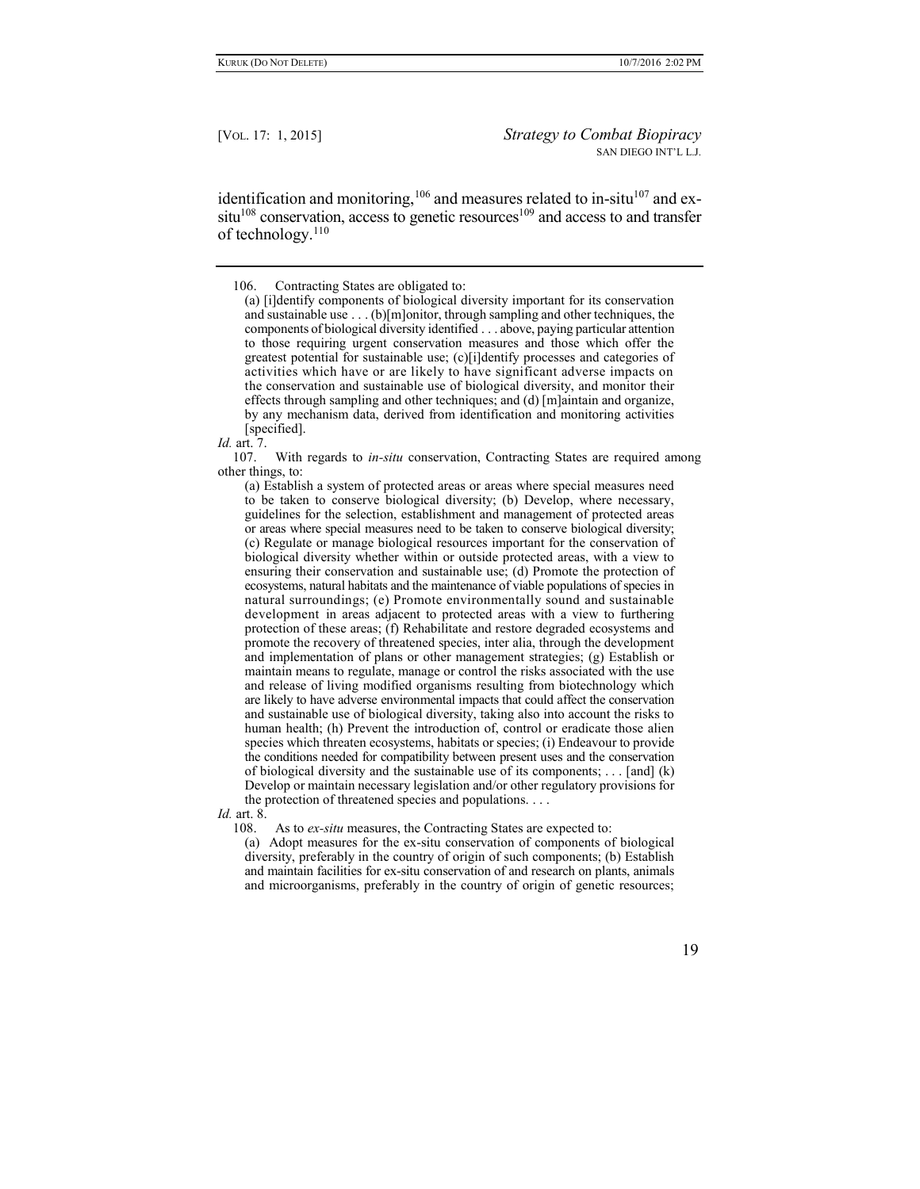identification and monitoring,[106] and measures related to in-situ[107] and ex-situ[108] conservation, access to genetic resources[109] and access to and transfer of technology.[110]

---

106. Contracting States are obligated to:

> (a) [i]dentify components of biological diversity important for its conservation and sustainable use . . . (b)[m]onitor, through sampling and other techniques, the components of biological diversity identified . . . above, paying particular attention to those requiring urgent conservation measures and those which offer the greatest potential for sustainable use; (c)[i]dentify processes and categories of activities which have or are likely to have significant adverse impacts on the conservation and sustainable use of biological diversity, and monitor their effects through sampling and other techniques; and (d) [m]aintain and organize, by any mechanism data, derived from identification and monitoring activities [specified].

*Id.* art. 7.

107. With regards to *in-situ* conservation, Contracting States are required among other things, to:

> (a) Establish a system of protected areas or areas where special measures need to be taken to conserve biological diversity; (b) Develop, where necessary, guidelines for the selection, establishment and management of protected areas or areas where special measures need to be taken to conserve biological diversity; (c) Regulate or manage biological resources important for the conservation of biological diversity whether within or outside protected areas, with a view to ensuring their conservation and sustainable use; (d) Promote the protection of ecosystems, natural habitats and the maintenance of viable populations of species in natural surroundings; (e) Promote environmentally sound and sustainable development in areas adjacent to protected areas with a view to furthering protection of these areas; (f) Rehabilitate and restore degraded ecosystems and promote the recovery of threatened species, inter alia, through the development and implementation of plans or other management strategies; (g) Establish or maintain means to regulate, manage or control the risks associated with the use and release of living modified organisms resulting from biotechnology which are likely to have adverse environmental impacts that could affect the conservation and sustainable use of biological diversity, taking also into account the risks to human health; (h) Prevent the introduction of, control or eradicate those alien species which threaten ecosystems, habitats or species; (i) Endeavour to provide the conditions needed for compatibility between present uses and the conservation of biological diversity and the sustainable use of its components; . . . [and] (k) Develop or maintain necessary legislation and/or other regulatory provisions for the protection of threatened species and populations. . . .

*Id.* art. 8.

108. As to *ex-situ* measures, the Contracting States are expected to:

> (a) Adopt measures for the ex-situ conservation of components of biological diversity, preferably in the country of origin of such components; (b) Establish and maintain facilities for ex-situ conservation of and research on plants, animals and microorganisms, preferably in the country of origin of genetic resources;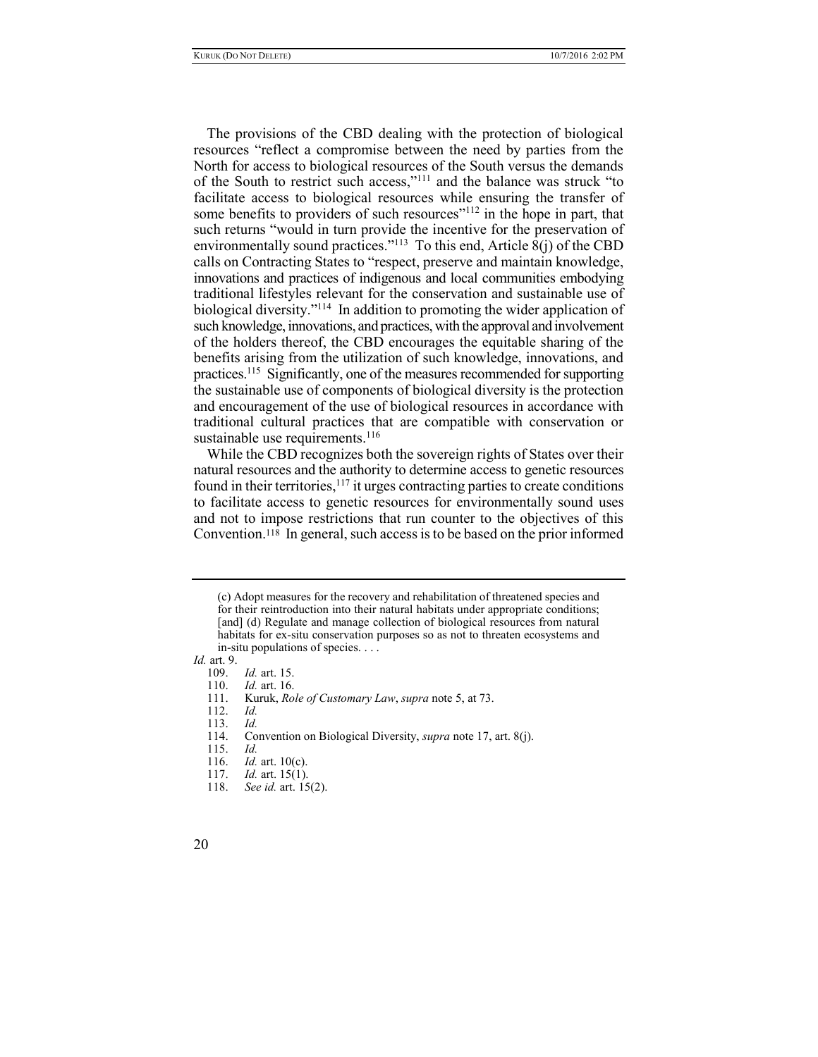The provisions of the CBD dealing with the protection of biological resources "reflect a compromise between the need by parties from the North for access to biological resources of the South versus the demands of the South to restrict such access,"[111] and the balance was struck "to facilitate access to biological resources while ensuring the transfer of some benefits to providers of such resources"[112] in the hope in part, that such returns "would in turn provide the incentive for the preservation of environmentally sound practices."[113] To this end, Article 8(j) of the CBD calls on Contracting States to "respect, preserve and maintain knowledge, innovations and practices of indigenous and local communities embodying traditional lifestyles relevant for the conservation and sustainable use of biological diversity."[114] In addition to promoting the wider application of such knowledge, innovations, and practices, with the approval and involvement of the holders thereof, the CBD encourages the equitable sharing of the benefits arising from the utilization of such knowledge, innovations, and practices.[115] Significantly, one of the measures recommended for supporting the sustainable use of components of biological diversity is the protection and encouragement of the use of biological resources in accordance with traditional cultural practices that are compatible with conservation or sustainable use requirements.[116]

While the CBD recognizes both the sovereign rights of States over their natural resources and the authority to determine access to genetic resources found in their territories,[117] it urges contracting parties to create conditions to facilitate access to genetic resources for environmentally sound uses and not to impose restrictions that run counter to the objectives of this Convention.[118] In general, such access is to be based on the prior informed

---

> (c) Adopt measures for the recovery and rehabilitation of threatened species and for their reintroduction into their natural habitats under appropriate conditions; [and] (d) Regulate and manage collection of biological resources from natural habitats for ex-situ conservation purposes so as not to threaten ecosystems and in-situ populations of species. . . .

*Id.* art. 9.

109. *Id.* art. 15.
110. *Id.* art. 16.
111. Kuruk, *Role of Customary Law*, *supra* note 5, at 73.
112. *Id.*
113. *Id.*
114. Convention on Biological Diversity, *supra* note 17, art. 8(j).
115. *Id.*
116. *Id.* art. 10(c).
117. *Id.* art. 15(1).
118. *See id.* art. 15(2).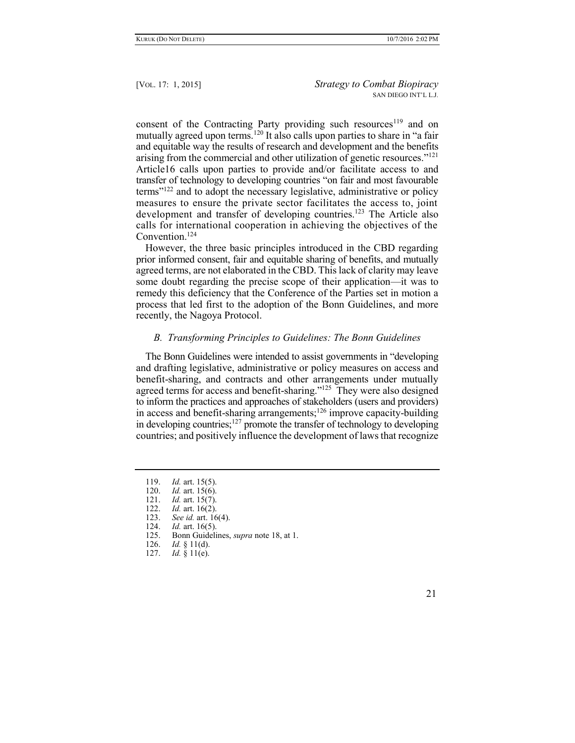consent of the Contracting Party providing such resources[119] and on mutually agreed upon terms.[120] It also calls upon parties to share in "a fair and equitable way the results of research and development and the benefits arising from the commercial and other utilization of genetic resources."[121] Article16 calls upon parties to provide and/or facilitate access to and transfer of technology to developing countries "on fair and most favourable terms"[122] and to adopt the necessary legislative, administrative or policy measures to ensure the private sector facilitates the access to, joint development and transfer of developing countries.[123] The Article also calls for international cooperation in achieving the objectives of the Convention.[124]

However, the three basic principles introduced in the CBD regarding prior informed consent, fair and equitable sharing of benefits, and mutually agreed terms, are not elaborated in the CBD. This lack of clarity may leave some doubt regarding the precise scope of their application—it was to remedy this deficiency that the Conference of the Parties set in motion a process that led first to the adoption of the Bonn Guidelines, and more recently, the Nagoya Protocol.

### *B. Transforming Principles to Guidelines: The Bonn Guidelines*

The Bonn Guidelines were intended to assist governments in "developing and drafting legislative, administrative or policy measures on access and benefit-sharing, and contracts and other arrangements under mutually agreed terms for access and benefit-sharing."[125] They were also designed to inform the practices and approaches of stakeholders (users and providers) in access and benefit-sharing arrangements;[126] improve capacity-building in developing countries;[127] promote the transfer of technology to developing countries; and positively influence the development of laws that recognize

---

119. *Id.* art. 15(5).
120. *Id.* art. 15(6).
121. *Id.* art. 15(7).
122. *Id.* art. 16(2).
123. *See id.* art. 16(4).
124. *Id.* art. 16(5).
125. Bonn Guidelines, *supra* note 18, at 1.
126. *Id.* § 11(d).
127. *Id.* § 11(e).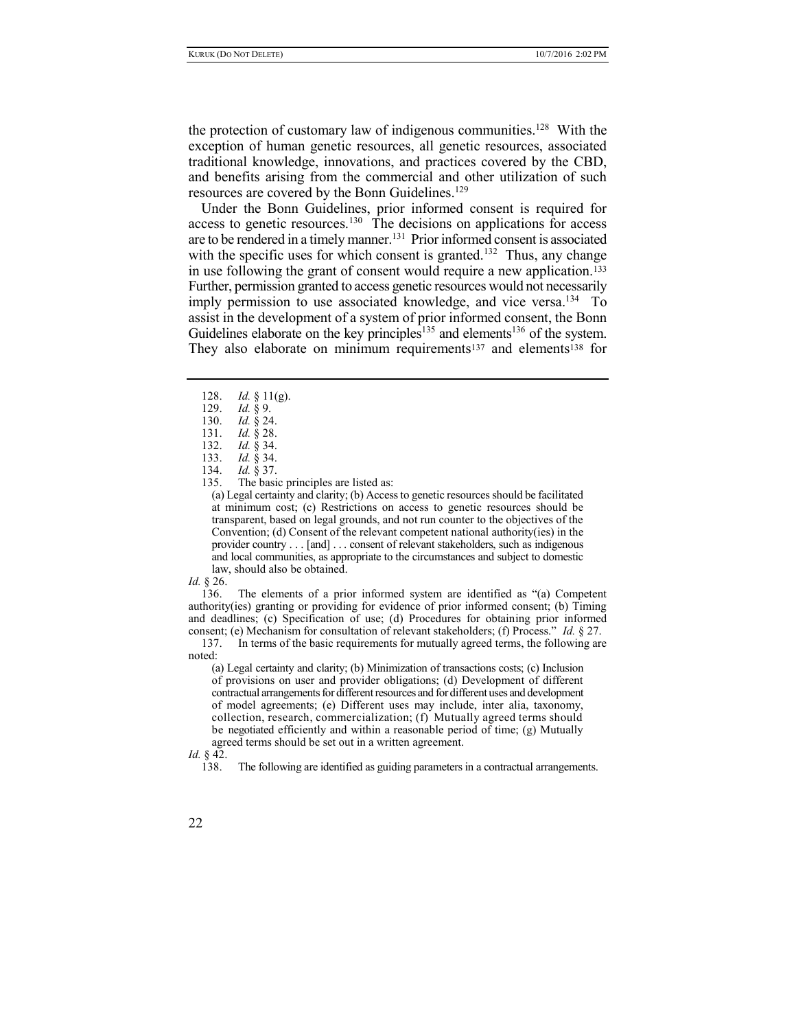the protection of customary law of indigenous communities.[128] With the exception of human genetic resources, all genetic resources, associated traditional knowledge, innovations, and practices covered by the CBD, and benefits arising from the commercial and other utilization of such resources are covered by the Bonn Guidelines.[129]

Under the Bonn Guidelines, prior informed consent is required for access to genetic resources.[130] The decisions on applications for access are to be rendered in a timely manner.[131] Prior informed consent is associated with the specific uses for which consent is granted.[132] Thus, any change in use following the grant of consent would require a new application.[133] Further, permission granted to access genetic resources would not necessarily imply permission to use associated knowledge, and vice versa.[134] To assist in the development of a system of prior informed consent, the Bonn Guidelines elaborate on the key principles[135] and elements[136] of the system. They also elaborate on minimum requirements[137] and elements[138] for

---

128. *Id.* § 11(g).

129. *Id.* § 9.

130. *Id.* § 24.

131. *Id.* § 28.

132. *Id.* § 34.

133. *Id.* § 34.

134. *Id.* § 37.

135. The basic principles are listed as:

> (a) Legal certainty and clarity; (b) Access to genetic resources should be facilitated at minimum cost; (c) Restrictions on access to genetic resources should be transparent, based on legal grounds, and not run counter to the objectives of the Convention; (d) Consent of the relevant competent national authority(ies) in the provider country . . . [and] . . . consent of relevant stakeholders, such as indigenous and local communities, as appropriate to the circumstances and subject to domestic law, should also be obtained.

*Id.* § 26.

136. The elements of a prior informed system are identified as "(a) Competent authority(ies) granting or providing for evidence of prior informed consent; (b) Timing and deadlines; (c) Specification of use; (d) Procedures for obtaining prior informed consent; (e) Mechanism for consultation of relevant stakeholders; (f) Process." *Id.* § 27.

137. In terms of the basic requirements for mutually agreed terms, the following are noted:

> (a) Legal certainty and clarity; (b) Minimization of transactions costs; (c) Inclusion of provisions on user and provider obligations; (d) Development of different contractual arrangements for different resources and for different uses and development of model agreements; (e) Different uses may include, inter alia, taxonomy, collection, research, commercialization; (f) Mutually agreed terms should be negotiated efficiently and within a reasonable period of time; (g) Mutually agreed terms should be set out in a written agreement.

*Id.* § 42.

138. The following are identified as guiding parameters in a contractual arrangements.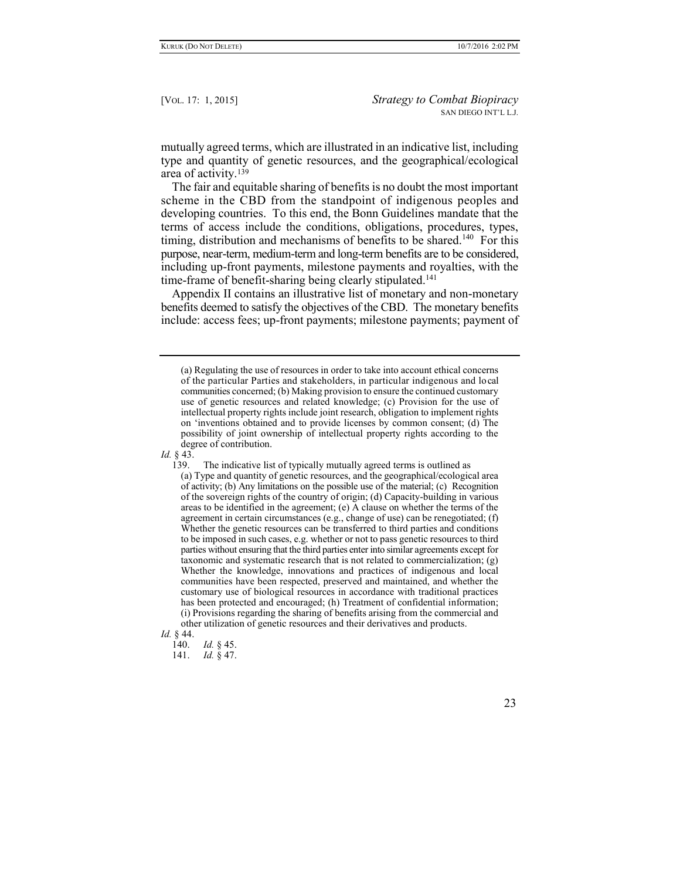mutually agreed terms, which are illustrated in an indicative list, including type and quantity of genetic resources, and the geographical/ecological area of activity.[139]

The fair and equitable sharing of benefits is no doubt the most important scheme in the CBD from the standpoint of indigenous peoples and developing countries. To this end, the Bonn Guidelines mandate that the terms of access include the conditions, obligations, procedures, types, timing, distribution and mechanisms of benefits to be shared.[140] For this purpose, near-term, medium-term and long-term benefits are to be considered, including up-front payments, milestone payments and royalties, with the time-frame of benefit-sharing being clearly stipulated.[141]

Appendix II contains an illustrative list of monetary and non-monetary benefits deemed to satisfy the objectives of the CBD. The monetary benefits include: access fees; up-front payments; milestone payments; payment of

---

(a) Regulating the use of resources in order to take into account ethical concerns of the particular Parties and stakeholders, in particular indigenous and local communities concerned; (b) Making provision to ensure the continued customary use of genetic resources and related knowledge; (c) Provision for the use of intellectual property rights include joint research, obligation to implement rights on 'inventions obtained and to provide licenses by common consent; (d) The possibility of joint ownership of intellectual property rights according to the degree of contribution.

*Id.* § 43.

139. The indicative list of typically mutually agreed terms is outlined as

(a) Type and quantity of genetic resources, and the geographical/ecological area of activity; (b) Any limitations on the possible use of the material; (c) Recognition of the sovereign rights of the country of origin; (d) Capacity-building in various areas to be identified in the agreement; (e) A clause on whether the terms of the agreement in certain circumstances (e.g., change of use) can be renegotiated; (f) Whether the genetic resources can be transferred to third parties and conditions to be imposed in such cases, e.g. whether or not to pass genetic resources to third parties without ensuring that the third parties enter into similar agreements except for taxonomic and systematic research that is not related to commercialization; (g) Whether the knowledge, innovations and practices of indigenous and local communities have been respected, preserved and maintained, and whether the customary use of biological resources in accordance with traditional practices has been protected and encouraged; (h) Treatment of confidential information; (i) Provisions regarding the sharing of benefits arising from the commercial and other utilization of genetic resources and their derivatives and products.

*Id.* § 44.

140. *Id.* § 45.

141. *Id.* § 47.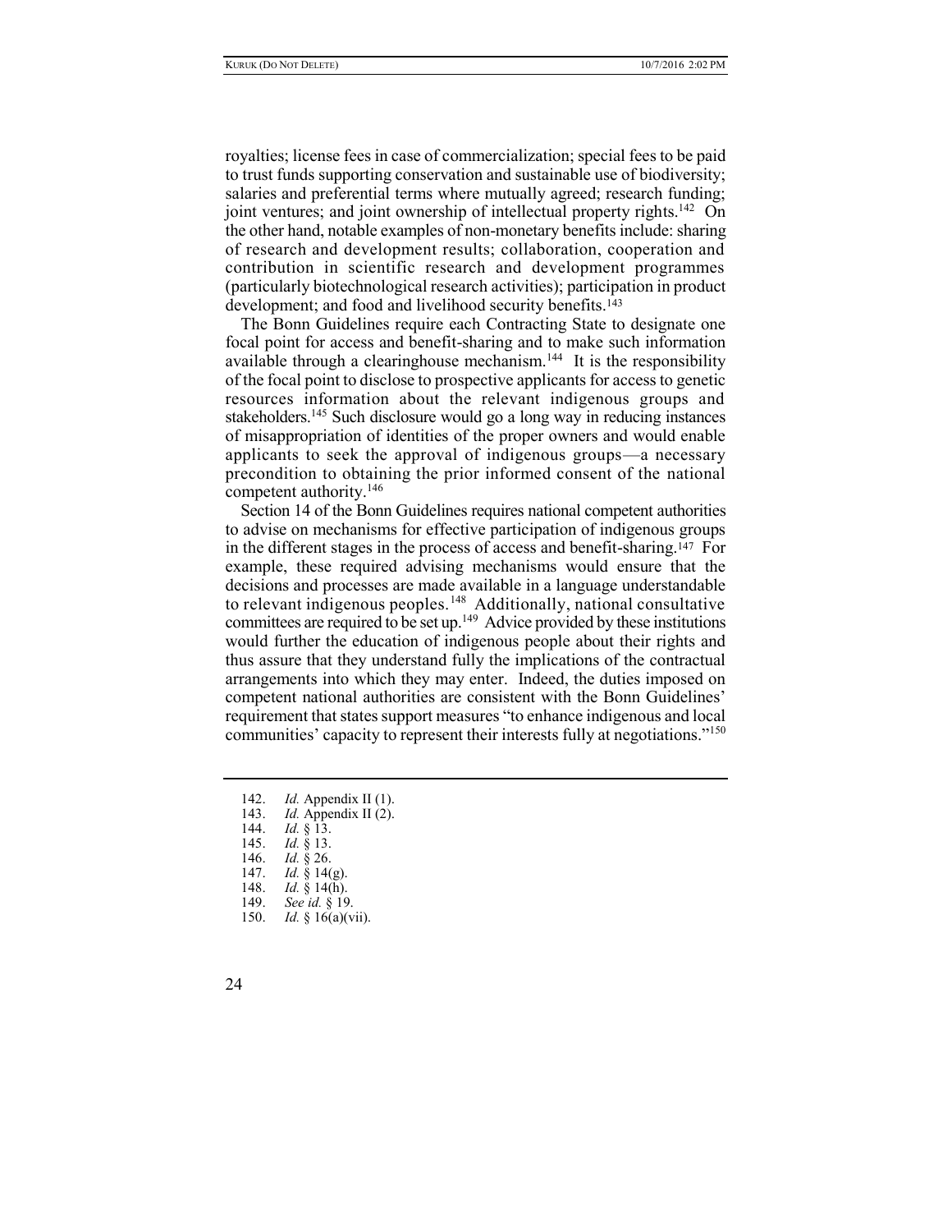royalties; license fees in case of commercialization; special fees to be paid to trust funds supporting conservation and sustainable use of biodiversity; salaries and preferential terms where mutually agreed; research funding; joint ventures; and joint ownership of intellectual property rights.[142] On the other hand, notable examples of non-monetary benefits include: sharing of research and development results; collaboration, cooperation and contribution in scientific research and development programmes (particularly biotechnological research activities); participation in product development; and food and livelihood security benefits.[143]

The Bonn Guidelines require each Contracting State to designate one focal point for access and benefit-sharing and to make such information available through a clearinghouse mechanism.[144] It is the responsibility of the focal point to disclose to prospective applicants for access to genetic resources information about the relevant indigenous groups and stakeholders.[145] Such disclosure would go a long way in reducing instances of misappropriation of identities of the proper owners and would enable applicants to seek the approval of indigenous groups—a necessary precondition to obtaining the prior informed consent of the national competent authority.[146]

Section 14 of the Bonn Guidelines requires national competent authorities to advise on mechanisms for effective participation of indigenous groups in the different stages in the process of access and benefit-sharing.[147] For example, these required advising mechanisms would ensure that the decisions and processes are made available in a language understandable to relevant indigenous peoples.[148] Additionally, national consultative committees are required to be set up.[149] Advice provided by these institutions would further the education of indigenous people about their rights and thus assure that they understand fully the implications of the contractual arrangements into which they may enter. Indeed, the duties imposed on competent national authorities are consistent with the Bonn Guidelines' requirement that states support measures "to enhance indigenous and local communities' capacity to represent their interests fully at negotiations."[150]

---

142. *Id.* Appendix II (1).
143. *Id.* Appendix II (2).
144. *Id.* § 13.
145. *Id.* § 13.
146. *Id.* § 26.
147. *Id.* § 14(g).
148. *Id.* § 14(h).
149. *See id.* § 19.
150. *Id.* § 16(a)(vii).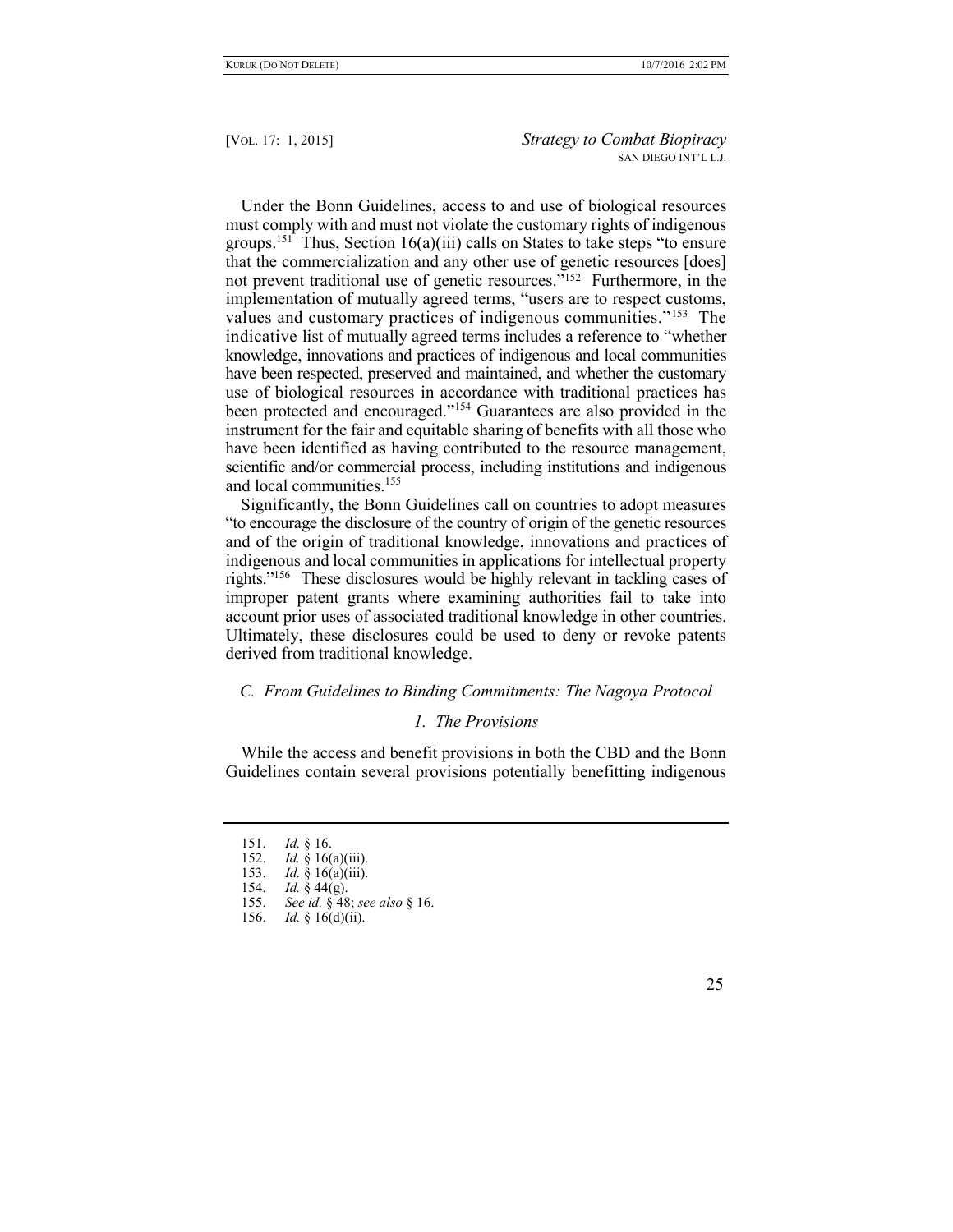Under the Bonn Guidelines, access to and use of biological resources must comply with and must not violate the customary rights of indigenous groups.[151] Thus, Section 16(a)(iii) calls on States to take steps "to ensure that the commercialization and any other use of genetic resources [does] not prevent traditional use of genetic resources."[152] Furthermore, in the implementation of mutually agreed terms, "users are to respect customs, values and customary practices of indigenous communities."[153] The indicative list of mutually agreed terms includes a reference to "whether knowledge, innovations and practices of indigenous and local communities have been respected, preserved and maintained, and whether the customary use of biological resources in accordance with traditional practices has been protected and encouraged."[154] Guarantees are also provided in the instrument for the fair and equitable sharing of benefits with all those who have been identified as having contributed to the resource management, scientific and/or commercial process, including institutions and indigenous and local communities.[155]

Significantly, the Bonn Guidelines call on countries to adopt measures "to encourage the disclosure of the country of origin of the genetic resources and of the origin of traditional knowledge, innovations and practices of indigenous and local communities in applications for intellectual property rights."[156] These disclosures would be highly relevant in tackling cases of improper patent grants where examining authorities fail to take into account prior uses of associated traditional knowledge in other countries. Ultimately, these disclosures could be used to deny or revoke patents derived from traditional knowledge.

### *C. From Guidelines to Binding Commitments: The Nagoya Protocol*

#### *1. The Provisions*

While the access and benefit provisions in both the CBD and the Bonn Guidelines contain several provisions potentially benefitting indigenous

---

151. *Id.* § 16.
152. *Id.* § 16(a)(iii).
153. *Id.* § 16(a)(iii).
154. *Id.* § 44(g).
155. *See id.* § 48; *see also* § 16.
156. *Id.* § 16(d)(ii).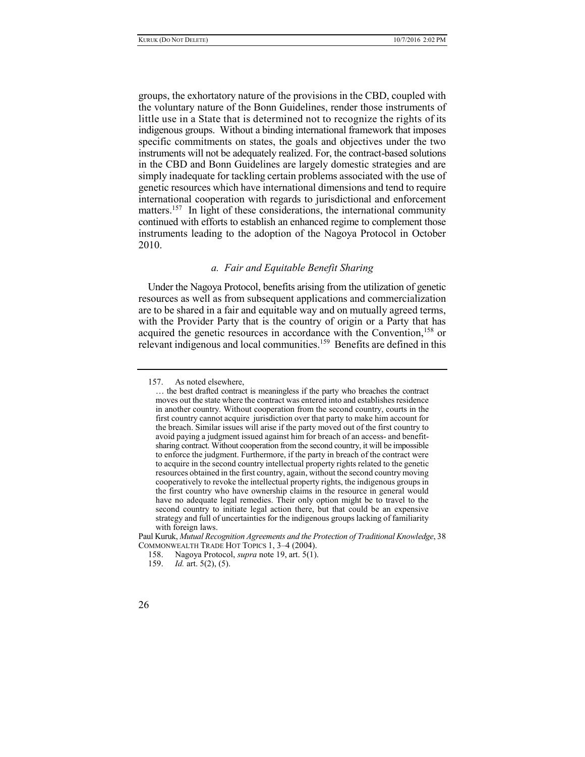groups, the exhortatory nature of the provisions in the CBD, coupled with the voluntary nature of the Bonn Guidelines, render those instruments of little use in a State that is determined not to recognize the rights of its indigenous groups. Without a binding international framework that imposes specific commitments on states, the goals and objectives under the two instruments will not be adequately realized. For, the contract-based solutions in the CBD and Bonn Guidelines are largely domestic strategies and are simply inadequate for tackling certain problems associated with the use of genetic resources which have international dimensions and tend to require international cooperation with regards to jurisdictional and enforcement matters.[157] In light of these considerations, the international community continued with efforts to establish an enhanced regime to complement those instruments leading to the adoption of the Nagoya Protocol in October 2010.

### *a. Fair and Equitable Benefit Sharing*

Under the Nagoya Protocol, benefits arising from the utilization of genetic resources as well as from subsequent applications and commercialization are to be shared in a fair and equitable way and on mutually agreed terms, with the Provider Party that is the country of origin or a Party that has acquired the genetic resources in accordance with the Convention,[158] or relevant indigenous and local communities.[159] Benefits are defined in this

---

157. As noted elsewhere,

> … the best drafted contract is meaningless if the party who breaches the contract moves out the state where the contract was entered into and establishes residence in another country. Without cooperation from the second country, courts in the first country cannot acquire jurisdiction over that party to make him account for the breach. Similar issues will arise if the party moved out of the first country to avoid paying a judgment issued against him for breach of an access- and benefit-sharing contract. Without cooperation from the second country, it will be impossible to enforce the judgment. Furthermore, if the party in breach of the contract were to acquire in the second country intellectual property rights related to the genetic resources obtained in the first country, again, without the second country moving cooperatively to revoke the intellectual property rights, the indigenous groups in the first country who have ownership claims in the resource in general would have no adequate legal remedies. Their only option might be to travel to the second country to initiate legal action there, but that could be an expensive strategy and full of uncertainties for the indigenous groups lacking of familiarity with foreign laws.

Paul Kuruk, *Mutual Recognition Agreements and the Protection of Traditional Knowledge*, 38 COMMONWEALTH TRADE HOT TOPICS 1, 3–4 (2004).

158. Nagoya Protocol, *supra* note 19, art. 5(1).

159. *Id.* art. 5(2), (5).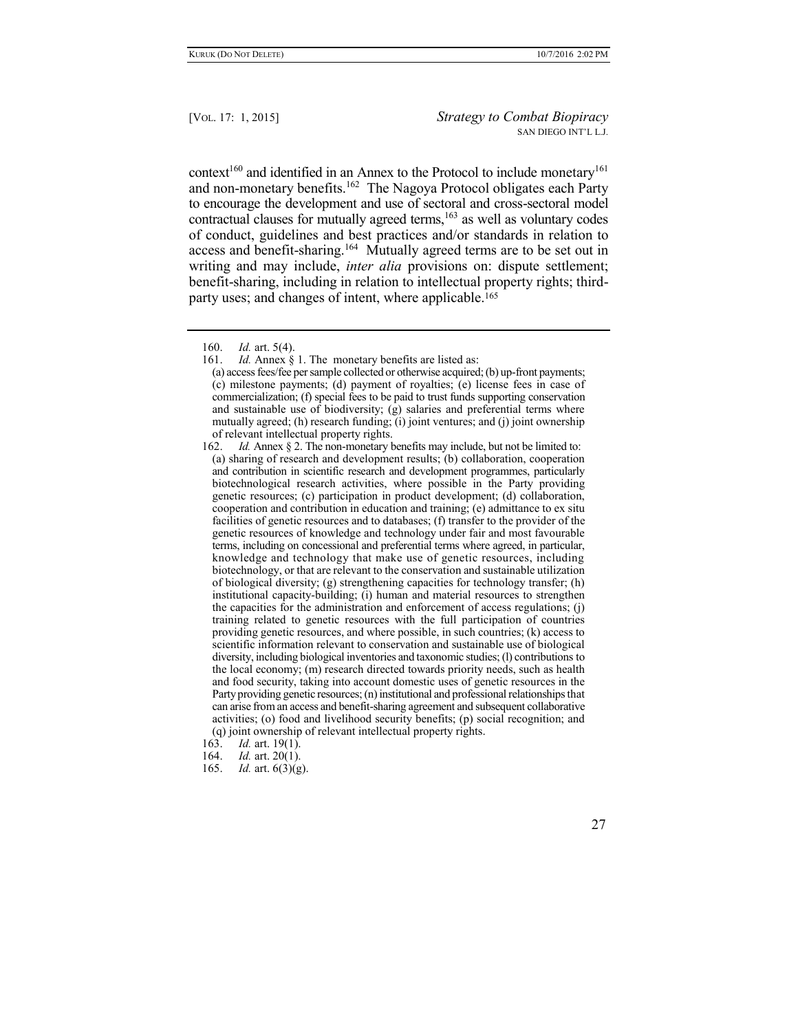context[160] and identified in an Annex to the Protocol to include monetary[161] and non-monetary benefits.[162] The Nagoya Protocol obligates each Party to encourage the development and use of sectoral and cross-sectoral model contractual clauses for mutually agreed terms,[163] as well as voluntary codes of conduct, guidelines and best practices and/or standards in relation to access and benefit-sharing.[164] Mutually agreed terms are to be set out in writing and may include, *inter alia* provisions on: dispute settlement; benefit-sharing, including in relation to intellectual property rights; third-party uses; and changes of intent, where applicable.[165]

---

160. *Id.* art. 5(4).

161. *Id.* Annex § 1. The monetary benefits are listed as:

> (a) access fees/fee per sample collected or otherwise acquired; (b) up-front payments; (c) milestone payments; (d) payment of royalties; (e) license fees in case of commercialization; (f) special fees to be paid to trust funds supporting conservation and sustainable use of biodiversity; (g) salaries and preferential terms where mutually agreed; (h) research funding; (i) joint ventures; and (j) joint ownership of relevant intellectual property rights.

162. *Id.* Annex § 2. The non-monetary benefits may include, but not be limited to:

> (a) sharing of research and development results; (b) collaboration, cooperation and contribution in scientific research and development programmes, particularly biotechnological research activities, where possible in the Party providing genetic resources; (c) participation in product development; (d) collaboration, cooperation and contribution in education and training; (e) admittance to ex situ facilities of genetic resources and to databases; (f) transfer to the provider of the genetic resources of knowledge and technology under fair and most favourable terms, including on concessional and preferential terms where agreed, in particular, knowledge and technology that make use of genetic resources, including biotechnology, or that are relevant to the conservation and sustainable utilization of biological diversity; (g) strengthening capacities for technology transfer; (h) institutional capacity-building; (i) human and material resources to strengthen the capacities for the administration and enforcement of access regulations; (j) training related to genetic resources with the full participation of countries providing genetic resources, and where possible, in such countries; (k) access to scientific information relevant to conservation and sustainable use of biological diversity, including biological inventories and taxonomic studies; (l) contributions to the local economy; (m) research directed towards priority needs, such as health and food security, taking into account domestic uses of genetic resources in the Party providing genetic resources; (n) institutional and professional relationships that can arise from an access and benefit-sharing agreement and subsequent collaborative activities; (o) food and livelihood security benefits; (p) social recognition; and (q) joint ownership of relevant intellectual property rights.

163. *Id.* art. 19(1).

164. *Id.* art. 20(1).

165. *Id.* art. 6(3)(g).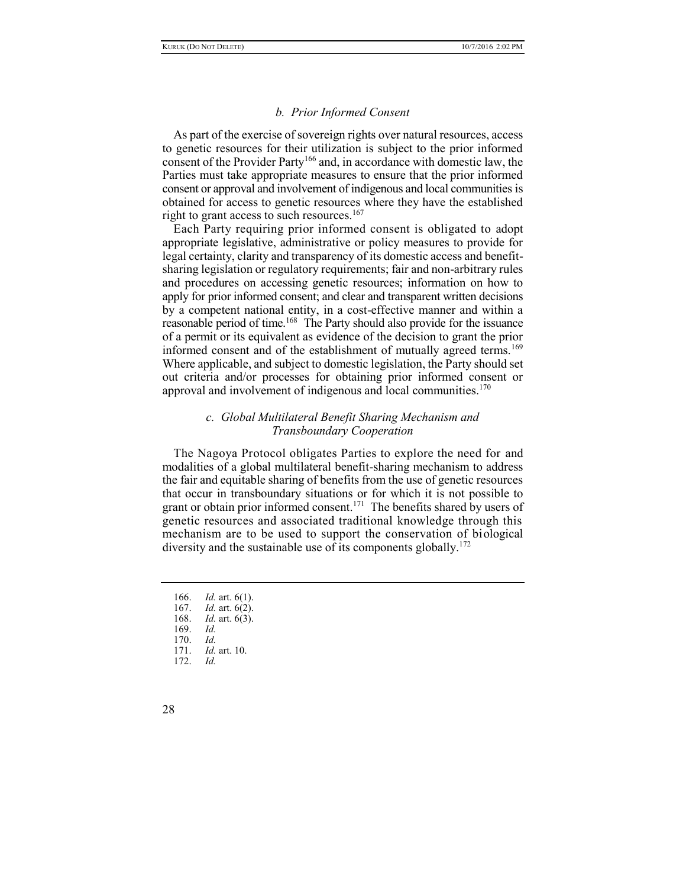#### *b. Prior Informed Consent*

As part of the exercise of sovereign rights over natural resources, access to genetic resources for their utilization is subject to the prior informed consent of the Provider Party[166] and, in accordance with domestic law, the Parties must take appropriate measures to ensure that the prior informed consent or approval and involvement of indigenous and local communities is obtained for access to genetic resources where they have the established right to grant access to such resources.[167]

Each Party requiring prior informed consent is obligated to adopt appropriate legislative, administrative or policy measures to provide for legal certainty, clarity and transparency of its domestic access and benefit-sharing legislation or regulatory requirements; fair and non-arbitrary rules and procedures on accessing genetic resources; information on how to apply for prior informed consent; and clear and transparent written decisions by a competent national entity, in a cost-effective manner and within a reasonable period of time.[168] The Party should also provide for the issuance of a permit or its equivalent as evidence of the decision to grant the prior informed consent and of the establishment of mutually agreed terms.[169] Where applicable, and subject to domestic legislation, the Party should set out criteria and/or processes for obtaining prior informed consent or approval and involvement of indigenous and local communities.[170]

#### *c. Global Multilateral Benefit Sharing Mechanism and Transboundary Cooperation*

The Nagoya Protocol obligates Parties to explore the need for and modalities of a global multilateral benefit-sharing mechanism to address the fair and equitable sharing of benefits from the use of genetic resources that occur in transboundary situations or for which it is not possible to grant or obtain prior informed consent.[171] The benefits shared by users of genetic resources and associated traditional knowledge through this mechanism are to be used to support the conservation of biological diversity and the sustainable use of its components globally.[172]

---

166. *Id.* art. 6(1).
167. *Id.* art. 6(2).
168. *Id.* art. 6(3).
169. *Id.*
170. *Id.*
171. *Id.* art. 10.
172. *Id.*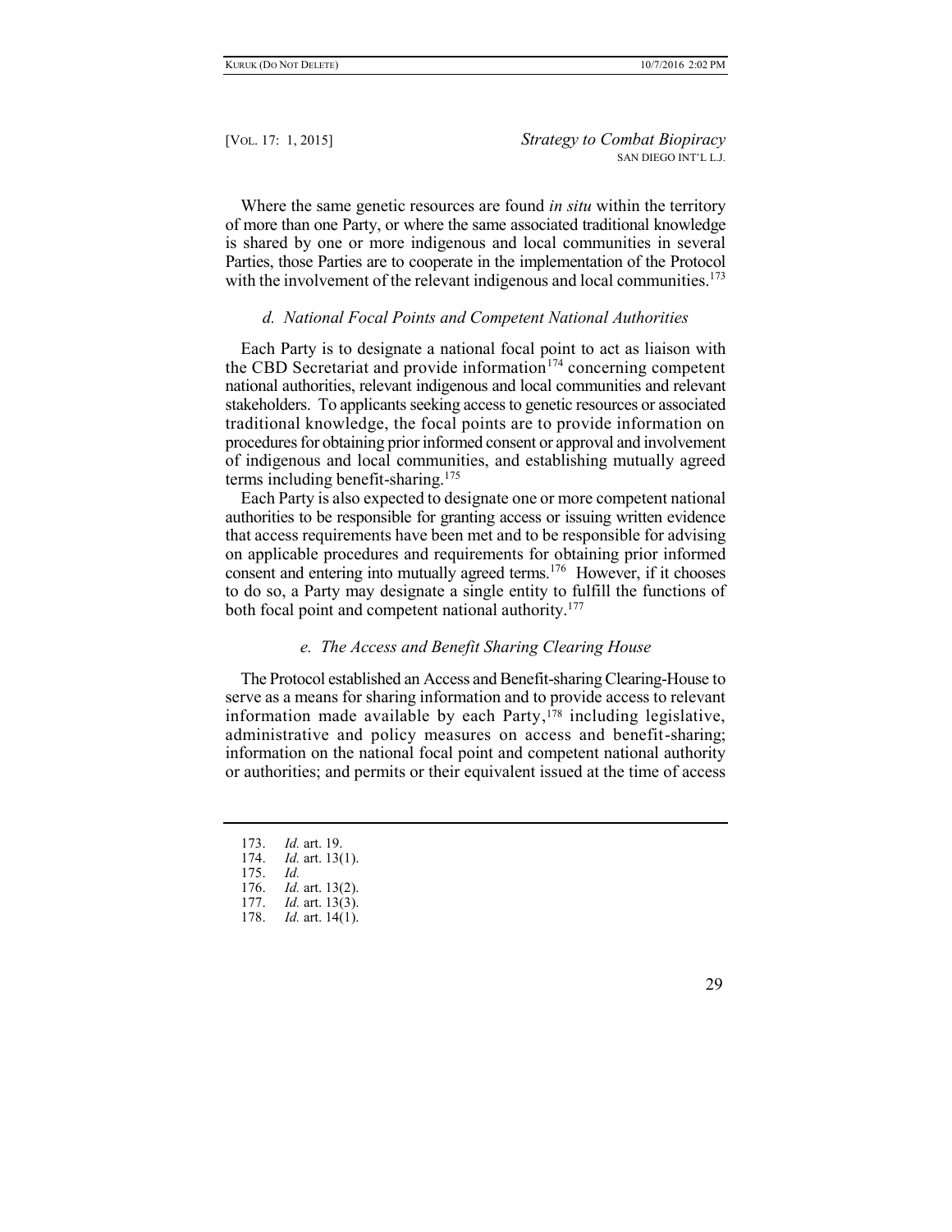Where the same genetic resources are found *in situ* within the territory of more than one Party, or where the same associated traditional knowledge is shared by one or more indigenous and local communities in several Parties, those Parties are to cooperate in the implementation of the Protocol with the involvement of the relevant indigenous and local communities.[173]

#### *d. National Focal Points and Competent National Authorities*

Each Party is to designate a national focal point to act as liaison with the CBD Secretariat and provide information[174] concerning competent national authorities, relevant indigenous and local communities and relevant stakeholders. To applicants seeking access to genetic resources or associated traditional knowledge, the focal points are to provide information on procedures for obtaining prior informed consent or approval and involvement of indigenous and local communities, and establishing mutually agreed terms including benefit-sharing.[175]

Each Party is also expected to designate one or more competent national authorities to be responsible for granting access or issuing written evidence that access requirements have been met and to be responsible for advising on applicable procedures and requirements for obtaining prior informed consent and entering into mutually agreed terms.[176] However, if it chooses to do so, a Party may designate a single entity to fulfill the functions of both focal point and competent national authority.[177]

#### *e. The Access and Benefit Sharing Clearing House*

The Protocol established an Access and Benefit-sharing Clearing-House to serve as a means for sharing information and to provide access to relevant information made available by each Party,[178] including legislative, administrative and policy measures on access and benefit-sharing; information on the national focal point and competent national authority or authorities; and permits or their equivalent issued at the time of access

---

173. *Id.* art. 19.
174. *Id.* art. 13(1).
175. *Id.*
176. *Id.* art. 13(2).
177. *Id.* art. 13(3).
178. *Id.* art. 14(1).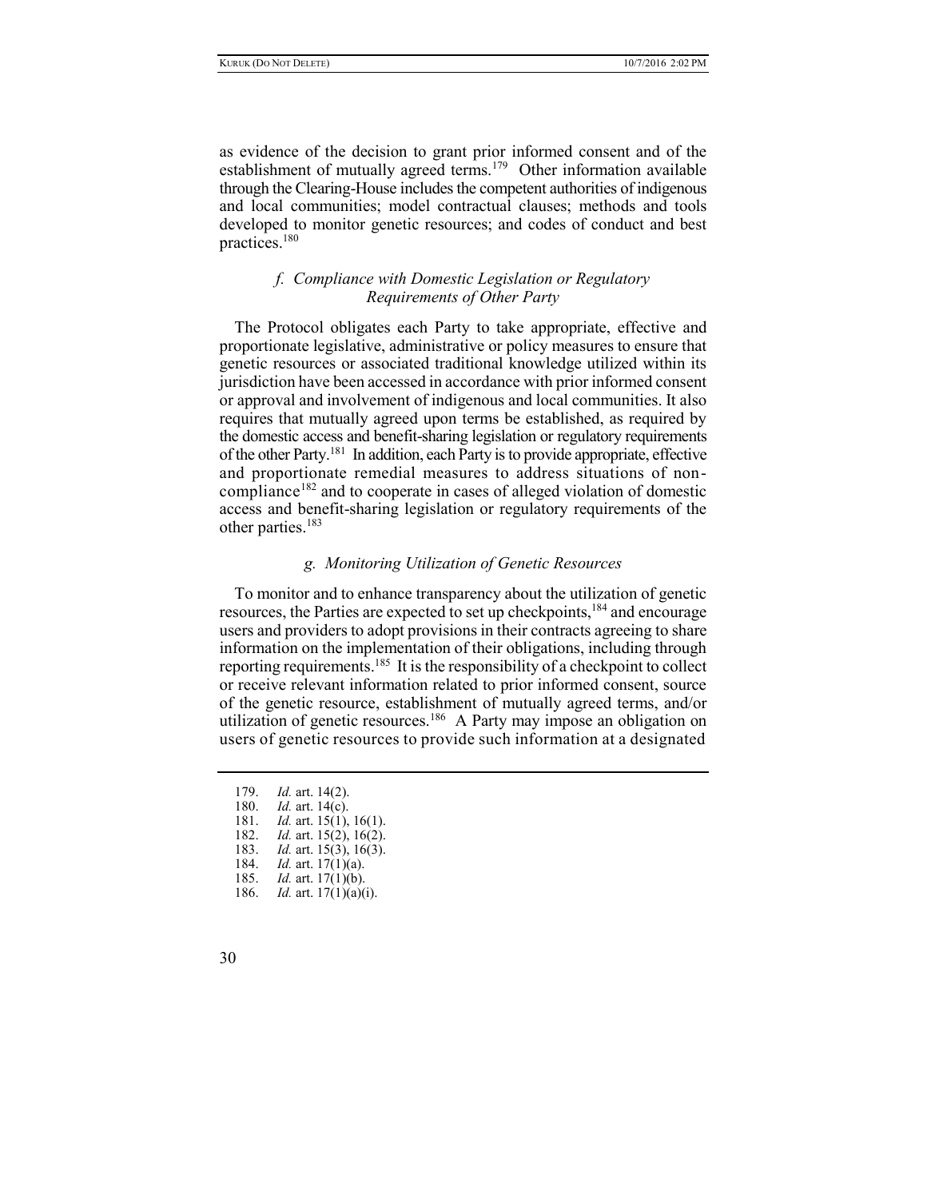as evidence of the decision to grant prior informed consent and of the establishment of mutually agreed terms.[179] Other information available through the Clearing-House includes the competent authorities of indigenous and local communities; model contractual clauses; methods and tools developed to monitor genetic resources; and codes of conduct and best practices.[180]

### *f. Compliance with Domestic Legislation or Regulatory Requirements of Other Party*

The Protocol obligates each Party to take appropriate, effective and proportionate legislative, administrative or policy measures to ensure that genetic resources or associated traditional knowledge utilized within its jurisdiction have been accessed in accordance with prior informed consent or approval and involvement of indigenous and local communities. It also requires that mutually agreed upon terms be established, as required by the domestic access and benefit-sharing legislation or regulatory requirements of the other Party.[181] In addition, each Party is to provide appropriate, effective and proportionate remedial measures to address situations of non-compliance[182] and to cooperate in cases of alleged violation of domestic access and benefit-sharing legislation or regulatory requirements of the other parties.[183]

### *g. Monitoring Utilization of Genetic Resources*

To monitor and to enhance transparency about the utilization of genetic resources, the Parties are expected to set up checkpoints,[184] and encourage users and providers to adopt provisions in their contracts agreeing to share information on the implementation of their obligations, including through reporting requirements.[185] It is the responsibility of a checkpoint to collect or receive relevant information related to prior informed consent, source of the genetic resource, establishment of mutually agreed terms, and/or utilization of genetic resources.[186] A Party may impose an obligation on users of genetic resources to provide such information at a designated

---

179. *Id.* art. 14(2).
180. *Id.* art. 14(c).
181. *Id.* art. 15(1), 16(1).
182. *Id.* art. 15(2), 16(2).
183. *Id.* art. 15(3), 16(3).
184. *Id.* art. 17(1)(a).
185. *Id.* art. 17(1)(b).
186. *Id.* art. 17(1)(a)(i).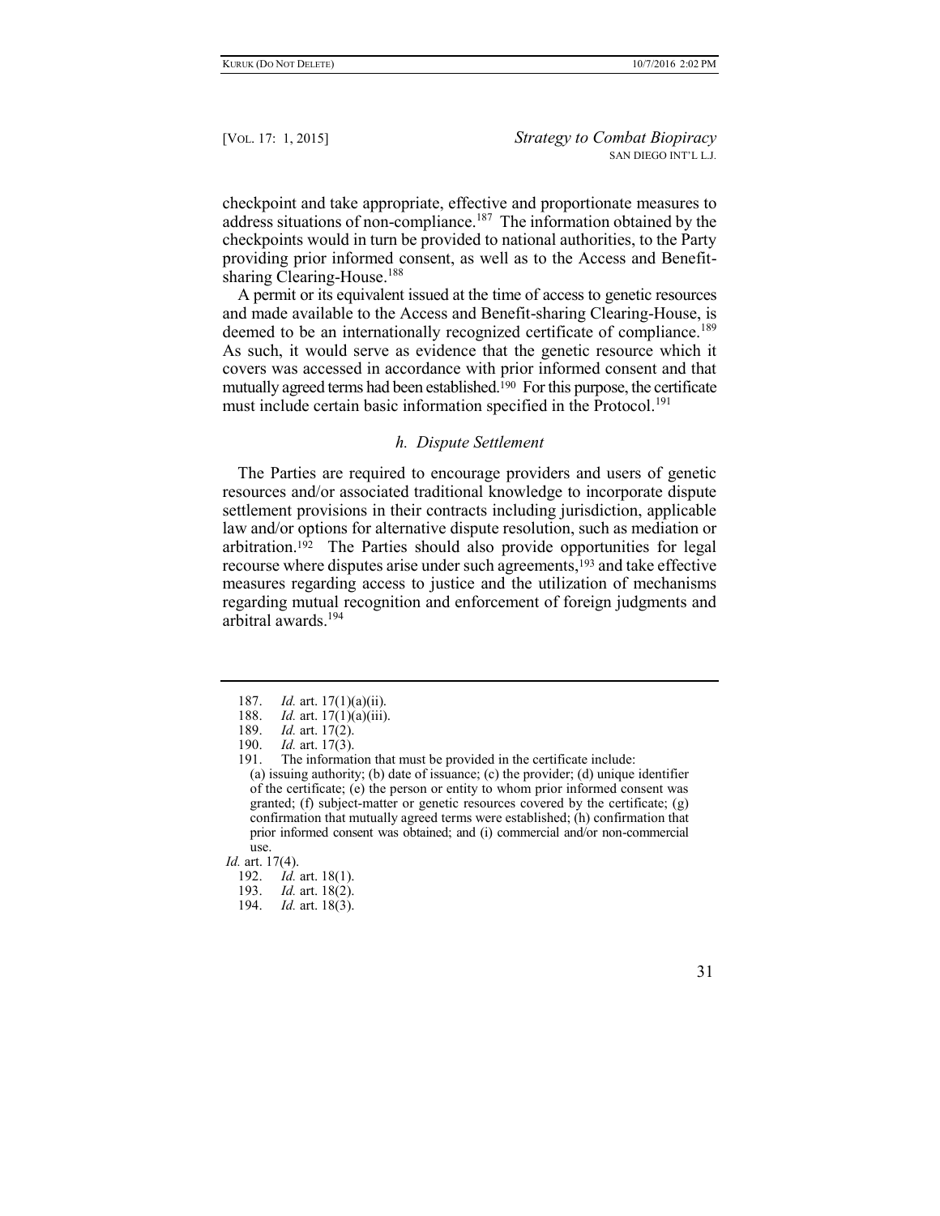checkpoint and take appropriate, effective and proportionate measures to address situations of non-compliance.[187] The information obtained by the checkpoints would in turn be provided to national authorities, to the Party providing prior informed consent, as well as to the Access and Benefit-sharing Clearing-House.[188]

A permit or its equivalent issued at the time of access to genetic resources and made available to the Access and Benefit-sharing Clearing-House, is deemed to be an internationally recognized certificate of compliance.[189] As such, it would serve as evidence that the genetic resource which it covers was accessed in accordance with prior informed consent and that mutually agreed terms had been established.[190] For this purpose, the certificate must include certain basic information specified in the Protocol.[191]

### *h. Dispute Settlement*

The Parties are required to encourage providers and users of genetic resources and/or associated traditional knowledge to incorporate dispute settlement provisions in their contracts including jurisdiction, applicable law and/or options for alternative dispute resolution, such as mediation or arbitration.[192] The Parties should also provide opportunities for legal recourse where disputes arise under such agreements,[193] and take effective measures regarding access to justice and the utilization of mechanisms regarding mutual recognition and enforcement of foreign judgments and arbitral awards.[194]

---

187. *Id.* art. 17(1)(a)(ii).

188. *Id.* art. 17(1)(a)(iii).

189. *Id.* art. 17(2).

190. *Id.* art. 17(3).

191. The information that must be provided in the certificate include:

> (a) issuing authority; (b) date of issuance; (c) the provider; (d) unique identifier of the certificate; (e) the person or entity to whom prior informed consent was granted; (f) subject-matter or genetic resources covered by the certificate; (g) confirmation that mutually agreed terms were established; (h) confirmation that prior informed consent was obtained; and (i) commercial and/or non-commercial use.

*Id.* art. 17(4).

192. *Id.* art. 18(1).

193. *Id.* art. 18(2).

194. *Id.* art. 18(3).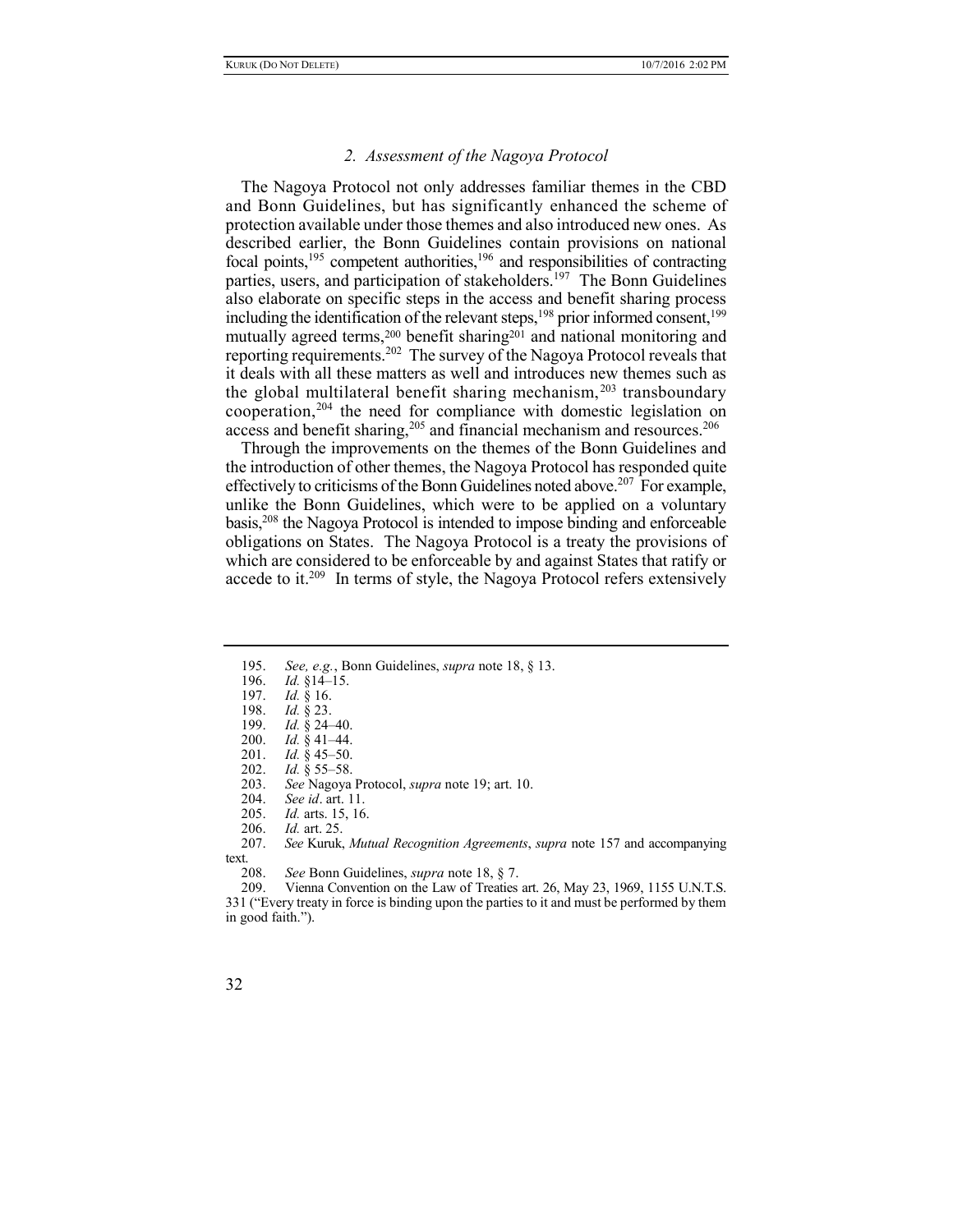### 2. *Assessment of the Nagoya Protocol*

The Nagoya Protocol not only addresses familiar themes in the CBD and Bonn Guidelines, but has significantly enhanced the scheme of protection available under those themes and also introduced new ones. As described earlier, the Bonn Guidelines contain provisions on national focal points,[195] competent authorities,[196] and responsibilities of contracting parties, users, and participation of stakeholders.[197] The Bonn Guidelines also elaborate on specific steps in the access and benefit sharing process including the identification of the relevant steps,[198] prior informed consent,[199] mutually agreed terms,[200] benefit sharing[201] and national monitoring and reporting requirements.[202] The survey of the Nagoya Protocol reveals that it deals with all these matters as well and introduces new themes such as the global multilateral benefit sharing mechanism,[203] transboundary cooperation,[204] the need for compliance with domestic legislation on access and benefit sharing,[205] and financial mechanism and resources.[206]

Through the improvements on the themes of the Bonn Guidelines and the introduction of other themes, the Nagoya Protocol has responded quite effectively to criticisms of the Bonn Guidelines noted above.[207] For example, unlike the Bonn Guidelines, which were to be applied on a voluntary basis,[208] the Nagoya Protocol is intended to impose binding and enforceable obligations on States. The Nagoya Protocol is a treaty the provisions of which are considered to be enforceable by and against States that ratify or accede to it.[209] In terms of style, the Nagoya Protocol refers extensively

---

195. *See, e.g.*, Bonn Guidelines, *supra* note 18, § 13.
196. *Id.* §14–15.
197. *Id.* § 16.
198. *Id.* § 23.
199. *Id.* § 24–40.
200. *Id.* § 41–44.
201. *Id.* § 45–50.
202. *Id.* § 55–58.
203. *See* Nagoya Protocol, *supra* note 19; art. 10.
204. *See id*. art. 11.
205. *Id.* arts. 15, 16.
206. *Id.* art. 25.
207. *See* Kuruk, *Mutual Recognition Agreements*, *supra* note 157 and accompanying text.
208. *See* Bonn Guidelines, *supra* note 18, § 7.
209. Vienna Convention on the Law of Treaties art. 26, May 23, 1969, 1155 U.N.T.S. 331 ("Every treaty in force is binding upon the parties to it and must be performed by them in good faith.").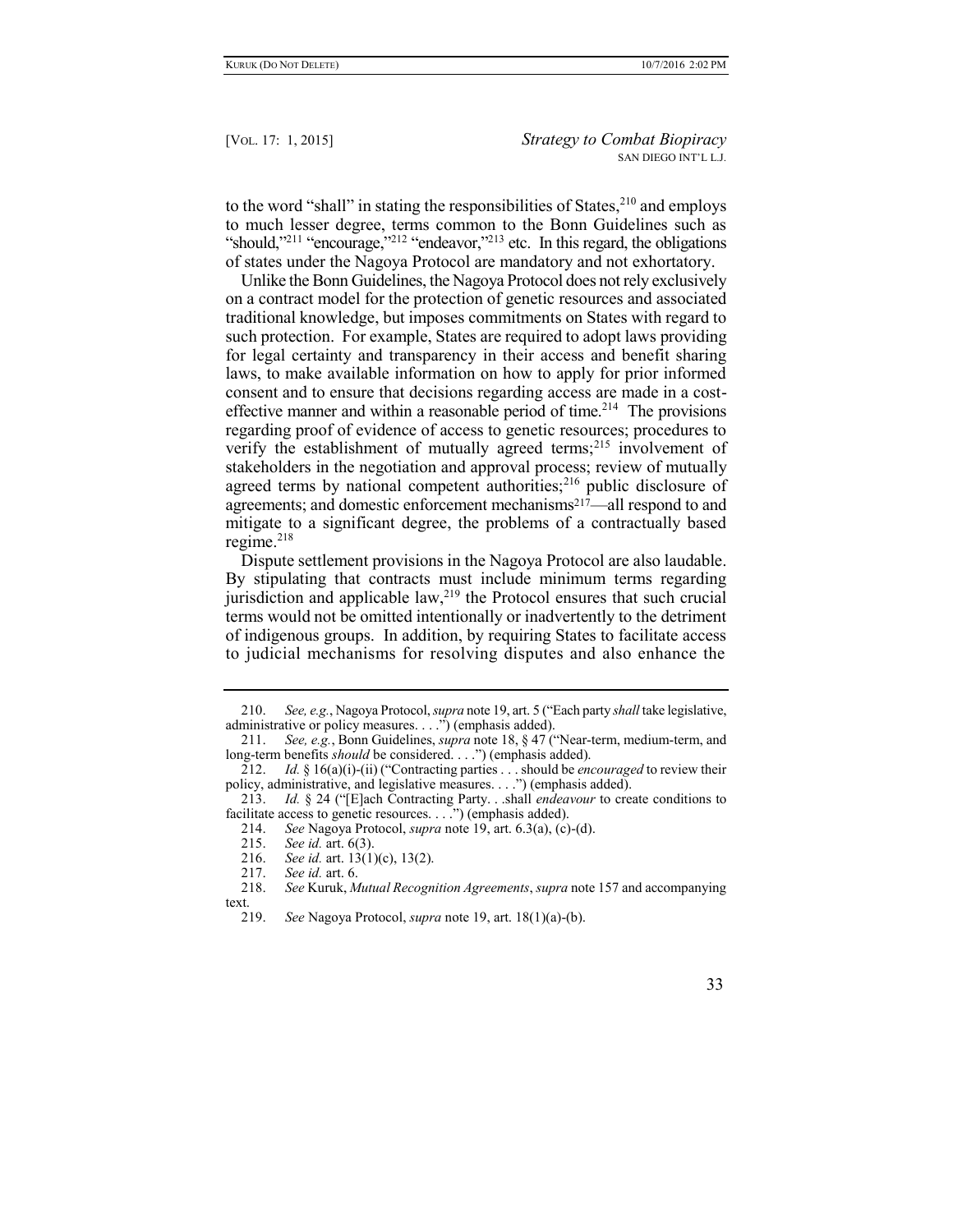to the word "shall" in stating the responsibilities of States,[210] and employs to much lesser degree, terms common to the Bonn Guidelines such as "should,"[211] "encourage,"[212] "endeavor,"[213] etc. In this regard, the obligations of states under the Nagoya Protocol are mandatory and not exhortatory.

Unlike the Bonn Guidelines, the Nagoya Protocol does not rely exclusively on a contract model for the protection of genetic resources and associated traditional knowledge, but imposes commitments on States with regard to such protection. For example, States are required to adopt laws providing for legal certainty and transparency in their access and benefit sharing laws, to make available information on how to apply for prior informed consent and to ensure that decisions regarding access are made in a cost-effective manner and within a reasonable period of time.[214] The provisions regarding proof of evidence of access to genetic resources; procedures to verify the establishment of mutually agreed terms;[215] involvement of stakeholders in the negotiation and approval process; review of mutually agreed terms by national competent authorities;[216] public disclosure of agreements; and domestic enforcement mechanisms[217]—all respond to and mitigate to a significant degree, the problems of a contractually based regime.[218]

Dispute settlement provisions in the Nagoya Protocol are also laudable. By stipulating that contracts must include minimum terms regarding jurisdiction and applicable law,[219] the Protocol ensures that such crucial terms would not be omitted intentionally or inadvertently to the detriment of indigenous groups. In addition, by requiring States to facilitate access to judicial mechanisms for resolving disputes and also enhance the

---

210. *See, e.g.*, Nagoya Protocol, *supra* note 19, art. 5 ("Each party *shall* take legislative, administrative or policy measures. . . .") (emphasis added).

211. *See, e.g.*, Bonn Guidelines, *supra* note 18, § 47 ("Near-term, medium-term, and long-term benefits *should* be considered. . . .") (emphasis added).

212. *Id.* § 16(a)(i)-(ii) ("Contracting parties . . . should be *encouraged* to review their policy, administrative, and legislative measures. . . .") (emphasis added).

213. *Id.* § 24 ("[E]ach Contracting Party. . .shall *endeavour* to create conditions to facilitate access to genetic resources. . . .") (emphasis added).

214. *See* Nagoya Protocol, *supra* note 19, art. 6.3(a), (c)-(d).

215. *See id.* art. 6(3).

216. *See id.* art. 13(1)(c), 13(2).

217. *See id.* art. 6.

218. *See* Kuruk, *Mutual Recognition Agreements*, *supra* note 157 and accompanying text.

219. *See* Nagoya Protocol, *supra* note 19, art. 18(1)(a)-(b).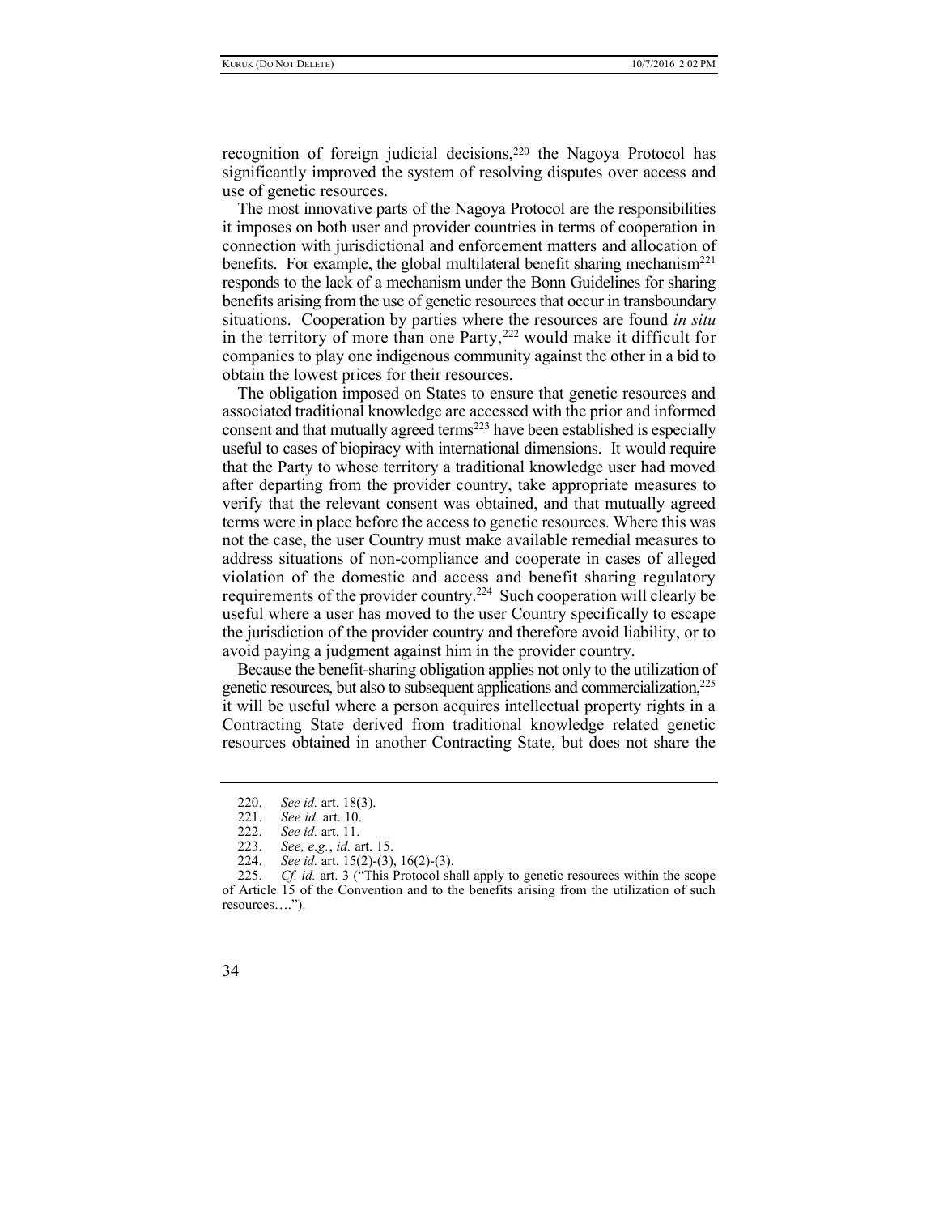recognition of foreign judicial decisions,[220] the Nagoya Protocol has significantly improved the system of resolving disputes over access and use of genetic resources.

The most innovative parts of the Nagoya Protocol are the responsibilities it imposes on both user and provider countries in terms of cooperation in connection with jurisdictional and enforcement matters and allocation of benefits. For example, the global multilateral benefit sharing mechanism[221] responds to the lack of a mechanism under the Bonn Guidelines for sharing benefits arising from the use of genetic resources that occur in transboundary situations. Cooperation by parties where the resources are found *in situ* in the territory of more than one Party,[222] would make it difficult for companies to play one indigenous community against the other in a bid to obtain the lowest prices for their resources.

The obligation imposed on States to ensure that genetic resources and associated traditional knowledge are accessed with the prior and informed consent and that mutually agreed terms[223] have been established is especially useful to cases of biopiracy with international dimensions. It would require that the Party to whose territory a traditional knowledge user had moved after departing from the provider country, take appropriate measures to verify that the relevant consent was obtained, and that mutually agreed terms were in place before the access to genetic resources. Where this was not the case, the user Country must make available remedial measures to address situations of non-compliance and cooperate in cases of alleged violation of the domestic and access and benefit sharing regulatory requirements of the provider country.[224] Such cooperation will clearly be useful where a user has moved to the user Country specifically to escape the jurisdiction of the provider country and therefore avoid liability, or to avoid paying a judgment against him in the provider country.

Because the benefit-sharing obligation applies not only to the utilization of genetic resources, but also to subsequent applications and commercialization,[225] it will be useful where a person acquires intellectual property rights in a Contracting State derived from traditional knowledge related genetic resources obtained in another Contracting State, but does not share the

---

220. *See id.* art. 18(3).

221. *See id.* art. 10.

222. *See id.* art. 11.

223. *See, e.g.*, *id.* art. 15.

224. *See id.* art. 15(2)-(3), 16(2)-(3).

225. *Cf. id.* art. 3 ("This Protocol shall apply to genetic resources within the scope of Article 15 of the Convention and to the benefits arising from the utilization of such resources….").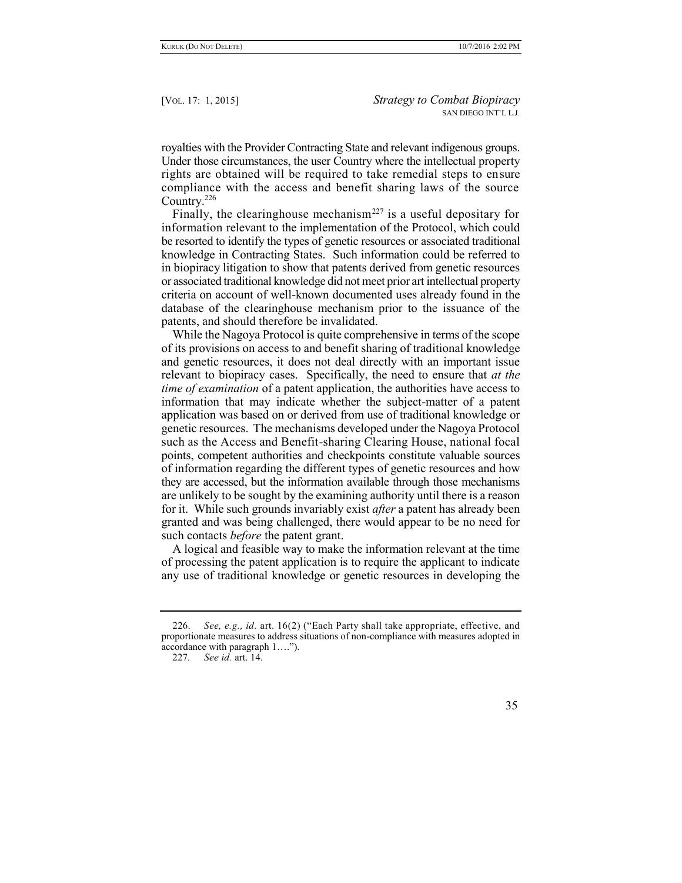royalties with the Provider Contracting State and relevant indigenous groups. Under those circumstances, the user Country where the intellectual property rights are obtained will be required to take remedial steps to ensure compliance with the access and benefit sharing laws of the source Country.[226]

Finally, the clearinghouse mechanism[227] is a useful depositary for information relevant to the implementation of the Protocol, which could be resorted to identify the types of genetic resources or associated traditional knowledge in Contracting States. Such information could be referred to in biopiracy litigation to show that patents derived from genetic resources or associated traditional knowledge did not meet prior art intellectual property criteria on account of well-known documented uses already found in the database of the clearinghouse mechanism prior to the issuance of the patents, and should therefore be invalidated.

While the Nagoya Protocol is quite comprehensive in terms of the scope of its provisions on access to and benefit sharing of traditional knowledge and genetic resources, it does not deal directly with an important issue relevant to biopiracy cases. Specifically, the need to ensure that *at the time of examination* of a patent application, the authorities have access to information that may indicate whether the subject-matter of a patent application was based on or derived from use of traditional knowledge or genetic resources. The mechanisms developed under the Nagoya Protocol such as the Access and Benefit-sharing Clearing House, national focal points, competent authorities and checkpoints constitute valuable sources of information regarding the different types of genetic resources and how they are accessed, but the information available through those mechanisms are unlikely to be sought by the examining authority until there is a reason for it. While such grounds invariably exist *after* a patent has already been granted and was being challenged, there would appear to be no need for such contacts *before* the patent grant.

A logical and feasible way to make the information relevant at the time of processing the patent application is to require the applicant to indicate any use of traditional knowledge or genetic resources in developing the

---

226. *See, e.g., id.* art. 16(2) ("Each Party shall take appropriate, effective, and proportionate measures to address situations of non-compliance with measures adopted in accordance with paragraph 1….").

227. *See id.* art. 14.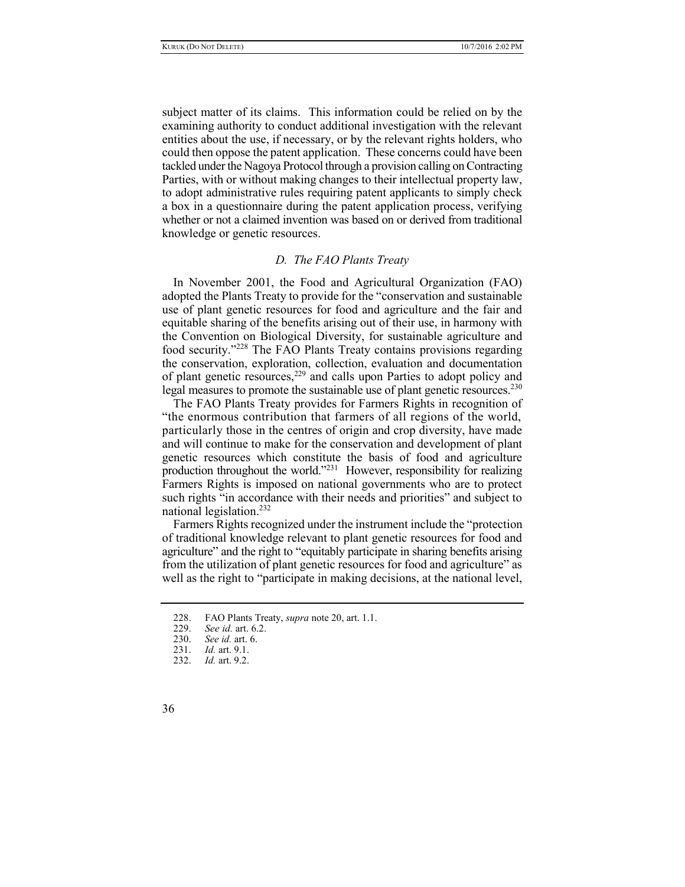subject matter of its claims. This information could be relied on by the examining authority to conduct additional investigation with the relevant entities about the use, if necessary, or by the relevant rights holders, who could then oppose the patent application. These concerns could have been tackled under the Nagoya Protocol through a provision calling on Contracting Parties, with or without making changes to their intellectual property law, to adopt administrative rules requiring patent applicants to simply check a box in a questionnaire during the patent application process, verifying whether or not a claimed invention was based on or derived from traditional knowledge or genetic resources.

### *D. The FAO Plants Treaty*

In November 2001, the Food and Agricultural Organization (FAO) adopted the Plants Treaty to provide for the "conservation and sustainable use of plant genetic resources for food and agriculture and the fair and equitable sharing of the benefits arising out of their use, in harmony with the Convention on Biological Diversity, for sustainable agriculture and food security."[228] The FAO Plants Treaty contains provisions regarding the conservation, exploration, collection, evaluation and documentation of plant genetic resources,[229] and calls upon Parties to adopt policy and legal measures to promote the sustainable use of plant genetic resources.[230]

The FAO Plants Treaty provides for Farmers Rights in recognition of "the enormous contribution that farmers of all regions of the world, particularly those in the centres of origin and crop diversity, have made and will continue to make for the conservation and development of plant genetic resources which constitute the basis of food and agriculture production throughout the world."[231] However, responsibility for realizing Farmers Rights is imposed on national governments who are to protect such rights "in accordance with their needs and priorities" and subject to national legislation.[232]

Farmers Rights recognized under the instrument include the "protection of traditional knowledge relevant to plant genetic resources for food and agriculture" and the right to "equitably participate in sharing benefits arising from the utilization of plant genetic resources for food and agriculture" as well as the right to "participate in making decisions, at the national level,

---

228. FAO Plants Treaty, *supra* note 20, art. 1.1.
229. *See id.* art. 6.2.
230. *See id.* art. 6.
231. *Id.* art. 9.1.
232. *Id.* art. 9.2.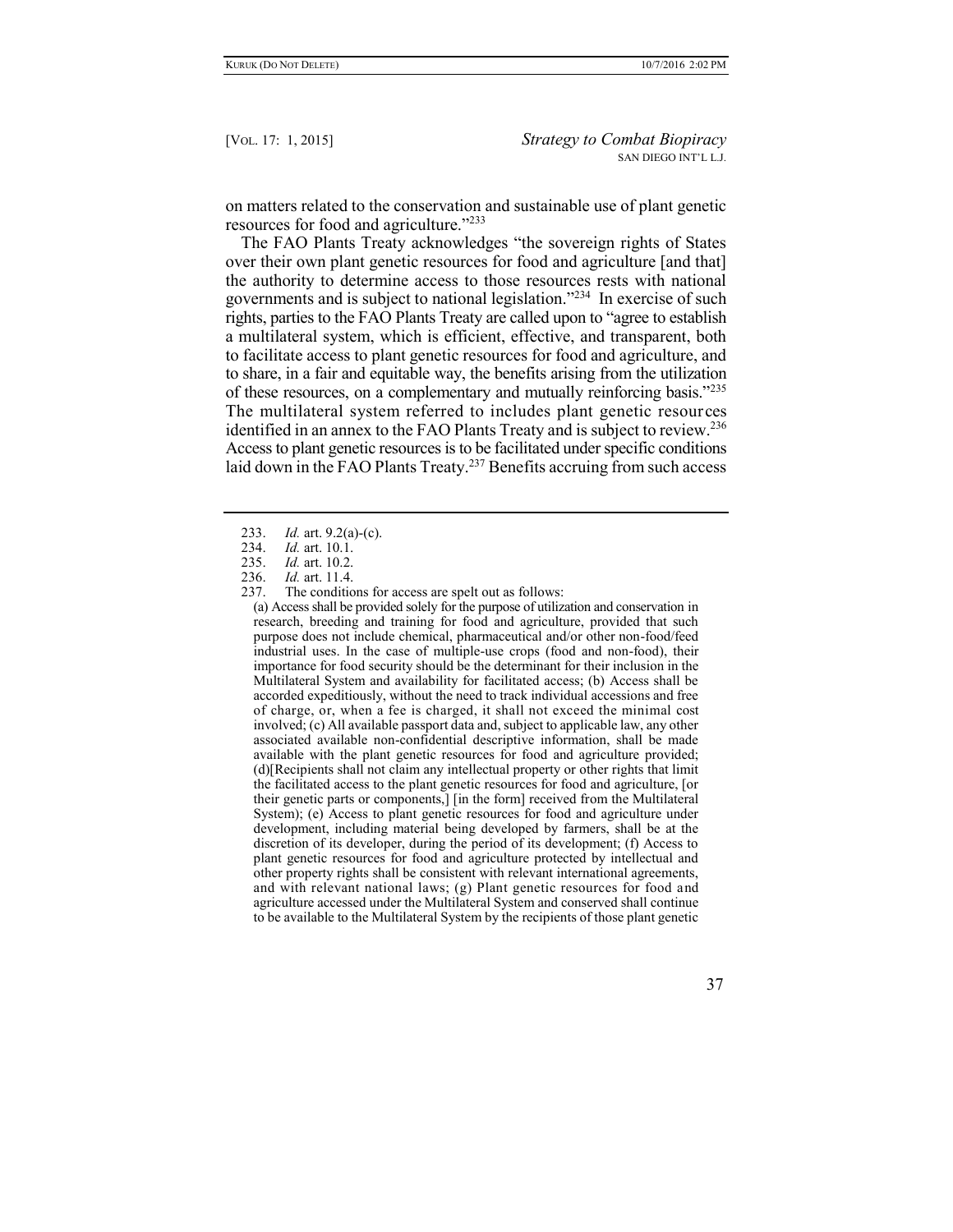on matters related to the conservation and sustainable use of plant genetic resources for food and agriculture."[233]

The FAO Plants Treaty acknowledges "the sovereign rights of States over their own plant genetic resources for food and agriculture [and that] the authority to determine access to those resources rests with national governments and is subject to national legislation."[234] In exercise of such rights, parties to the FAO Plants Treaty are called upon to "agree to establish a multilateral system, which is efficient, effective, and transparent, both to facilitate access to plant genetic resources for food and agriculture, and to share, in a fair and equitable way, the benefits arising from the utilization of these resources, on a complementary and mutually reinforcing basis."[235] The multilateral system referred to includes plant genetic resources identified in an annex to the FAO Plants Treaty and is subject to review.[236] Access to plant genetic resources is to be facilitated under specific conditions laid down in the FAO Plants Treaty.[237] Benefits accruing from such access

---

233. *Id.* art. 9.2(a)-(c).

234. *Id.* art. 10.1.

235. *Id.* art. 10.2.

236. *Id.* art. 11.4.

237. The conditions for access are spelt out as follows:

> (a) Access shall be provided solely for the purpose of utilization and conservation in research, breeding and training for food and agriculture, provided that such purpose does not include chemical, pharmaceutical and/or other non-food/feed industrial uses. In the case of multiple-use crops (food and non-food), their importance for food security should be the determinant for their inclusion in the Multilateral System and availability for facilitated access; (b) Access shall be accorded expeditiously, without the need to track individual accessions and free of charge, or, when a fee is charged, it shall not exceed the minimal cost involved; (c) All available passport data and, subject to applicable law, any other associated available non-confidential descriptive information, shall be made available with the plant genetic resources for food and agriculture provided; (d)[Recipients shall not claim any intellectual property or other rights that limit the facilitated access to the plant genetic resources for food and agriculture, [or their genetic parts or components,] [in the form] received from the Multilateral System); (e) Access to plant genetic resources for food and agriculture under development, including material being developed by farmers, shall be at the discretion of its developer, during the period of its development; (f) Access to plant genetic resources for food and agriculture protected by intellectual and other property rights shall be consistent with relevant international agreements, and with relevant national laws; (g) Plant genetic resources for food and agriculture accessed under the Multilateral System and conserved shall continue to be available to the Multilateral System by the recipients of those plant genetic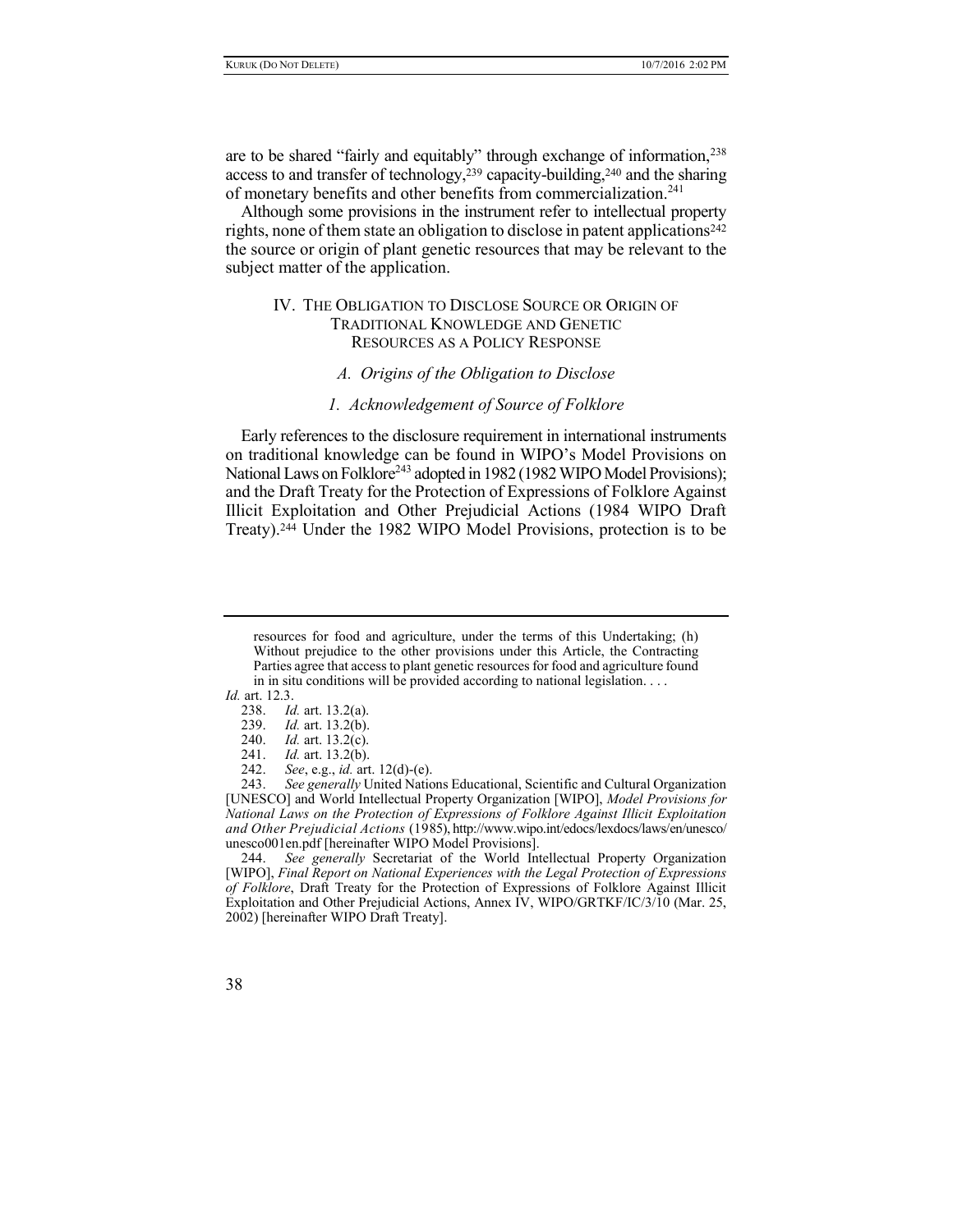are to be shared "fairly and equitably" through exchange of information,[238] access to and transfer of technology,[239] capacity-building,[240] and the sharing of monetary benefits and other benefits from commercialization.[241]

Although some provisions in the instrument refer to intellectual property rights, none of them state an obligation to disclose in patent applications[242] the source or origin of plant genetic resources that may be relevant to the subject matter of the application.

## IV. The Obligation to Disclose Source or Origin of Traditional Knowledge and Genetic Resources as a Policy Response

### *A. Origins of the Obligation to Disclose*

#### *1. Acknowledgement of Source of Folklore*

Early references to the disclosure requirement in international instruments on traditional knowledge can be found in WIPO's Model Provisions on National Laws on Folklore[243] adopted in 1982 (1982 WIPO Model Provisions); and the Draft Treaty for the Protection of Expressions of Folklore Against Illicit Exploitation and Other Prejudicial Actions (1984 WIPO Draft Treaty).[244] Under the 1982 WIPO Model Provisions, protection is to be

---

> resources for food and agriculture, under the terms of this Undertaking; (h) Without prejudice to the other provisions under this Article, the Contracting Parties agree that access to plant genetic resources for food and agriculture found in in situ conditions will be provided according to national legislation. . . .

*Id.* art. 12.3.

238. *Id.* art. 13.2(a).

239. *Id.* art. 13.2(b).

240. *Id.* art. 13.2(c).

241. *Id.* art. 13.2(b).

242. *See*, e.g., *id.* art. 12(d)-(e).

243. *See generally* United Nations Educational, Scientific and Cultural Organization [UNESCO] and World Intellectual Property Organization [WIPO], *Model Provisions for National Laws on the Protection of Expressions of Folklore Against Illicit Exploitation and Other Prejudicial Actions* (1985), http://www.wipo.int/edocs/lexdocs/laws/en/unesco/unesco001en.pdf [hereinafter WIPO Model Provisions].

244. *See generally* Secretariat of the World Intellectual Property Organization [WIPO], *Final Report on National Experiences with the Legal Protection of Expressions of Folklore*, Draft Treaty for the Protection of Expressions of Folklore Against Illicit Exploitation and Other Prejudicial Actions, Annex IV, WIPO/GRTKF/IC/3/10 (Mar. 25, 2002) [hereinafter WIPO Draft Treaty].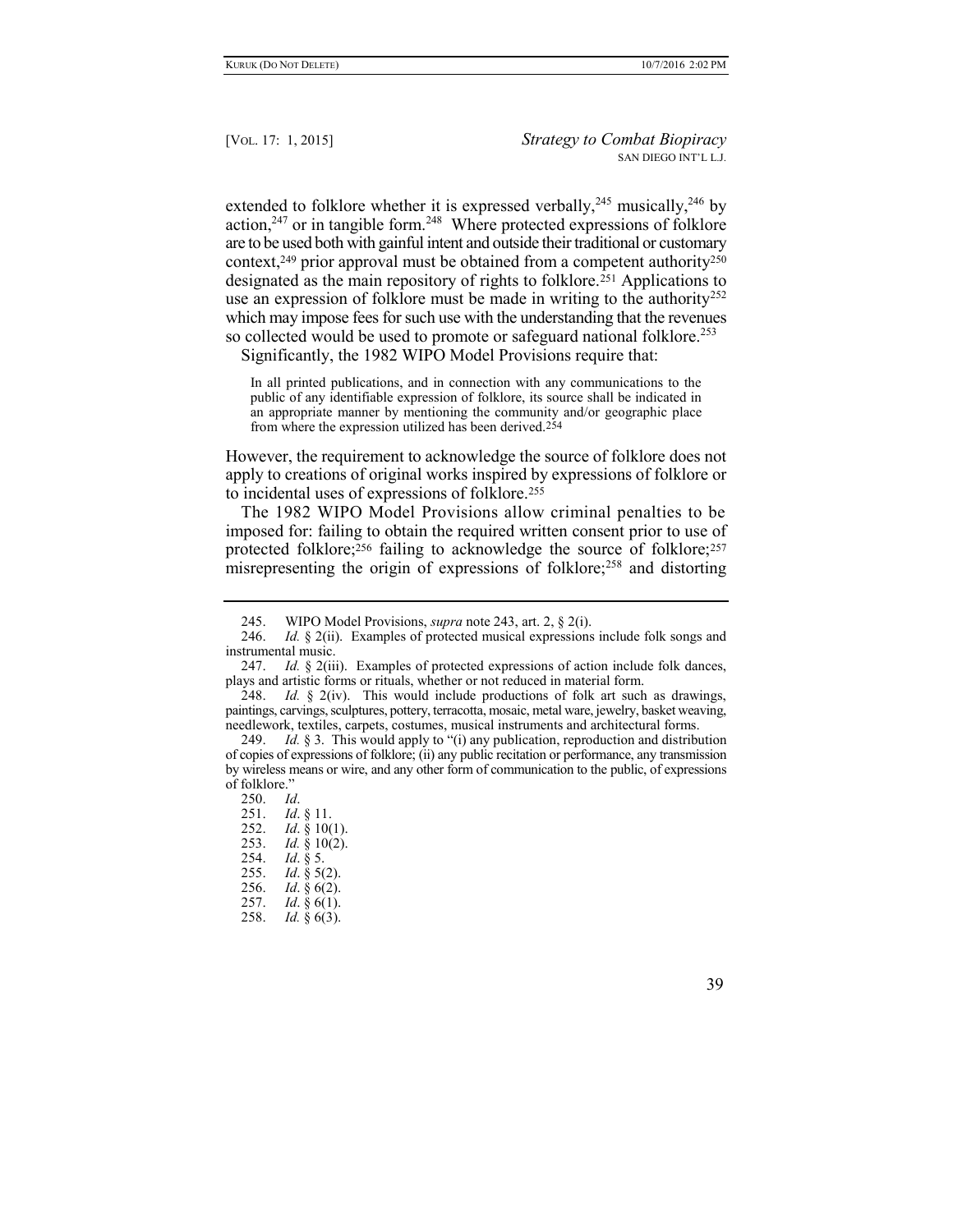extended to folklore whether it is expressed verbally,[245] musically,[246] by action,[247] or in tangible form.[248] Where protected expressions of folklore are to be used both with gainful intent and outside their traditional or customary context,[249] prior approval must be obtained from a competent authority[250] designated as the main repository of rights to folklore.[251] Applications to use an expression of folklore must be made in writing to the authority[252] which may impose fees for such use with the understanding that the revenues so collected would be used to promote or safeguard national folklore.[253]

Significantly, the 1982 WIPO Model Provisions require that:

> In all printed publications, and in connection with any communications to the public of any identifiable expression of folklore, its source shall be indicated in an appropriate manner by mentioning the community and/or geographic place from where the expression utilized has been derived.[254]

However, the requirement to acknowledge the source of folklore does not apply to creations of original works inspired by expressions of folklore or to incidental uses of expressions of folklore.[255]

The 1982 WIPO Model Provisions allow criminal penalties to be imposed for: failing to obtain the required written consent prior to use of protected folklore;[256] failing to acknowledge the source of folklore;[257] misrepresenting the origin of expressions of folklore;[258] and distorting

---

245. WIPO Model Provisions, *supra* note 243, art. 2, § 2(i).

246. *Id.* § 2(ii). Examples of protected musical expressions include folk songs and instrumental music.

247. *Id.* § 2(iii). Examples of protected expressions of action include folk dances, plays and artistic forms or rituals, whether or not reduced in material form.

248. *Id.* § 2(iv). This would include productions of folk art such as drawings, paintings, carvings, sculptures, pottery, terracotta, mosaic, metal ware, jewelry, basket weaving, needlework, textiles, carpets, costumes, musical instruments and architectural forms.

249. *Id.* § 3. This would apply to "(i) any publication, reproduction and distribution of copies of expressions of folklore; (ii) any public recitation or performance, any transmission by wireless means or wire, and any other form of communication to the public, of expressions of folklore."

250. *Id*.

251. *Id*. § 11.

252. *Id*. § 10(1).

253. *Id.* § 10(2).

254. *Id*. § 5.

255. *Id*. § 5(2).

256. *Id*. § 6(2).

257. *Id*. § 6(1).

258. *Id.* § 6(3).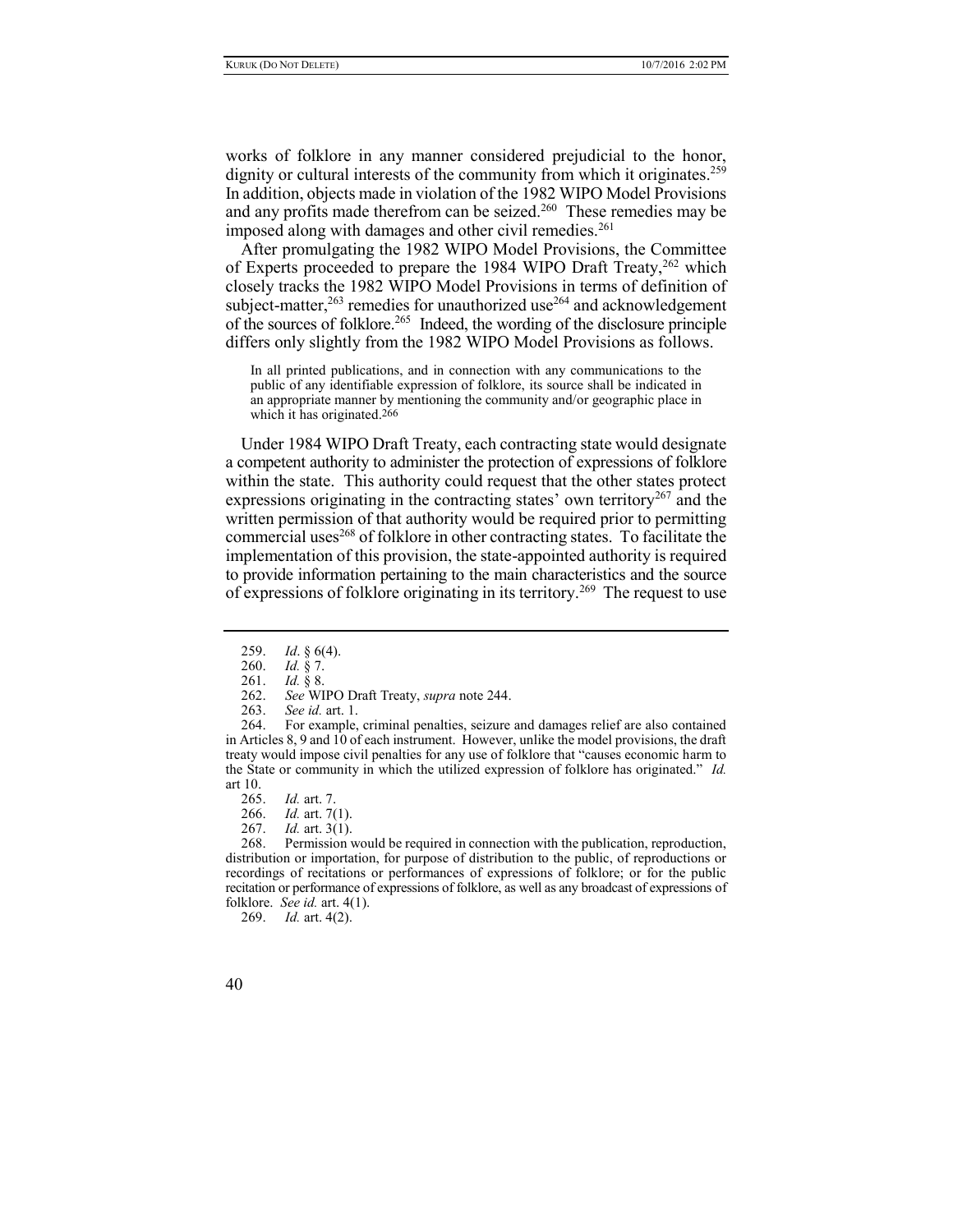works of folklore in any manner considered prejudicial to the honor, dignity or cultural interests of the community from which it originates.[259] In addition, objects made in violation of the 1982 WIPO Model Provisions and any profits made therefrom can be seized.[260] These remedies may be imposed along with damages and other civil remedies.[261]

After promulgating the 1982 WIPO Model Provisions, the Committee of Experts proceeded to prepare the 1984 WIPO Draft Treaty,[262] which closely tracks the 1982 WIPO Model Provisions in terms of definition of subject-matter,[263] remedies for unauthorized use[264] and acknowledgement of the sources of folklore.[265] Indeed, the wording of the disclosure principle differs only slightly from the 1982 WIPO Model Provisions as follows.

> In all printed publications, and in connection with any communications to the public of any identifiable expression of folklore, its source shall be indicated in an appropriate manner by mentioning the community and/or geographic place in which it has originated.[266]

Under 1984 WIPO Draft Treaty, each contracting state would designate a competent authority to administer the protection of expressions of folklore within the state. This authority could request that the other states protect expressions originating in the contracting states' own territory[267] and the written permission of that authority would be required prior to permitting commercial uses[268] of folklore in other contracting states. To facilitate the implementation of this provision, the state-appointed authority is required to provide information pertaining to the main characteristics and the source of expressions of folklore originating in its territory.[269] The request to use

---

259. *Id.* § 6(4).

260. *Id.* § 7.

261. *Id.* § 8.

262. *See* WIPO Draft Treaty, *supra* note 244.

263. *See id.* art. 1.

264. For example, criminal penalties, seizure and damages relief are also contained in Articles 8, 9 and 10 of each instrument. However, unlike the model provisions, the draft treaty would impose civil penalties for any use of folklore that "causes economic harm to the State or community in which the utilized expression of folklore has originated." *Id.* art 10.

265. *Id.* art. 7.

266. *Id.* art. 7(1).

267. *Id.* art. 3(1).

268. Permission would be required in connection with the publication, reproduction, distribution or importation, for purpose of distribution to the public, of reproductions or recordings of recitations or performances of expressions of folklore; or for the public recitation or performance of expressions of folklore, as well as any broadcast of expressions of folklore. *See id.* art. 4(1).

269. *Id.* art. 4(2).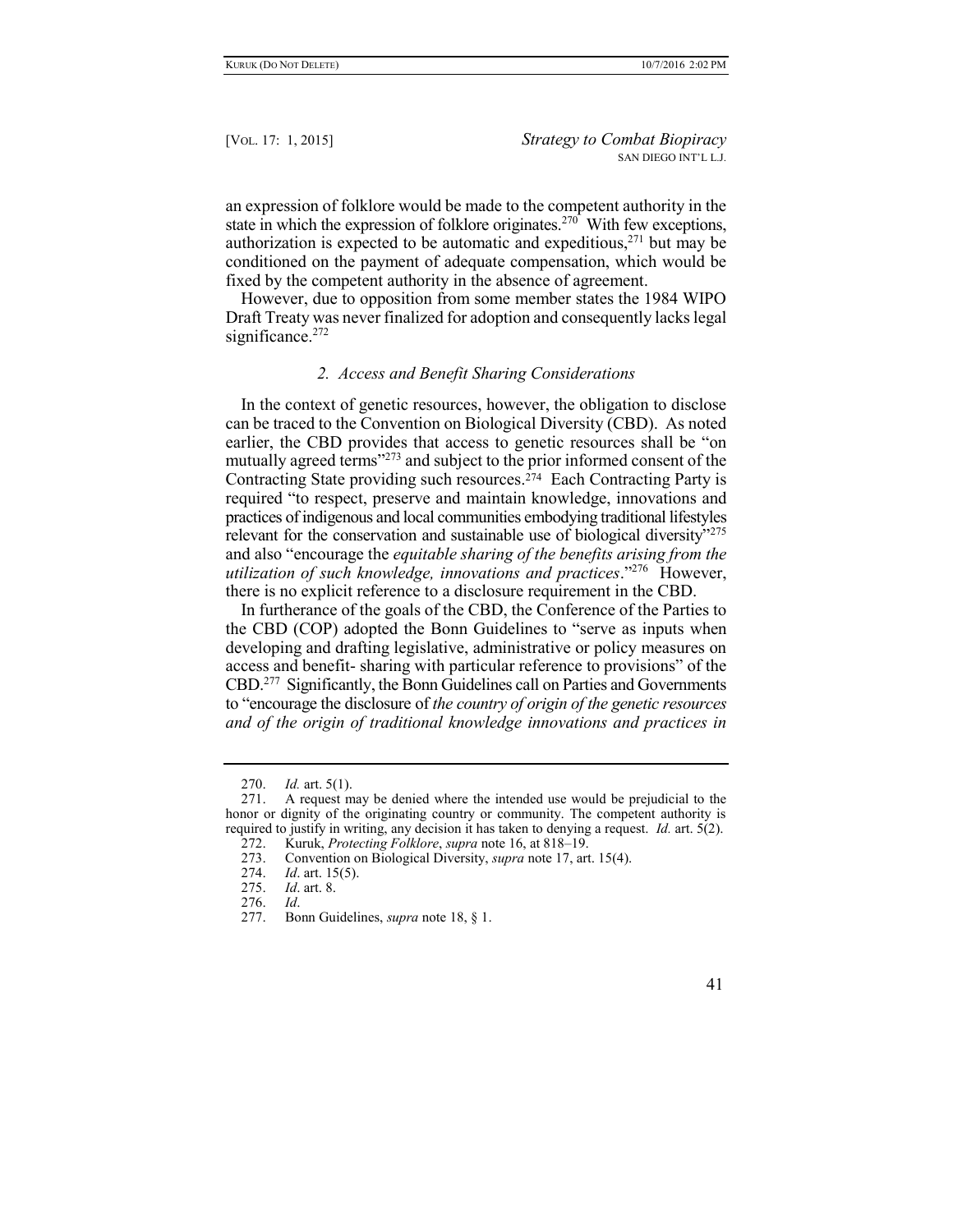an expression of folklore would be made to the competent authority in the state in which the expression of folklore originates.[270] With few exceptions, authorization is expected to be automatic and expeditious,[271] but may be conditioned on the payment of adequate compensation, which would be fixed by the competent authority in the absence of agreement.

However, due to opposition from some member states the 1984 WIPO Draft Treaty was never finalized for adoption and consequently lacks legal significance.[272]

### *2. Access and Benefit Sharing Considerations*

In the context of genetic resources, however, the obligation to disclose can be traced to the Convention on Biological Diversity (CBD). As noted earlier, the CBD provides that access to genetic resources shall be "on mutually agreed terms"[273] and subject to the prior informed consent of the Contracting State providing such resources.[274] Each Contracting Party is required "to respect, preserve and maintain knowledge, innovations and practices of indigenous and local communities embodying traditional lifestyles relevant for the conservation and sustainable use of biological diversity"[275] and also "encourage the *equitable sharing of the benefits arising from the utilization of such knowledge, innovations and practices*."[276] However, there is no explicit reference to a disclosure requirement in the CBD.

In furtherance of the goals of the CBD, the Conference of the Parties to the CBD (COP) adopted the Bonn Guidelines to "serve as inputs when developing and drafting legislative, administrative or policy measures on access and benefit- sharing with particular reference to provisions" of the CBD.[277] Significantly, the Bonn Guidelines call on Parties and Governments to "encourage the disclosure of *the country of origin of the genetic resources and of the origin of traditional knowledge innovations and practices in*

---

270. *Id.* art. 5(1).

271. A request may be denied where the intended use would be prejudicial to the honor or dignity of the originating country or community. The competent authority is required to justify in writing, any decision it has taken to denying a request. *Id.* art. 5(2).

272. Kuruk, *Protecting Folklore*, *supra* note 16, at 818–19.

273. Convention on Biological Diversity, *supra* note 17, art. 15(4).

274. *Id*. art. 15(5).

275. *Id*. art. 8.

276. *Id*.

277. Bonn Guidelines, *supra* note 18, § 1.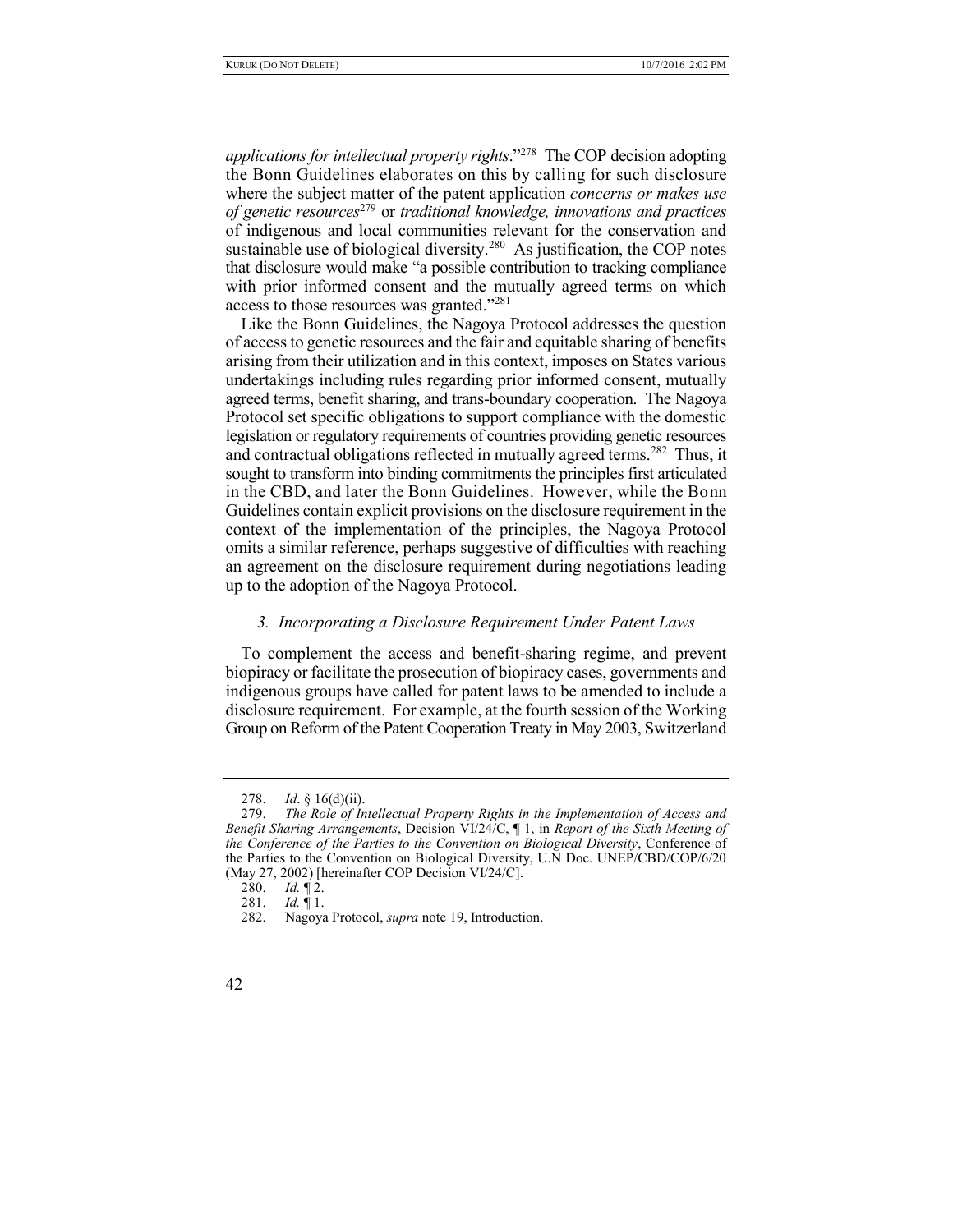*applications for intellectual property rights*."[278] The COP decision adopting the Bonn Guidelines elaborates on this by calling for such disclosure where the subject matter of the patent application *concerns or makes use of genetic resources*[279] or *traditional knowledge, innovations and practices* of indigenous and local communities relevant for the conservation and sustainable use of biological diversity.[280] As justification, the COP notes that disclosure would make "a possible contribution to tracking compliance with prior informed consent and the mutually agreed terms on which access to those resources was granted."[281]

Like the Bonn Guidelines, the Nagoya Protocol addresses the question of access to genetic resources and the fair and equitable sharing of benefits arising from their utilization and in this context, imposes on States various undertakings including rules regarding prior informed consent, mutually agreed terms, benefit sharing, and trans-boundary cooperation. The Nagoya Protocol set specific obligations to support compliance with the domestic legislation or regulatory requirements of countries providing genetic resources and contractual obligations reflected in mutually agreed terms.[282] Thus, it sought to transform into binding commitments the principles first articulated in the CBD, and later the Bonn Guidelines. However, while the Bonn Guidelines contain explicit provisions on the disclosure requirement in the context of the implementation of the principles, the Nagoya Protocol omits a similar reference, perhaps suggestive of difficulties with reaching an agreement on the disclosure requirement during negotiations leading up to the adoption of the Nagoya Protocol.

### *3. Incorporating a Disclosure Requirement Under Patent Laws*

To complement the access and benefit-sharing regime, and prevent biopiracy or facilitate the prosecution of biopiracy cases, governments and indigenous groups have called for patent laws to be amended to include a disclosure requirement. For example, at the fourth session of the Working Group on Reform of the Patent Cooperation Treaty in May 2003, Switzerland

---

278. *Id*. § 16(d)(ii).

279. *The Role of Intellectual Property Rights in the Implementation of Access and Benefit Sharing Arrangements*, Decision VI/24/C, ¶ 1, in *Report of the Sixth Meeting of the Conference of the Parties to the Convention on Biological Diversity*, Conference of the Parties to the Convention on Biological Diversity, U.N Doc. UNEP/CBD/COP/6/20 (May 27, 2002) [hereinafter COP Decision VI/24/C].

280. *Id.* ¶ 2.

281. *Id.* ¶ 1.

282. Nagoya Protocol, *supra* note 19, Introduction.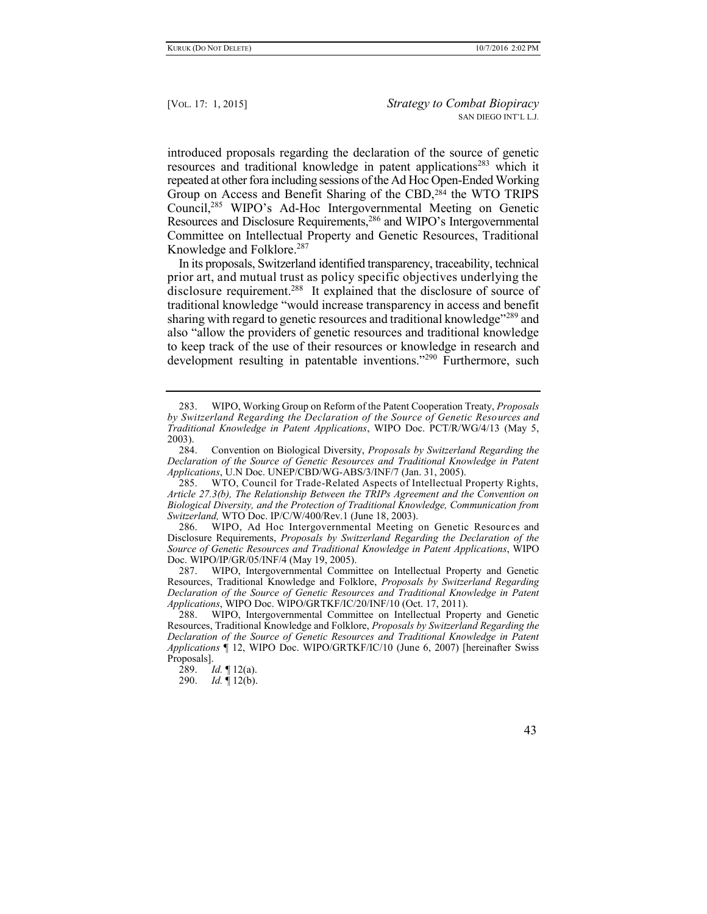introduced proposals regarding the declaration of the source of genetic resources and traditional knowledge in patent applications[283] which it repeated at other fora including sessions of the Ad Hoc Open-Ended Working Group on Access and Benefit Sharing of the CBD,[284] the WTO TRIPS Council,[285] WIPO's Ad-Hoc Intergovernmental Meeting on Genetic Resources and Disclosure Requirements,[286] and WIPO's Intergovernmental Committee on Intellectual Property and Genetic Resources, Traditional Knowledge and Folklore.[287]

In its proposals, Switzerland identified transparency, traceability, technical prior art, and mutual trust as policy specific objectives underlying the disclosure requirement.[288] It explained that the disclosure of source of traditional knowledge "would increase transparency in access and benefit sharing with regard to genetic resources and traditional knowledge"[289] and also "allow the providers of genetic resources and traditional knowledge to keep track of the use of their resources or knowledge in research and development resulting in patentable inventions."[290] Furthermore, such

---

283. WIPO, Working Group on Reform of the Patent Cooperation Treaty, *Proposals by Switzerland Regarding the Declaration of the Source of Genetic Resources and Traditional Knowledge in Patent Applications*, WIPO Doc. PCT/R/WG/4/13 (May 5, 2003).

284. Convention on Biological Diversity, *Proposals by Switzerland Regarding the Declaration of the Source of Genetic Resources and Traditional Knowledge in Patent Applications*, U.N Doc. UNEP/CBD/WG-ABS/3/INF/7 (Jan. 31, 2005).

285. WTO, Council for Trade-Related Aspects of Intellectual Property Rights, *Article 27.3(b), The Relationship Between the TRIPs Agreement and the Convention on Biological Diversity, and the Protection of Traditional Knowledge, Communication from Switzerland,* WTO Doc. IP/C/W/400/Rev.1 (June 18, 2003).

286. WIPO, Ad Hoc Intergovernmental Meeting on Genetic Resources and Disclosure Requirements, *Proposals by Switzerland Regarding the Declaration of the Source of Genetic Resources and Traditional Knowledge in Patent Applications*, WIPO Doc. WIPO/IP/GR/05/INF/4 (May 19, 2005).

287. WIPO, Intergovernmental Committee on Intellectual Property and Genetic Resources, Traditional Knowledge and Folklore, *Proposals by Switzerland Regarding Declaration of the Source of Genetic Resources and Traditional Knowledge in Patent Applications*, WIPO Doc. WIPO/GRTKF/IC/20/INF/10 (Oct. 17, 2011).

288. WIPO, Intergovernmental Committee on Intellectual Property and Genetic Resources, Traditional Knowledge and Folklore, *Proposals by Switzerland Regarding the Declaration of the Source of Genetic Resources and Traditional Knowledge in Patent Applications* ¶ 12, WIPO Doc. WIPO/GRTKF/IC/10 (June 6, 2007) [hereinafter Swiss Proposals].

289. *Id.* ¶ 12(a).

290. *Id.* ¶ 12(b).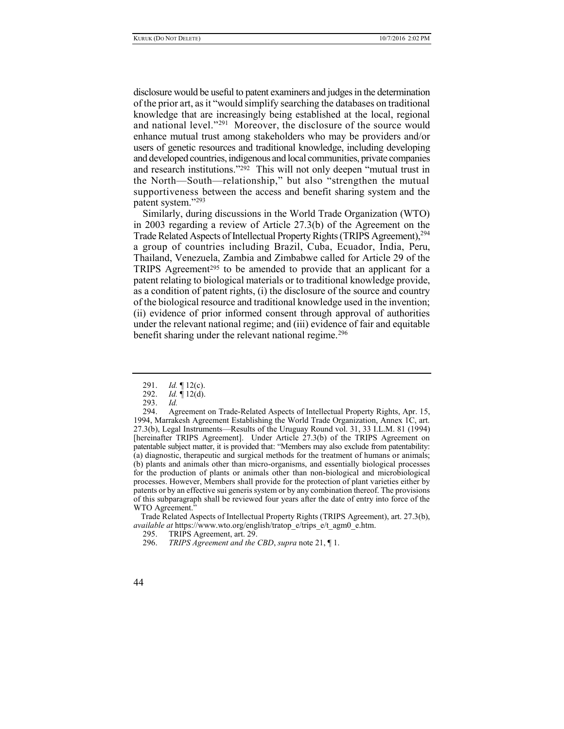disclosure would be useful to patent examiners and judges in the determination of the prior art, as it "would simplify searching the databases on traditional knowledge that are increasingly being established at the local, regional and national level."[291] Moreover, the disclosure of the source would enhance mutual trust among stakeholders who may be providers and/or users of genetic resources and traditional knowledge, including developing and developed countries, indigenous and local communities, private companies and research institutions."[292] This will not only deepen "mutual trust in the North—South—relationship," but also "strengthen the mutual supportiveness between the access and benefit sharing system and the patent system."[293]

Similarly, during discussions in the World Trade Organization (WTO) in 2003 regarding a review of Article 27.3(b) of the Agreement on the Trade Related Aspects of Intellectual Property Rights (TRIPS Agreement),[294] a group of countries including Brazil, Cuba, Ecuador, India, Peru, Thailand, Venezuela, Zambia and Zimbabwe called for Article 29 of the TRIPS Agreement[295] to be amended to provide that an applicant for a patent relating to biological materials or to traditional knowledge provide, as a condition of patent rights, (i) the disclosure of the source and country of the biological resource and traditional knowledge used in the invention; (ii) evidence of prior informed consent through approval of authorities under the relevant national regime; and (iii) evidence of fair and equitable benefit sharing under the relevant national regime.[296]

---

291. *Id.* ¶ 12(c).

292. *Id.* ¶ 12(d).

293. *Id.*

294. Agreement on Trade-Related Aspects of Intellectual Property Rights, Apr. 15, 1994, Marrakesh Agreement Establishing the World Trade Organization, Annex 1C, art. 27.3(b), Legal Instruments—Results of the Uruguay Round vol. 31, 33 I.L.M. 81 (1994) [hereinafter TRIPS Agreement]. Under Article 27.3(b) of the TRIPS Agreement on patentable subject matter, it is provided that: "Members may also exclude from patentability: (a) diagnostic, therapeutic and surgical methods for the treatment of humans or animals; (b) plants and animals other than micro-organisms, and essentially biological processes for the production of plants or animals other than non-biological and microbiological processes. However, Members shall provide for the protection of plant varieties either by patents or by an effective sui generis system or by any combination thereof. The provisions of this subparagraph shall be reviewed four years after the date of entry into force of the WTO Agreement."

Trade Related Aspects of Intellectual Property Rights (TRIPS Agreement), art. 27.3(b), *available at* https://www.wto.org/english/tratop_e/trips_e/t_agm0_e.htm.

295. TRIPS Agreement, art. 29.

296. *TRIPS Agreement and the CBD*, *supra* note 21, ¶ 1.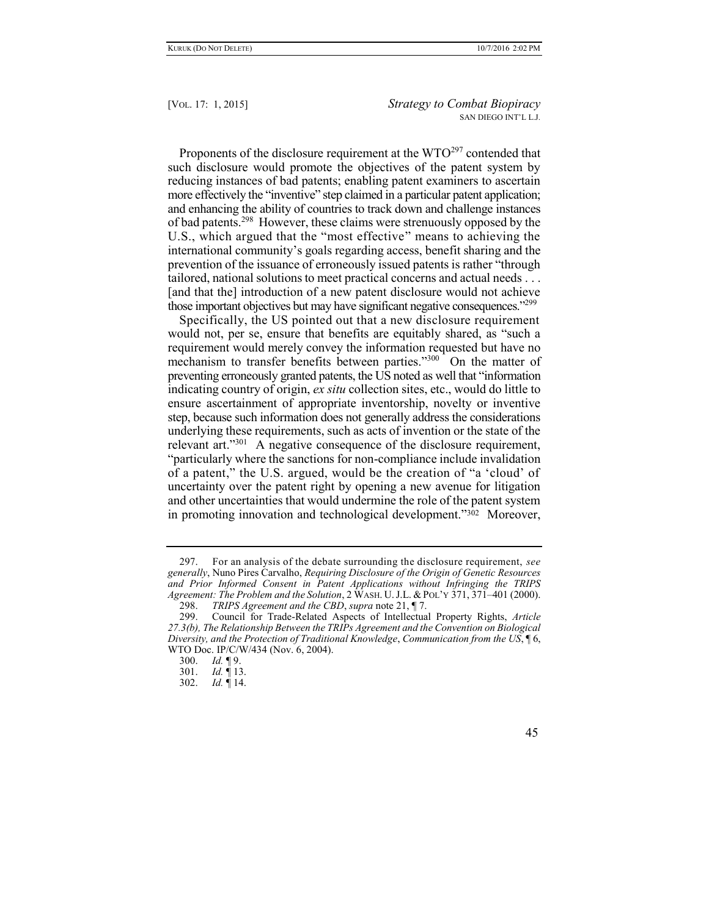Proponents of the disclosure requirement at the WTO[297] contended that such disclosure would promote the objectives of the patent system by reducing instances of bad patents; enabling patent examiners to ascertain more effectively the "inventive" step claimed in a particular patent application; and enhancing the ability of countries to track down and challenge instances of bad patents.[298] However, these claims were strenuously opposed by the U.S., which argued that the "most effective" means to achieving the international community's goals regarding access, benefit sharing and the prevention of the issuance of erroneously issued patents is rather "through tailored, national solutions to meet practical concerns and actual needs . . . [and that the] introduction of a new patent disclosure would not achieve those important objectives but may have significant negative consequences."[299]

Specifically, the US pointed out that a new disclosure requirement would not, per se, ensure that benefits are equitably shared, as "such a requirement would merely convey the information requested but have no mechanism to transfer benefits between parties."[300] On the matter of preventing erroneously granted patents, the US noted as well that "information indicating country of origin, *ex situ* collection sites, etc., would do little to ensure ascertainment of appropriate inventorship, novelty or inventive step, because such information does not generally address the considerations underlying these requirements, such as acts of invention or the state of the relevant art."[301] A negative consequence of the disclosure requirement, "particularly where the sanctions for non-compliance include invalidation of a patent," the U.S. argued, would be the creation of "a 'cloud' of uncertainty over the patent right by opening a new avenue for litigation and other uncertainties that would undermine the role of the patent system in promoting innovation and technological development."[302] Moreover,

---

297. For an analysis of the debate surrounding the disclosure requirement, *see generally*, Nuno Pires Carvalho, *Requiring Disclosure of the Origin of Genetic Resources and Prior Informed Consent in Patent Applications without Infringing the TRIPS Agreement: The Problem and the Solution*, 2 WASH. U. J.L. & POL'Y 371, 371–401 (2000).

298. *TRIPS Agreement and the CBD*, *supra* note 21, ¶ 7.

299. Council for Trade-Related Aspects of Intellectual Property Rights, *Article 27.3(b), The Relationship Between the TRIPs Agreement and the Convention on Biological Diversity, and the Protection of Traditional Knowledge*, *Communication from the US*, ¶ 6, WTO Doc. IP/C/W/434 (Nov. 6, 2004).

300. *Id.* ¶ 9.

301. *Id.* ¶ 13.

302. *Id.* ¶ 14.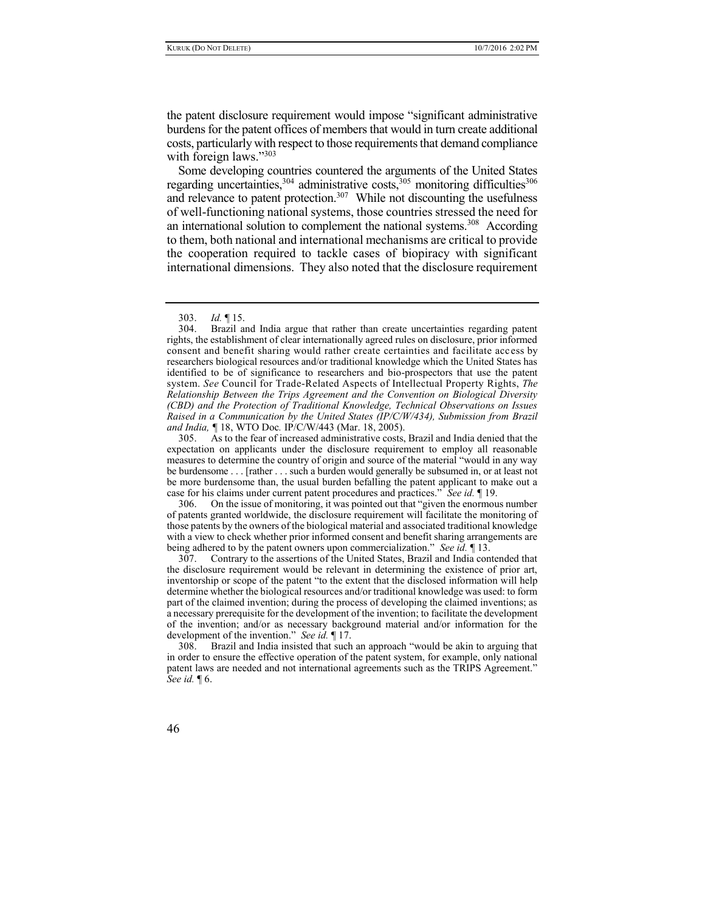the patent disclosure requirement would impose "significant administrative burdens for the patent offices of members that would in turn create additional costs, particularly with respect to those requirements that demand compliance with foreign laws."[303]

Some developing countries countered the arguments of the United States regarding uncertainties,[304] administrative costs,[305] monitoring difficulties[306] and relevance to patent protection.[307] While not discounting the usefulness of well-functioning national systems, those countries stressed the need for an international solution to complement the national systems.[308] According to them, both national and international mechanisms are critical to provide the cooperation required to tackle cases of biopiracy with significant international dimensions. They also noted that the disclosure requirement

---

303. *Id.* ¶ 15.

304. Brazil and India argue that rather than create uncertainties regarding patent rights, the establishment of clear internationally agreed rules on disclosure, prior informed consent and benefit sharing would rather create certainties and facilitate access by researchers biological resources and/or traditional knowledge which the United States has identified to be of significance to researchers and bio-prospectors that use the patent system. *See* Council for Trade-Related Aspects of Intellectual Property Rights, *The Relationship Between the Trips Agreement and the Convention on Biological Diversity (CBD) and the Protection of Traditional Knowledge, Technical Observations on Issues Raised in a Communication by the United States (IP/C/W/434), Submission from Brazil and India,* ¶ 18, WTO Doc*.* IP/C/W/443 (Mar. 18, 2005).

305. As to the fear of increased administrative costs, Brazil and India denied that the expectation on applicants under the disclosure requirement to employ all reasonable measures to determine the country of origin and source of the material "would in any way be burdensome . . . [rather . . . such a burden would generally be subsumed in, or at least not be more burdensome than, the usual burden befalling the patent applicant to make out a case for his claims under current patent procedures and practices." *See id.* ¶ 19.

306. On the issue of monitoring, it was pointed out that "given the enormous number of patents granted worldwide, the disclosure requirement will facilitate the monitoring of those patents by the owners of the biological material and associated traditional knowledge with a view to check whether prior informed consent and benefit sharing arrangements are being adhered to by the patent owners upon commercialization." *See id.* ¶ 13.

307. Contrary to the assertions of the United States, Brazil and India contended that the disclosure requirement would be relevant in determining the existence of prior art, inventorship or scope of the patent "to the extent that the disclosed information will help determine whether the biological resources and/or traditional knowledge was used: to form part of the claimed invention; during the process of developing the claimed inventions; as a necessary prerequisite for the development of the invention; to facilitate the development of the invention; and/or as necessary background material and/or information for the development of the invention." *See id.* ¶ 17.

308. Brazil and India insisted that such an approach "would be akin to arguing that in order to ensure the effective operation of the patent system, for example, only national patent laws are needed and not international agreements such as the TRIPS Agreement." *See id.* ¶ 6.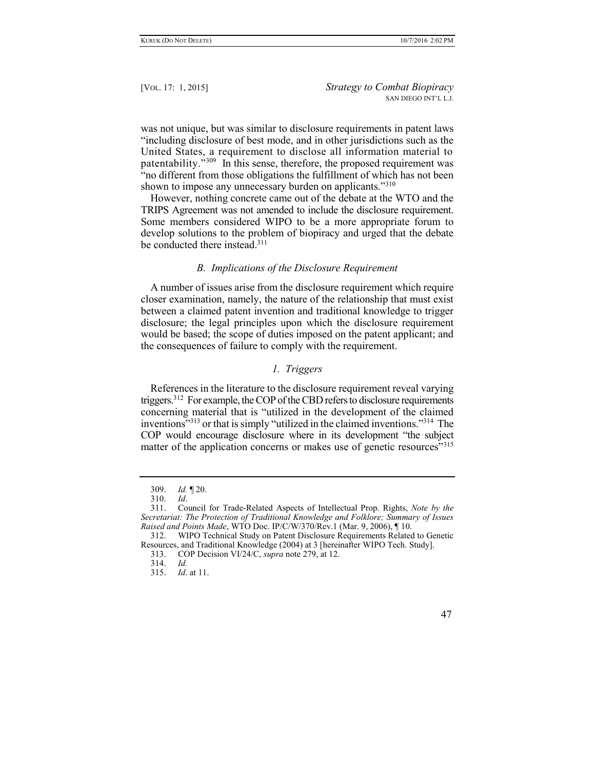was not unique, but was similar to disclosure requirements in patent laws "including disclosure of best mode, and in other jurisdictions such as the United States, a requirement to disclose all information material to patentability."[309] In this sense, therefore, the proposed requirement was "no different from those obligations the fulfillment of which has not been shown to impose any unnecessary burden on applicants."[310]

However, nothing concrete came out of the debate at the WTO and the TRIPS Agreement was not amended to include the disclosure requirement. Some members considered WIPO to be a more appropriate forum to develop solutions to the problem of biopiracy and urged that the debate be conducted there instead.[311]

### *B. Implications of the Disclosure Requirement*

A number of issues arise from the disclosure requirement which require closer examination, namely, the nature of the relationship that must exist between a claimed patent invention and traditional knowledge to trigger disclosure; the legal principles upon which the disclosure requirement would be based; the scope of duties imposed on the patent applicant; and the consequences of failure to comply with the requirement.

#### *1. Triggers*

References in the literature to the disclosure requirement reveal varying triggers.[312] For example, the COP of the CBD refers to disclosure requirements concerning material that is "utilized in the development of the claimed inventions"[313] or that is simply "utilized in the claimed inventions."[314] The COP would encourage disclosure where in its development "the subject matter of the application concerns or makes use of genetic resources"[315]

---

309. *Id.* ¶ 20.

310. *Id*.

311. Council for Trade-Related Aspects of Intellectual Prop. Rights, *Note by the Secretariat: The Protection of Traditional Knowledge and Folklore; Summary of Issues Raised and Points Made*, WTO Doc. IP/C/W/370/Rev.1 (Mar. 9, 2006), ¶ 10.

312. WIPO Technical Study on Patent Disclosure Requirements Related to Genetic Resources, and Traditional Knowledge (2004) at 3 [hereinafter WIPO Tech. Study].

313. COP Decision VI/24/C, *supra* note 279, at 12.

314. *Id.*

315. *Id*. at 11.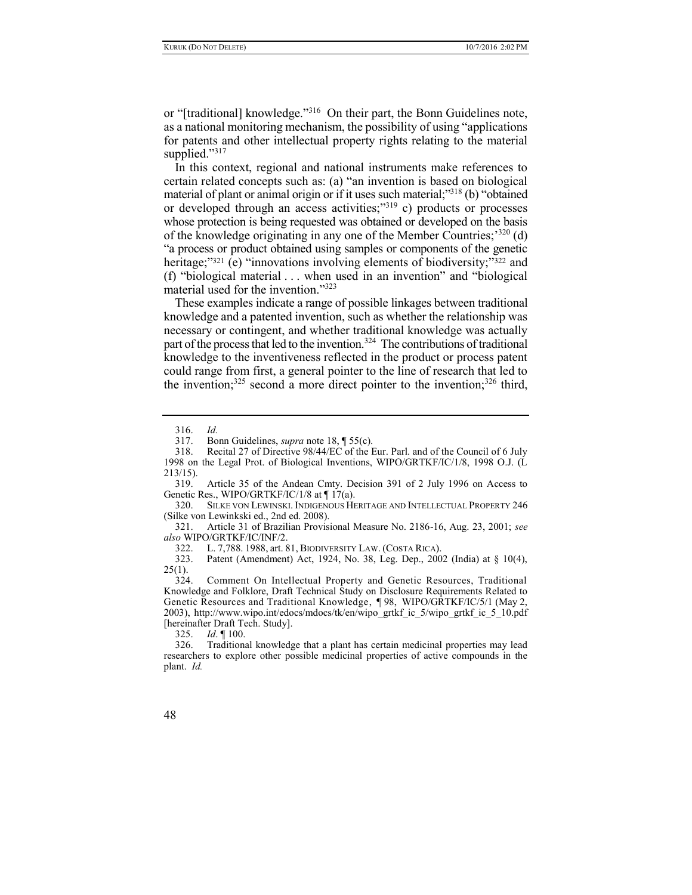or "[traditional] knowledge."[316] On their part, the Bonn Guidelines note, as a national monitoring mechanism, the possibility of using "applications for patents and other intellectual property rights relating to the material supplied."[317]

In this context, regional and national instruments make references to certain related concepts such as: (a) "an invention is based on biological material of plant or animal origin or if it uses such material;"[318] (b) "obtained or developed through an access activities;"[319] c) products or processes whose protection is being requested was obtained or developed on the basis of the knowledge originating in any one of the Member Countries;'[320] (d) "a process or product obtained using samples or components of the genetic heritage;"[321] (e) "innovations involving elements of biodiversity;"[322] and (f) "biological material . . . when used in an invention" and "biological material used for the invention."[323]

These examples indicate a range of possible linkages between traditional knowledge and a patented invention, such as whether the relationship was necessary or contingent, and whether traditional knowledge was actually part of the process that led to the invention.[324] The contributions of traditional knowledge to the inventiveness reflected in the product or process patent could range from first, a general pointer to the line of research that led to the invention;[325] second a more direct pointer to the invention;[326] third,

---

316. *Id.*

317. Bonn Guidelines, *supra* note 18, ¶ 55(c).

318. Recital 27 of Directive 98/44/EC of the Eur. Parl. and of the Council of 6 July 1998 on the Legal Prot. of Biological Inventions, WIPO/GRTKF/IC/1/8, 1998 O.J. (L 213/15).

319. Article 35 of the Andean Cmty. Decision 391 of 2 July 1996 on Access to Genetic Res., WIPO/GRTKF/IC/1/8 at ¶ 17(a).

320. SILKE VON LEWINSKI. INDIGENOUS HERITAGE AND INTELLECTUAL PROPERTY 246 (Silke von Lewinkski ed., 2nd ed. 2008).

321. Article 31 of Brazilian Provisional Measure No. 2186-16, Aug. 23, 2001; *see also* WIPO/GRTKF/IC/INF/2.

322. L. 7,788. 1988, art. 81, BIODIVERSITY LAW. (COSTA RICA).

323. Patent (Amendment) Act, 1924, No. 38, Leg. Dep., 2002 (India) at § 10(4), 25(1).

324. Comment On Intellectual Property and Genetic Resources, Traditional Knowledge and Folklore, Draft Technical Study on Disclosure Requirements Related to Genetic Resources and Traditional Knowledge, ¶ 98, WIPO/GRTKF/IC/5/1 (May 2, 2003), http://www.wipo.int/edocs/mdocs/tk/en/wipo_grtkf_ic_5/wipo_grtkf_ic_5_10.pdf [hereinafter Draft Tech. Study].

325. *Id.* ¶ 100.

326. Traditional knowledge that a plant has certain medicinal properties may lead researchers to explore other possible medicinal properties of active compounds in the plant. *Id.*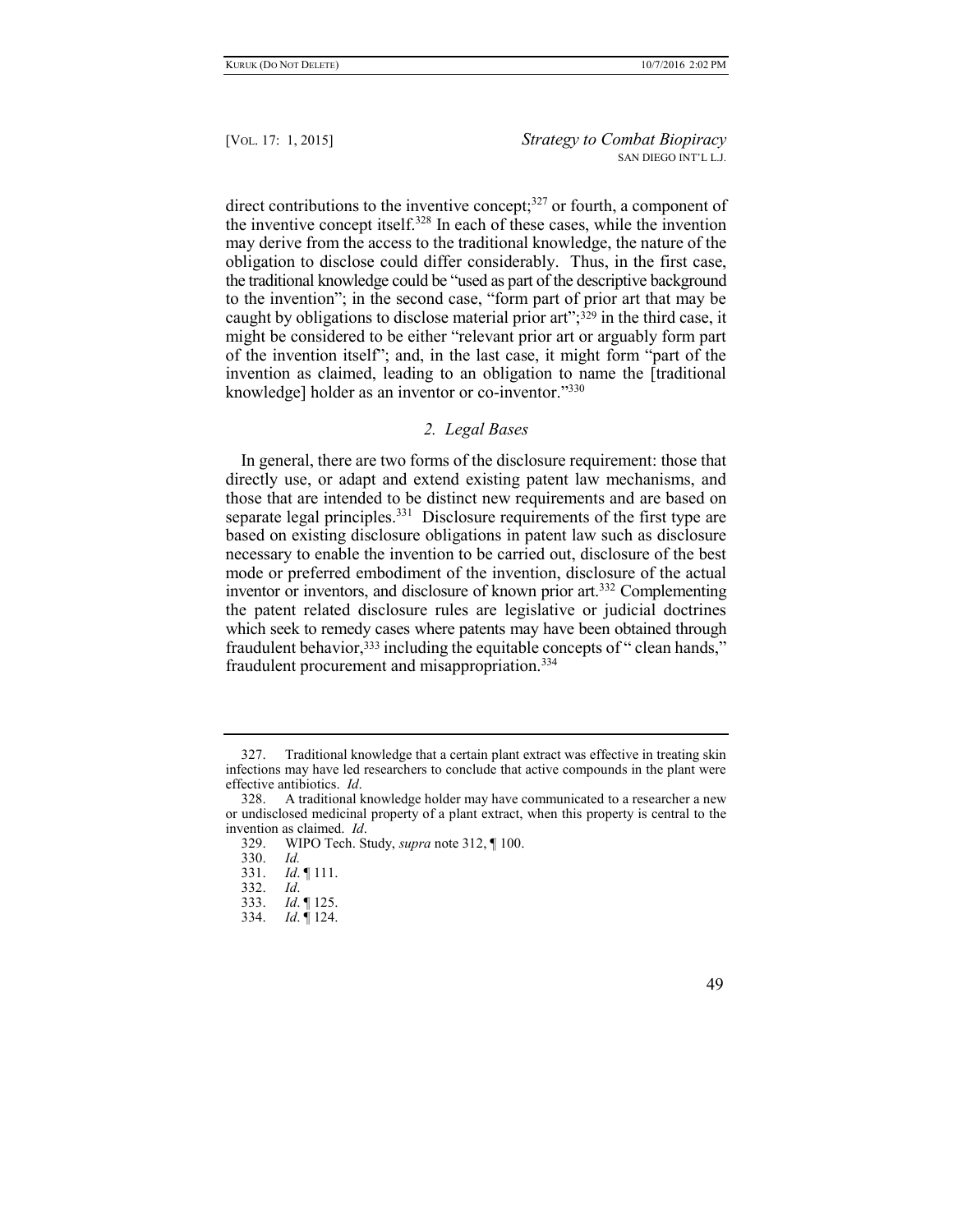direct contributions to the inventive concept;[327] or fourth, a component of the inventive concept itself.[328] In each of these cases, while the invention may derive from the access to the traditional knowledge, the nature of the obligation to disclose could differ considerably. Thus, in the first case, the traditional knowledge could be "used as part of the descriptive background to the invention"; in the second case, "form part of prior art that may be caught by obligations to disclose material prior art";[329] in the third case, it might be considered to be either "relevant prior art or arguably form part of the invention itself"; and, in the last case, it might form "part of the invention as claimed, leading to an obligation to name the [traditional knowledge] holder as an inventor or co-inventor."[330]

### *2. Legal Bases*

In general, there are two forms of the disclosure requirement: those that directly use, or adapt and extend existing patent law mechanisms, and those that are intended to be distinct new requirements and are based on separate legal principles.[331] Disclosure requirements of the first type are based on existing disclosure obligations in patent law such as disclosure necessary to enable the invention to be carried out, disclosure of the best mode or preferred embodiment of the invention, disclosure of the actual inventor or inventors, and disclosure of known prior art.[332] Complementing the patent related disclosure rules are legislative or judicial doctrines which seek to remedy cases where patents may have been obtained through fraudulent behavior,[333] including the equitable concepts of " clean hands," fraudulent procurement and misappropriation.[334]

---

327. Traditional knowledge that a certain plant extract was effective in treating skin infections may have led researchers to conclude that active compounds in the plant were effective antibiotics. *Id*.

328. A traditional knowledge holder may have communicated to a researcher a new or undisclosed medicinal property of a plant extract, when this property is central to the invention as claimed. *Id*.

329. WIPO Tech. Study, *supra* note 312, ¶ 100.

330. *Id.*

331. *Id*. ¶ 111.

332. *Id*.

333. *Id*. ¶ 125.

334. *Id*. ¶ 124.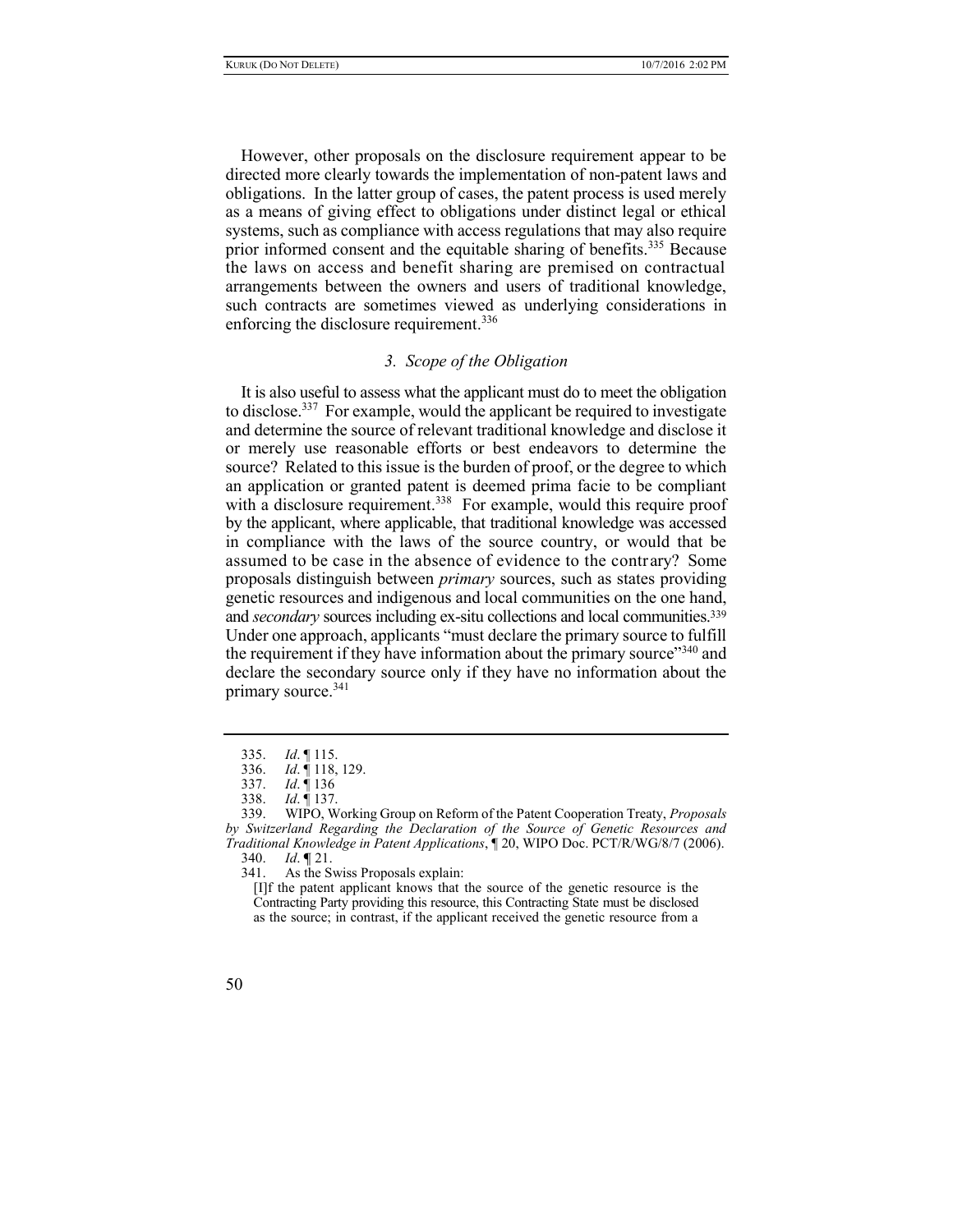However, other proposals on the disclosure requirement appear to be directed more clearly towards the implementation of non-patent laws and obligations. In the latter group of cases, the patent process is used merely as a means of giving effect to obligations under distinct legal or ethical systems, such as compliance with access regulations that may also require prior informed consent and the equitable sharing of benefits.[335] Because the laws on access and benefit sharing are premised on contractual arrangements between the owners and users of traditional knowledge, such contracts are sometimes viewed as underlying considerations in enforcing the disclosure requirement.[336]

### *3. Scope of the Obligation*

It is also useful to assess what the applicant must do to meet the obligation to disclose.[337] For example, would the applicant be required to investigate and determine the source of relevant traditional knowledge and disclose it or merely use reasonable efforts or best endeavors to determine the source? Related to this issue is the burden of proof, or the degree to which an application or granted patent is deemed prima facie to be compliant with a disclosure requirement.[338] For example, would this require proof by the applicant, where applicable, that traditional knowledge was accessed in compliance with the laws of the source country, or would that be assumed to be case in the absence of evidence to the contrary? Some proposals distinguish between *primary* sources, such as states providing genetic resources and indigenous and local communities on the one hand, and *secondary* sources including ex-situ collections and local communities.[339] Under one approach, applicants "must declare the primary source to fulfill the requirement if they have information about the primary source"[340] and declare the secondary source only if they have no information about the primary source.[341]

---

335. *Id*. ¶ 115.

336. *Id*. ¶ 118, 129.

337. *Id*. ¶ 136

338. *Id*. ¶ 137.

339. WIPO, Working Group on Reform of the Patent Cooperation Treaty, *Proposals by Switzerland Regarding the Declaration of the Source of Genetic Resources and Traditional Knowledge in Patent Applications*, ¶ 20, WIPO Doc. PCT/R/WG/8/7 (2006).

340. *Id*. ¶ 21.

341. As the Swiss Proposals explain:

> [I]f the patent applicant knows that the source of the genetic resource is the Contracting Party providing this resource, this Contracting State must be disclosed as the source; in contrast, if the applicant received the genetic resource from a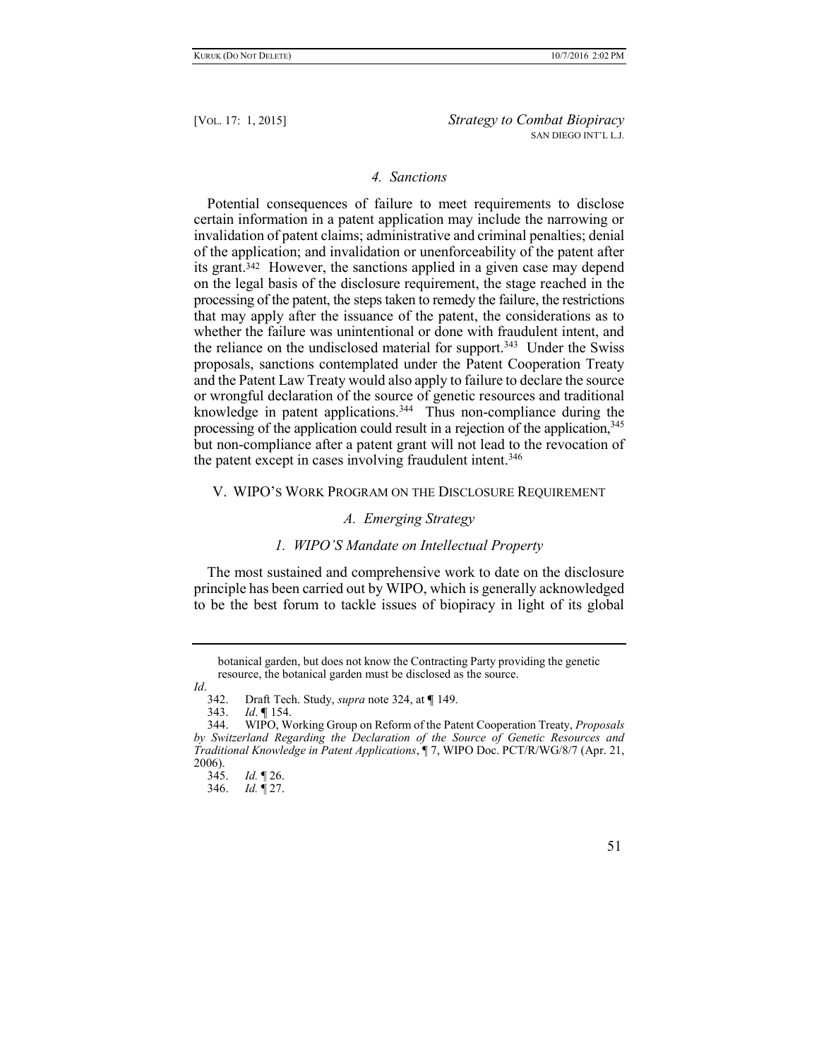#### *4. Sanctions*

Potential consequences of failure to meet requirements to disclose certain information in a patent application may include the narrowing or invalidation of patent claims; administrative and criminal penalties; denial of the application; and invalidation or unenforceability of the patent after its grant.[342] However, the sanctions applied in a given case may depend on the legal basis of the disclosure requirement, the stage reached in the processing of the patent, the steps taken to remedy the failure, the restrictions that may apply after the issuance of the patent, the considerations as to whether the failure was unintentional or done with fraudulent intent, and the reliance on the undisclosed material for support.[343] Under the Swiss proposals, sanctions contemplated under the Patent Cooperation Treaty and the Patent Law Treaty would also apply to failure to declare the source or wrongful declaration of the source of genetic resources and traditional knowledge in patent applications.[344] Thus non-compliance during the processing of the application could result in a rejection of the application,[345] but non-compliance after a patent grant will not lead to the revocation of the patent except in cases involving fraudulent intent.[346]

## V. WIPO'S WORK PROGRAM ON THE DISCLOSURE REQUIREMENT

### *A. Emerging Strategy*

#### *1. WIPO'S Mandate on Intellectual Property*

The most sustained and comprehensive work to date on the disclosure principle has been carried out by WIPO, which is generally acknowledged to be the best forum to tackle issues of biopiracy in light of its global

---

botanical garden, but does not know the Contracting Party providing the genetic resource, the botanical garden must be disclosed as the source.

*Id*.

342. Draft Tech. Study, *supra* note 324, at ¶ 149.

343. *Id*. ¶ 154.

344. WIPO, Working Group on Reform of the Patent Cooperation Treaty, *Proposals by Switzerland Regarding the Declaration of the Source of Genetic Resources and Traditional Knowledge in Patent Applications*, ¶ 7, WIPO Doc. PCT/R/WG/8/7 (Apr. 21, 2006).

345. *Id.* ¶ 26.

346. *Id.* ¶ 27.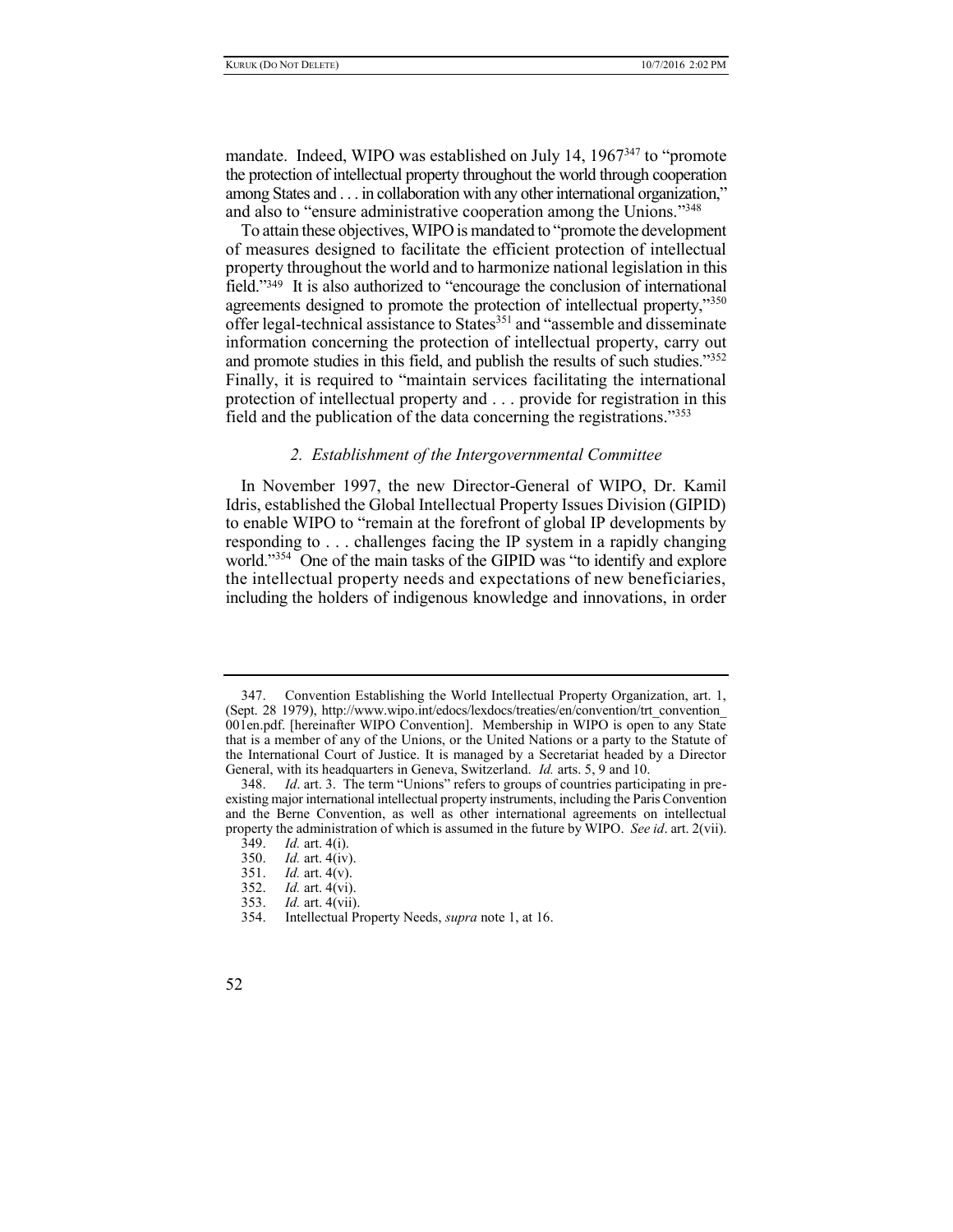mandate. Indeed, WIPO was established on July 14, 1967[347] to "promote the protection of intellectual property throughout the world through cooperation among States and . . . in collaboration with any other international organization," and also to "ensure administrative cooperation among the Unions."[348]

To attain these objectives, WIPO is mandated to "promote the development of measures designed to facilitate the efficient protection of intellectual property throughout the world and to harmonize national legislation in this field."[349] It is also authorized to "encourage the conclusion of international agreements designed to promote the protection of intellectual property,"[350] offer legal-technical assistance to States[351] and "assemble and disseminate information concerning the protection of intellectual property, carry out and promote studies in this field, and publish the results of such studies."[352] Finally, it is required to "maintain services facilitating the international protection of intellectual property and . . . provide for registration in this field and the publication of the data concerning the registrations."[353]

### *2. Establishment of the Intergovernmental Committee*

In November 1997, the new Director-General of WIPO, Dr. Kamil Idris, established the Global Intellectual Property Issues Division (GIPID) to enable WIPO to "remain at the forefront of global IP developments by responding to . . . challenges facing the IP system in a rapidly changing world."[354] One of the main tasks of the GIPID was "to identify and explore the intellectual property needs and expectations of new beneficiaries, including the holders of indigenous knowledge and innovations, in order

---

347. Convention Establishing the World Intellectual Property Organization, art. 1, (Sept. 28 1979), http://www.wipo.int/edocs/lexdocs/treaties/en/convention/trt_convention_001en.pdf. [hereinafter WIPO Convention]. Membership in WIPO is open to any State that is a member of any of the Unions, or the United Nations or a party to the Statute of the International Court of Justice. It is managed by a Secretariat headed by a Director General, with its headquarters in Geneva, Switzerland. *Id.* arts. 5, 9 and 10.

348. *Id*. art. 3. The term "Unions" refers to groups of countries participating in pre-existing major international intellectual property instruments, including the Paris Convention and the Berne Convention, as well as other international agreements on intellectual property the administration of which is assumed in the future by WIPO. *See id*. art. 2(vii).

349. *Id.* art. 4(i).

350. *Id.* art. 4(iv).

351. *Id.* art. 4(v).

352. *Id.* art. 4(vi).

353. *Id.* art. 4(vii).

354. Intellectual Property Needs, *supra* note 1, at 16.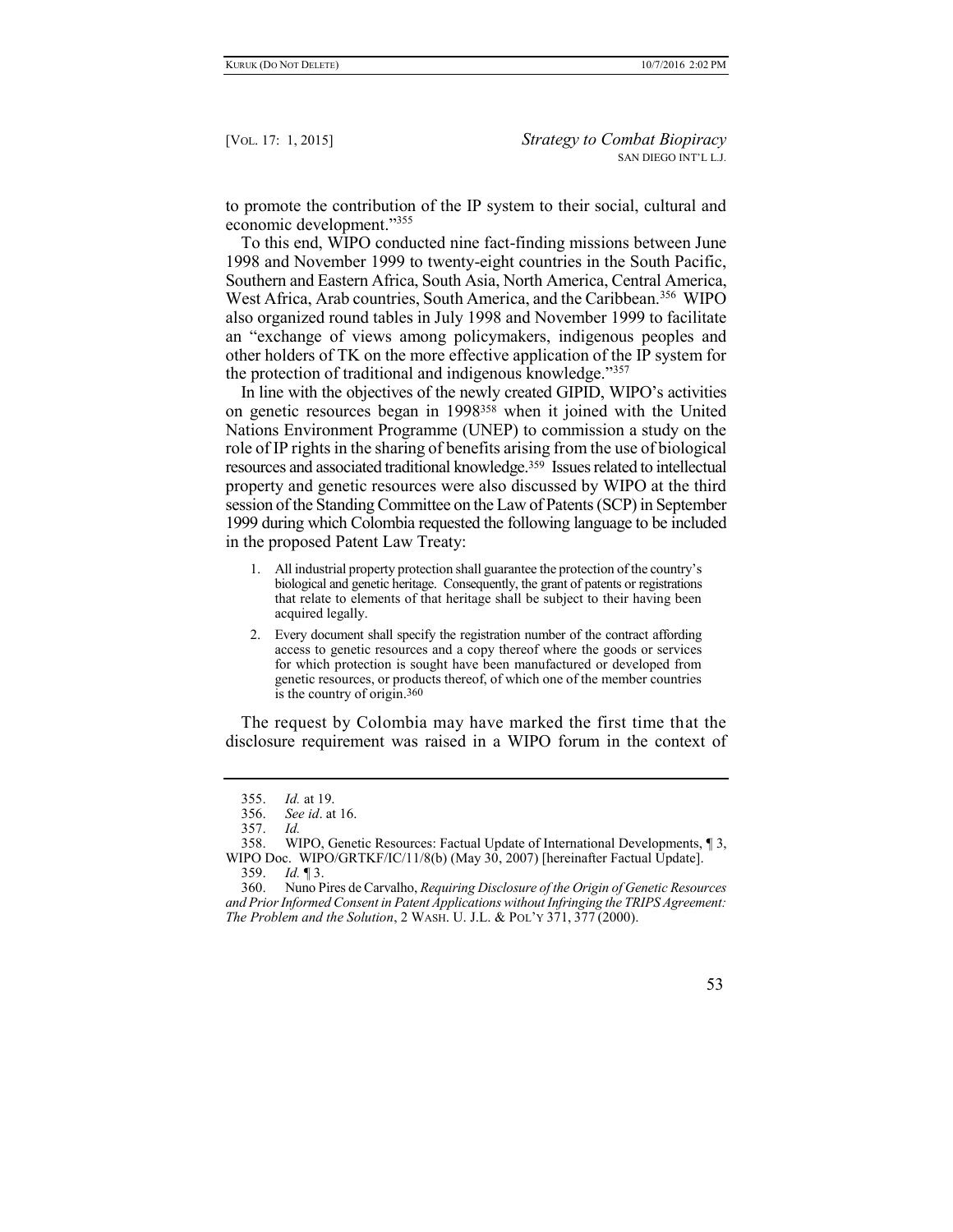to promote the contribution of the IP system to their social, cultural and economic development."[355]

To this end, WIPO conducted nine fact-finding missions between June 1998 and November 1999 to twenty-eight countries in the South Pacific, Southern and Eastern Africa, South Asia, North America, Central America, West Africa, Arab countries, South America, and the Caribbean.[356] WIPO also organized round tables in July 1998 and November 1999 to facilitate an "exchange of views among policymakers, indigenous peoples and other holders of TK on the more effective application of the IP system for the protection of traditional and indigenous knowledge."[357]

In line with the objectives of the newly created GIPID, WIPO's activities on genetic resources began in 1998[358] when it joined with the United Nations Environment Programme (UNEP) to commission a study on the role of IP rights in the sharing of benefits arising from the use of biological resources and associated traditional knowledge.[359] Issues related to intellectual property and genetic resources were also discussed by WIPO at the third session of the Standing Committee on the Law of Patents (SCP) in September 1999 during which Colombia requested the following language to be included in the proposed Patent Law Treaty:

> 1. All industrial property protection shall guarantee the protection of the country's biological and genetic heritage. Consequently, the grant of patents or registrations that relate to elements of that heritage shall be subject to their having been acquired legally.
> 2. Every document shall specify the registration number of the contract affording access to genetic resources and a copy thereof where the goods or services for which protection is sought have been manufactured or developed from genetic resources, or products thereof, of which one of the member countries is the country of origin.[360]

The request by Colombia may have marked the first time that the disclosure requirement was raised in a WIPO forum in the context of

---

355. *Id.* at 19.
356. *See id*. at 16.
357. *Id.*
358. WIPO, Genetic Resources: Factual Update of International Developments, ¶ 3, WIPO Doc. WIPO/GRTKF/IC/11/8(b) (May 30, 2007) [hereinafter Factual Update].
359. *Id.* ¶ 3.
360. Nuno Pires de Carvalho, *Requiring Disclosure of the Origin of Genetic Resources and Prior Informed Consent in Patent Applications without Infringing the TRIPS Agreement: The Problem and the Solution*, 2 WASH. U. J.L. & POL'Y 371, 377 (2000).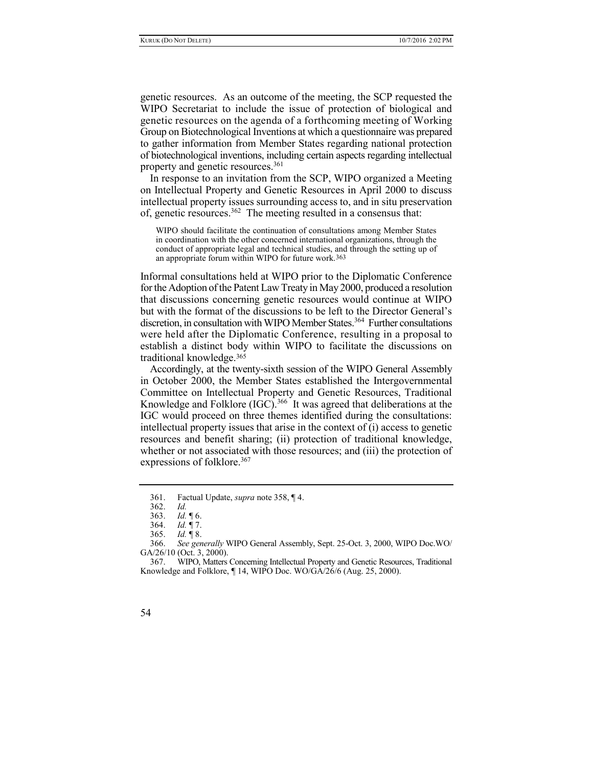genetic resources. As an outcome of the meeting, the SCP requested the WIPO Secretariat to include the issue of protection of biological and genetic resources on the agenda of a forthcoming meeting of Working Group on Biotechnological Inventions at which a questionnaire was prepared to gather information from Member States regarding national protection of biotechnological inventions, including certain aspects regarding intellectual property and genetic resources.[361]

In response to an invitation from the SCP, WIPO organized a Meeting on Intellectual Property and Genetic Resources in April 2000 to discuss intellectual property issues surrounding access to, and in situ preservation of, genetic resources.[362] The meeting resulted in a consensus that:

> WIPO should facilitate the continuation of consultations among Member States in coordination with the other concerned international organizations, through the conduct of appropriate legal and technical studies, and through the setting up of an appropriate forum within WIPO for future work.[363]

Informal consultations held at WIPO prior to the Diplomatic Conference for the Adoption of the Patent Law Treaty in May 2000, produced a resolution that discussions concerning genetic resources would continue at WIPO but with the format of the discussions to be left to the Director General's discretion, in consultation with WIPO Member States.[364] Further consultations were held after the Diplomatic Conference, resulting in a proposal to establish a distinct body within WIPO to facilitate the discussions on traditional knowledge.[365]

Accordingly, at the twenty-sixth session of the WIPO General Assembly in October 2000, the Member States established the Intergovernmental Committee on Intellectual Property and Genetic Resources, Traditional Knowledge and Folklore (IGC).[366] It was agreed that deliberations at the IGC would proceed on three themes identified during the consultations: intellectual property issues that arise in the context of (i) access to genetic resources and benefit sharing; (ii) protection of traditional knowledge, whether or not associated with those resources; and (iii) the protection of expressions of folklore.[367]

---

361. Factual Update, *supra* note 358, ¶ 4.

362. *Id.*

363. *Id.* ¶ 6.

364. *Id.* ¶ 7.

365. *Id.* ¶ 8.

366. *See generally* WIPO General Assembly, Sept. 25-Oct. 3, 2000, WIPO Doc.WO/GA/26/10 (Oct. 3, 2000).

367. WIPO, Matters Concerning Intellectual Property and Genetic Resources, Traditional Knowledge and Folklore, ¶ 14, WIPO Doc. WO/GA/26/6 (Aug. 25, 2000).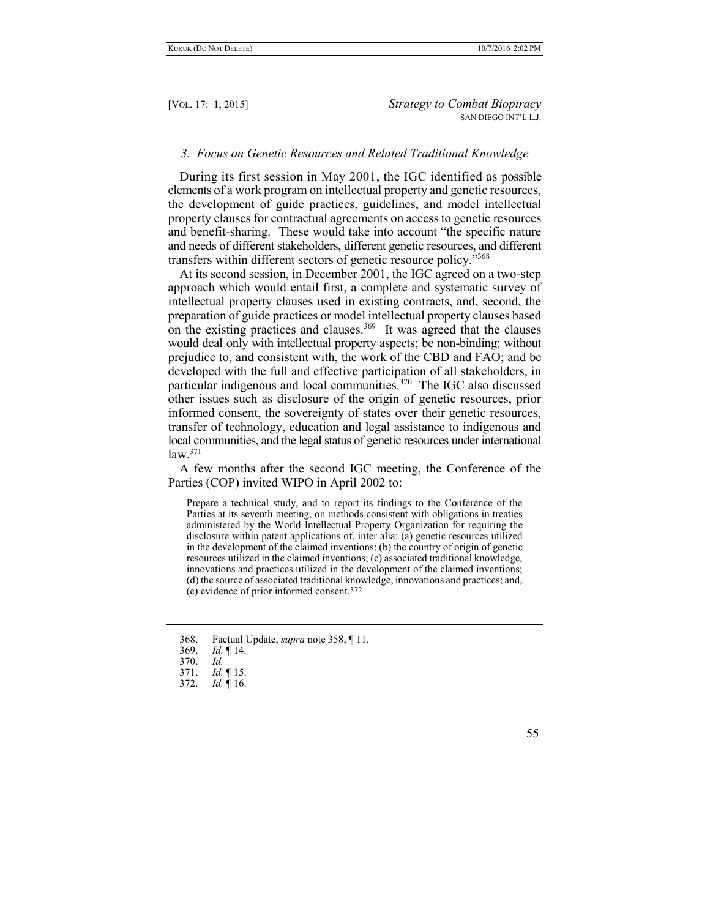### 3. *Focus on Genetic Resources and Related Traditional Knowledge*

During its first session in May 2001, the IGC identified as possible elements of a work program on intellectual property and genetic resources, the development of guide practices, guidelines, and model intellectual property clauses for contractual agreements on access to genetic resources and benefit-sharing. These would take into account "the specific nature and needs of different stakeholders, different genetic resources, and different transfers within different sectors of genetic resource policy."[368]

At its second session, in December 2001, the IGC agreed on a two-step approach which would entail first, a complete and systematic survey of intellectual property clauses used in existing contracts, and, second, the preparation of guide practices or model intellectual property clauses based on the existing practices and clauses.[369] It was agreed that the clauses would deal only with intellectual property aspects; be non-binding; without prejudice to, and consistent with, the work of the CBD and FAO; and be developed with the full and effective participation of all stakeholders, in particular indigenous and local communities.[370] The IGC also discussed other issues such as disclosure of the origin of genetic resources, prior informed consent, the sovereignty of states over their genetic resources, transfer of technology, education and legal assistance to indigenous and local communities, and the legal status of genetic resources under international law.[371]

A few months after the second IGC meeting, the Conference of the Parties (COP) invited WIPO in April 2002 to:

> Prepare a technical study, and to report its findings to the Conference of the Parties at its seventh meeting, on methods consistent with obligations in treaties administered by the World Intellectual Property Organization for requiring the disclosure within patent applications of, inter alia: (a) genetic resources utilized in the development of the claimed inventions; (b) the country of origin of genetic resources utilized in the claimed inventions; (c) associated traditional knowledge, innovations and practices utilized in the development of the claimed inventions; (d) the source of associated traditional knowledge, innovations and practices; and, (e) evidence of prior informed consent.[372]

---

368. Factual Update, *supra* note 358, ¶ 11.
369. *Id.* ¶ 14.
370. *Id.*
371. *Id.* ¶ 15.
372. *Id.* ¶ 16.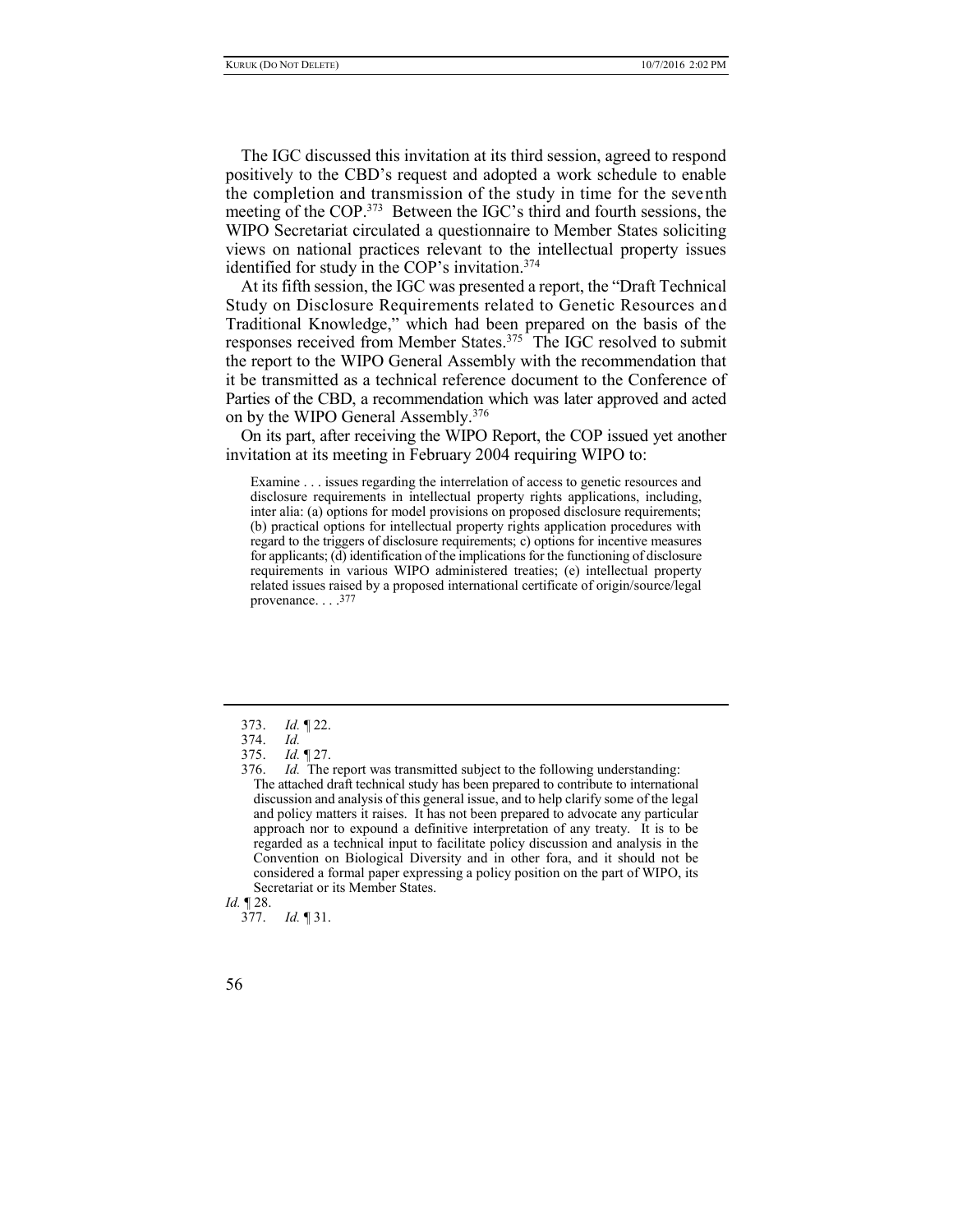The IGC discussed this invitation at its third session, agreed to respond positively to the CBD's request and adopted a work schedule to enable the completion and transmission of the study in time for the seventh meeting of the COP.[373] Between the IGC's third and fourth sessions, the WIPO Secretariat circulated a questionnaire to Member States soliciting views on national practices relevant to the intellectual property issues identified for study in the COP's invitation.[374]

At its fifth session, the IGC was presented a report, the "Draft Technical Study on Disclosure Requirements related to Genetic Resources and Traditional Knowledge," which had been prepared on the basis of the responses received from Member States.[375] The IGC resolved to submit the report to the WIPO General Assembly with the recommendation that it be transmitted as a technical reference document to the Conference of Parties of the CBD, a recommendation which was later approved and acted on by the WIPO General Assembly.[376]

On its part, after receiving the WIPO Report, the COP issued yet another invitation at its meeting in February 2004 requiring WIPO to:

> Examine . . . issues regarding the interrelation of access to genetic resources and disclosure requirements in intellectual property rights applications, including, inter alia: (a) options for model provisions on proposed disclosure requirements; (b) practical options for intellectual property rights application procedures with regard to the triggers of disclosure requirements; c) options for incentive measures for applicants; (d) identification of the implications for the functioning of disclosure requirements in various WIPO administered treaties; (e) intellectual property related issues raised by a proposed international certificate of origin/source/legal provenance. . . .[377]

---

373. *Id.* ¶ 22.

374. *Id.*

375. *Id.* ¶ 27.

376. *Id.* The report was transmitted subject to the following understanding:

> The attached draft technical study has been prepared to contribute to international discussion and analysis of this general issue, and to help clarify some of the legal and policy matters it raises. It has not been prepared to advocate any particular approach nor to expound a definitive interpretation of any treaty. It is to be regarded as a technical input to facilitate policy discussion and analysis in the Convention on Biological Diversity and in other fora, and it should not be considered a formal paper expressing a policy position on the part of WIPO, its Secretariat or its Member States.

*Id.* ¶ 28.

377. *Id.* ¶ 31.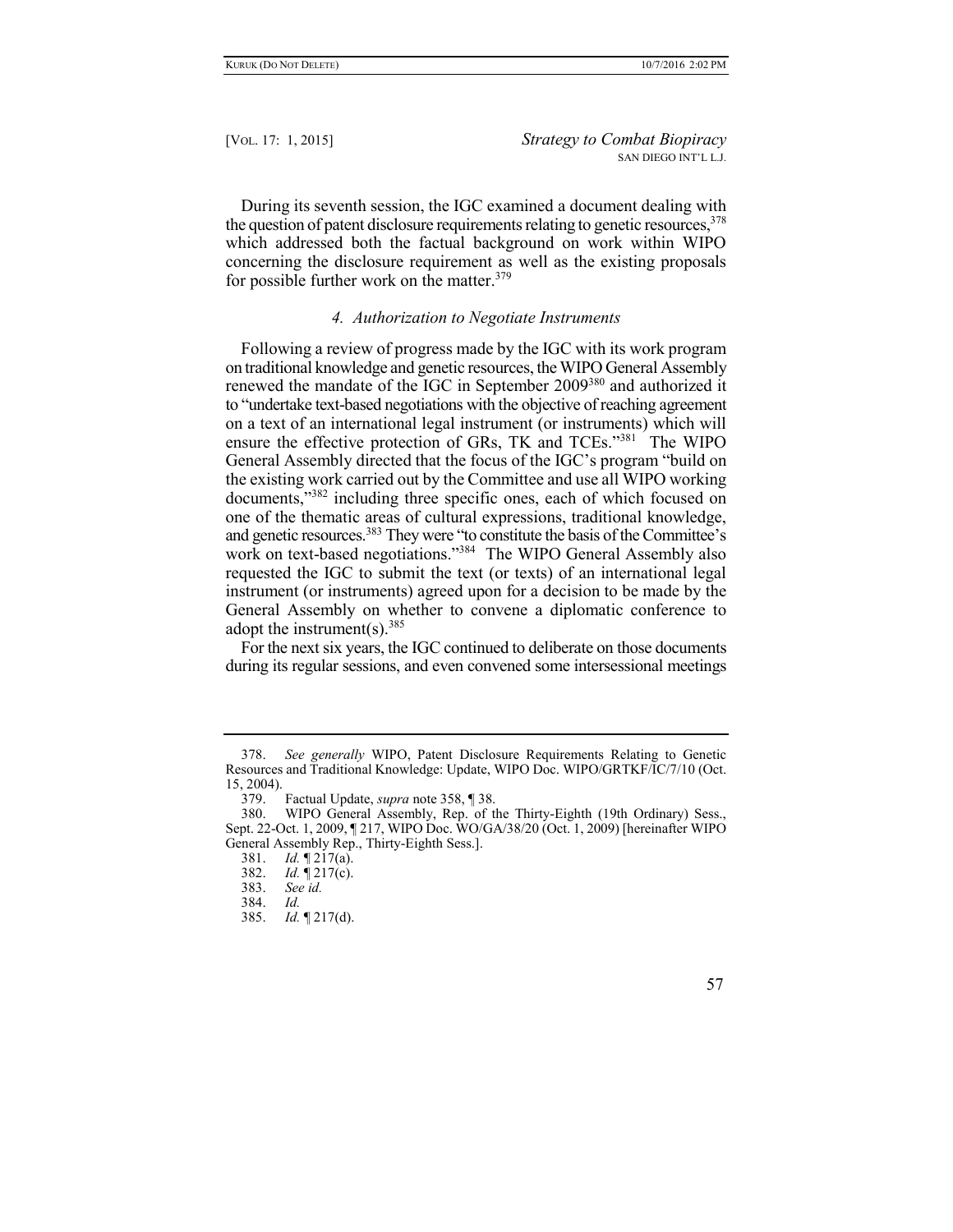During its seventh session, the IGC examined a document dealing with the question of patent disclosure requirements relating to genetic resources,[378] which addressed both the factual background on work within WIPO concerning the disclosure requirement as well as the existing proposals for possible further work on the matter.[379]

### *4. Authorization to Negotiate Instruments*

Following a review of progress made by the IGC with its work program on traditional knowledge and genetic resources, the WIPO General Assembly renewed the mandate of the IGC in September 2009[380] and authorized it to "undertake text-based negotiations with the objective of reaching agreement on a text of an international legal instrument (or instruments) which will ensure the effective protection of GRs, TK and TCEs."[381] The WIPO General Assembly directed that the focus of the IGC's program "build on the existing work carried out by the Committee and use all WIPO working documents,"[382] including three specific ones, each of which focused on one of the thematic areas of cultural expressions, traditional knowledge, and genetic resources.[383] They were "to constitute the basis of the Committee's work on text-based negotiations."[384] The WIPO General Assembly also requested the IGC to submit the text (or texts) of an international legal instrument (or instruments) agreed upon for a decision to be made by the General Assembly on whether to convene a diplomatic conference to adopt the instrument(s).[385]

For the next six years, the IGC continued to deliberate on those documents during its regular sessions, and even convened some intersessional meetings

---

378. *See generally* WIPO, Patent Disclosure Requirements Relating to Genetic Resources and Traditional Knowledge: Update, WIPO Doc. WIPO/GRTKF/IC/7/10 (Oct. 15, 2004).

379. Factual Update, *supra* note 358, ¶ 38.

380. WIPO General Assembly, Rep. of the Thirty-Eighth (19th Ordinary) Sess., Sept. 22-Oct. 1, 2009, ¶ 217, WIPO Doc. WO/GA/38/20 (Oct. 1, 2009) [hereinafter WIPO General Assembly Rep., Thirty-Eighth Sess.].

381. *Id.* ¶ 217(a).

382. *Id.* ¶ 217(c).

383. *See id.*

384. *Id.*

385. *Id.* ¶ 217(d).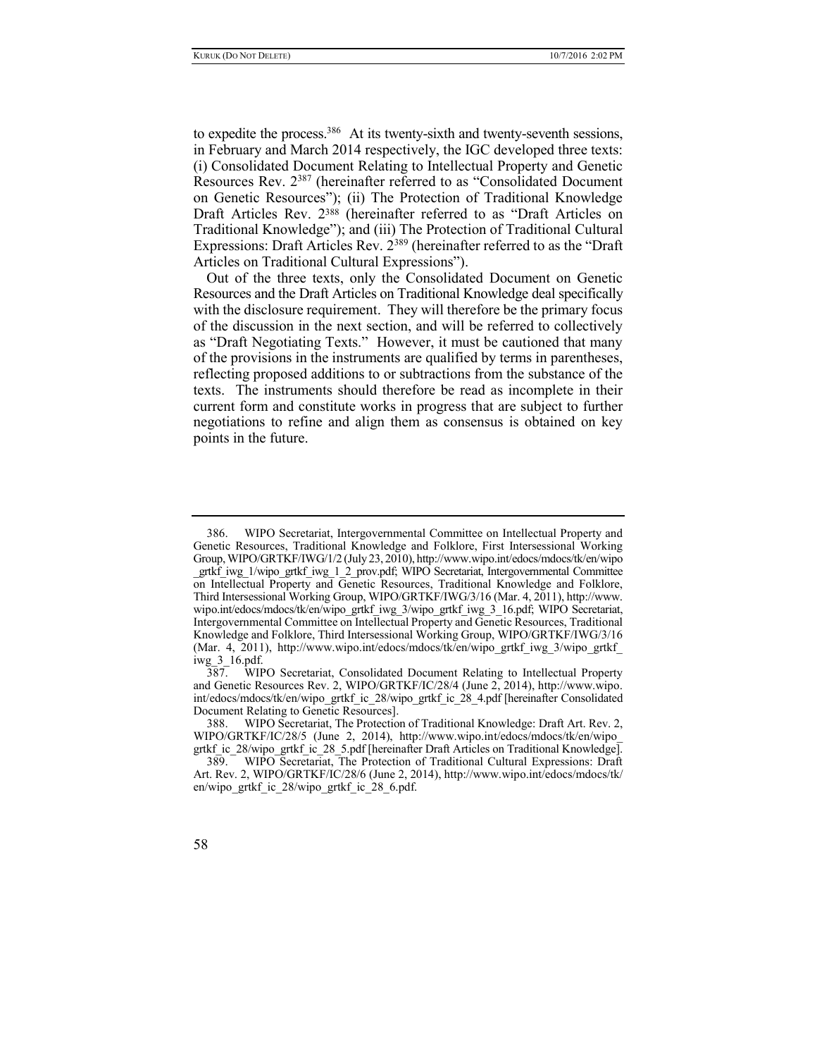to expedite the process.[386] At its twenty-sixth and twenty-seventh sessions, in February and March 2014 respectively, the IGC developed three texts: (i) Consolidated Document Relating to Intellectual Property and Genetic Resources Rev. 2[387] (hereinafter referred to as "Consolidated Document on Genetic Resources"); (ii) The Protection of Traditional Knowledge Draft Articles Rev. 2[388] (hereinafter referred to as "Draft Articles on Traditional Knowledge"); and (iii) The Protection of Traditional Cultural Expressions: Draft Articles Rev. 2[389] (hereinafter referred to as the "Draft Articles on Traditional Cultural Expressions").

Out of the three texts, only the Consolidated Document on Genetic Resources and the Draft Articles on Traditional Knowledge deal specifically with the disclosure requirement. They will therefore be the primary focus of the discussion in the next section, and will be referred to collectively as "Draft Negotiating Texts." However, it must be cautioned that many of the provisions in the instruments are qualified by terms in parentheses, reflecting proposed additions to or subtractions from the substance of the texts. The instruments should therefore be read as incomplete in their current form and constitute works in progress that are subject to further negotiations to refine and align them as consensus is obtained on key points in the future.

---

386. WIPO Secretariat, Intergovernmental Committee on Intellectual Property and Genetic Resources, Traditional Knowledge and Folklore, First Intersessional Working Group, WIPO/GRTKF/IWG/1/2 (July 23, 2010), http://www.wipo.int/edocs/mdocs/tk/en/wipo_grtkf_iwg_1/wipo_grtkf_iwg_1_2_prov.pdf; WIPO Secretariat, Intergovernmental Committee on Intellectual Property and Genetic Resources, Traditional Knowledge and Folklore, Third Intersessional Working Group, WIPO/GRTKF/IWG/3/16 (Mar. 4, 2011), http://www.wipo.int/edocs/mdocs/tk/en/wipo_grtkf_iwg_3/wipo_grtkf_iwg_3_16.pdf; WIPO Secretariat, Intergovernmental Committee on Intellectual Property and Genetic Resources, Traditional Knowledge and Folklore, Third Intersessional Working Group, WIPO/GRTKF/IWG/3/16 (Mar. 4, 2011), http://www.wipo.int/edocs/mdocs/tk/en/wipo_grtkf_iwg_3/wipo_grtkf_iwg_3_16.pdf.

387. WIPO Secretariat, Consolidated Document Relating to Intellectual Property and Genetic Resources Rev. 2, WIPO/GRTKF/IC/28/4 (June 2, 2014), http://www.wipo.int/edocs/mdocs/tk/en/wipo_grtkf_ic_28/wipo_grtkf_ic_28_4.pdf [hereinafter Consolidated Document Relating to Genetic Resources].

388. WIPO Secretariat, The Protection of Traditional Knowledge: Draft Art. Rev. 2, WIPO/GRTKF/IC/28/5 (June 2, 2014), http://www.wipo.int/edocs/mdocs/tk/en/wipo_grtkf_ic_28/wipo_grtkf_ic_28_5.pdf [hereinafter Draft Articles on Traditional Knowledge].

389. WIPO Secretariat, The Protection of Traditional Cultural Expressions: Draft Art. Rev. 2, WIPO/GRTKF/IC/28/6 (June 2, 2014), http://www.wipo.int/edocs/mdocs/tk/en/wipo_grtkf_ic_28/wipo_grtkf_ic_28_6.pdf.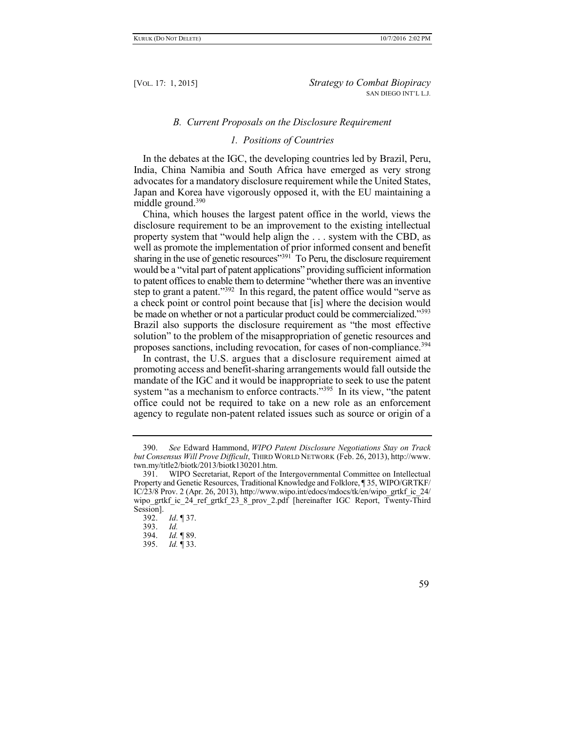### *B. Current Proposals on the Disclosure Requirement*

#### *1. Positions of Countries*

In the debates at the IGC, the developing countries led by Brazil, Peru, India, China Namibia and South Africa have emerged as very strong advocates for a mandatory disclosure requirement while the United States, Japan and Korea have vigorously opposed it, with the EU maintaining a middle ground.[390]

China, which houses the largest patent office in the world, views the disclosure requirement to be an improvement to the existing intellectual property system that "would help align the . . . system with the CBD, as well as promote the implementation of prior informed consent and benefit sharing in the use of genetic resources"[391] To Peru, the disclosure requirement would be a "vital part of patent applications" providing sufficient information to patent offices to enable them to determine "whether there was an inventive step to grant a patent."[392] In this regard, the patent office would "serve as a check point or control point because that [is] where the decision would be made on whether or not a particular product could be commercialized."[393] Brazil also supports the disclosure requirement as "the most effective solution" to the problem of the misappropriation of genetic resources and proposes sanctions, including revocation, for cases of non-compliance.[394]

In contrast, the U.S. argues that a disclosure requirement aimed at promoting access and benefit-sharing arrangements would fall outside the mandate of the IGC and it would be inappropriate to seek to use the patent system "as a mechanism to enforce contracts."[395] In its view, "the patent office could not be required to take on a new role as an enforcement agency to regulate non-patent related issues such as source or origin of a

---

390. *See* Edward Hammond, *WIPO Patent Disclosure Negotiations Stay on Track but Consensus Will Prove Difficult*, THIRD WORLD NETWORK (Feb. 26, 2013), http://www.twn.my/title2/biotk/2013/biotk130201.htm.

391. WIPO Secretariat, Report of the Intergovernmental Committee on Intellectual Property and Genetic Resources, Traditional Knowledge and Folklore, ¶ 35, WIPO/GRTKF/IC/23/8 Prov. 2 (Apr. 26, 2013), http://www.wipo.int/edocs/mdocs/tk/en/wipo_grtkf_ic_24/wipo_grtkf_ic_24_ref_grtkf_23_8_prov_2.pdf [hereinafter IGC Report, Twenty-Third Session].

392. *Id*. ¶ 37.

393. *Id.*

394. *Id.* ¶ 89.

395. *Id.* ¶ 33.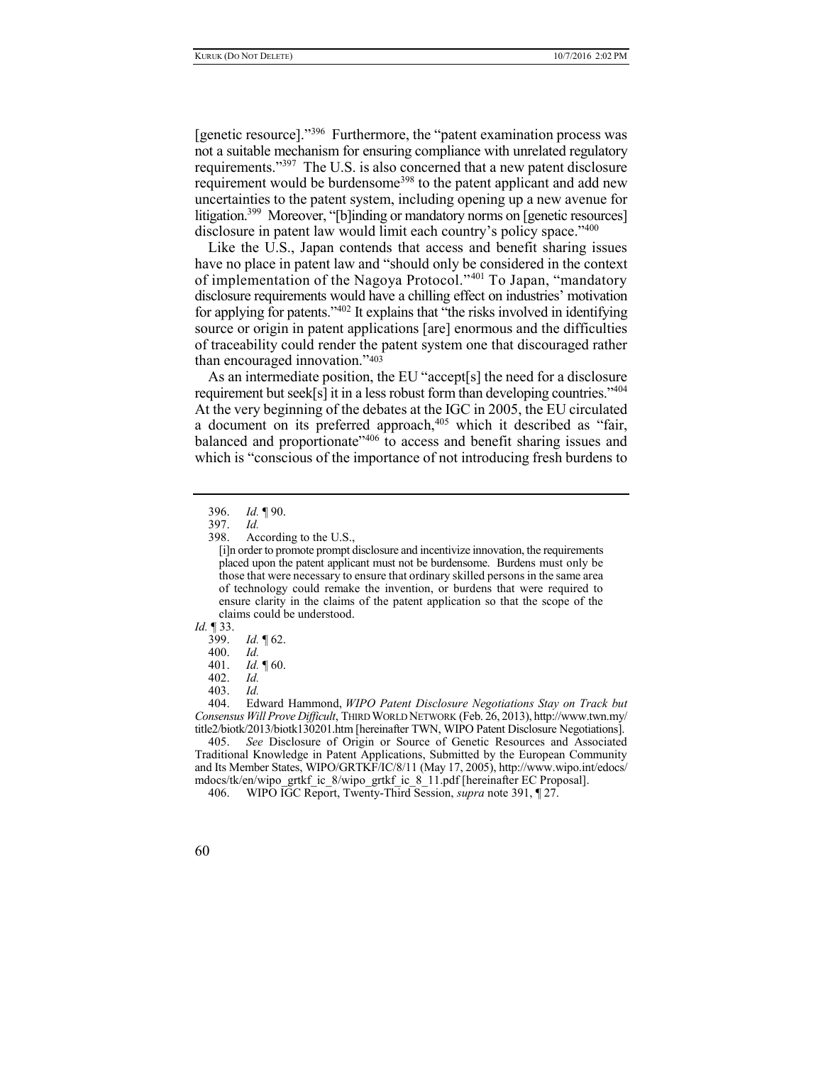[genetic resource]."[396] Furthermore, the "patent examination process was not a suitable mechanism for ensuring compliance with unrelated regulatory requirements."[397] The U.S. is also concerned that a new patent disclosure requirement would be burdensome[398] to the patent applicant and add new uncertainties to the patent system, including opening up a new avenue for litigation.[399] Moreover, "[b]inding or mandatory norms on [genetic resources] disclosure in patent law would limit each country's policy space."[400]

Like the U.S., Japan contends that access and benefit sharing issues have no place in patent law and "should only be considered in the context of implementation of the Nagoya Protocol."[401] To Japan, "mandatory disclosure requirements would have a chilling effect on industries' motivation for applying for patents."[402] It explains that "the risks involved in identifying source or origin in patent applications [are] enormous and the difficulties of traceability could render the patent system one that discouraged rather than encouraged innovation."[403]

As an intermediate position, the EU "accept[s] the need for a disclosure requirement but seek[s] it in a less robust form than developing countries."[404] At the very beginning of the debates at the IGC in 2005, the EU circulated a document on its preferred approach,[405] which it described as "fair, balanced and proportionate"[406] to access and benefit sharing issues and which is "conscious of the importance of not introducing fresh burdens to

---

396. *Id.* ¶ 90.

397. *Id.*

398. According to the U.S.,

> [i]n order to promote prompt disclosure and incentivize innovation, the requirements placed upon the patent applicant must not be burdensome. Burdens must only be those that were necessary to ensure that ordinary skilled persons in the same area of technology could remake the invention, or burdens that were required to ensure clarity in the claims of the patent application so that the scope of the claims could be understood.

*Id.* ¶ 33.

399. *Id.* ¶ 62.

400. *Id.*

401. *Id.* ¶ 60.

402. *Id.*

403. *Id.*

404. Edward Hammond, *WIPO Patent Disclosure Negotiations Stay on Track but Consensus Will Prove Difficult*, THIRD WORLD NETWORK (Feb. 26, 2013), http://www.twn.my/title2/biotk/2013/biotk130201.htm [hereinafter TWN, WIPO Patent Disclosure Negotiations].

405. *See* Disclosure of Origin or Source of Genetic Resources and Associated Traditional Knowledge in Patent Applications, Submitted by the European Community and Its Member States, WIPO/GRTKF/IC/8/11 (May 17, 2005), http://www.wipo.int/edocs/mdocs/tk/en/wipo_grtkf_ic_8/wipo_grtkf_ic_8_11.pdf [hereinafter EC Proposal].

406. WIPO IGC Report, Twenty-Third Session, *supra* note 391, ¶ 27.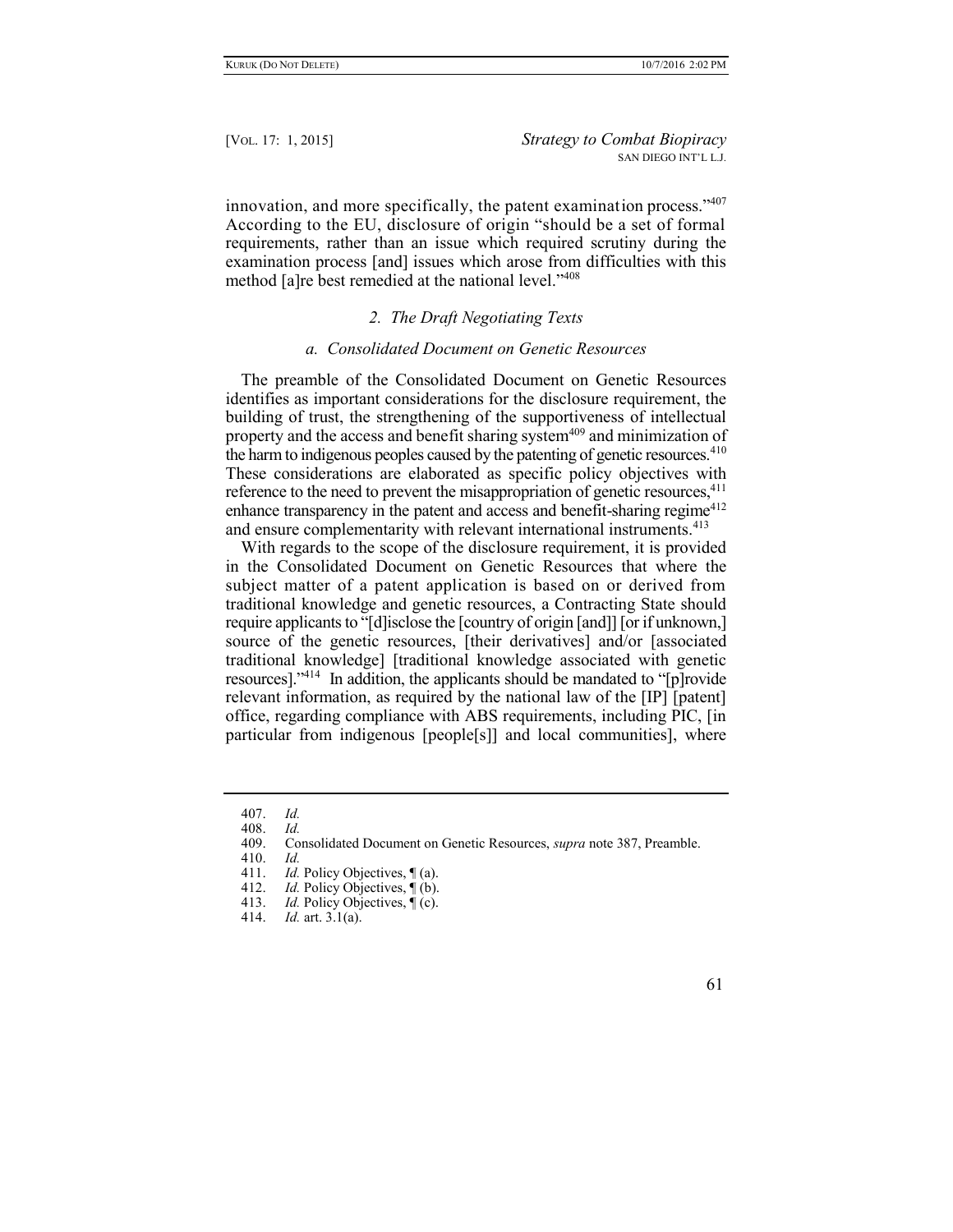innovation, and more specifically, the patent examination process."[407] According to the EU, disclosure of origin "should be a set of formal requirements, rather than an issue which required scrutiny during the examination process [and] issues which arose from difficulties with this method [a]re best remedied at the national level."[408]

### *2. The Draft Negotiating Texts*

#### *a. Consolidated Document on Genetic Resources*

The preamble of the Consolidated Document on Genetic Resources identifies as important considerations for the disclosure requirement, the building of trust, the strengthening of the supportiveness of intellectual property and the access and benefit sharing system[409] and minimization of the harm to indigenous peoples caused by the patenting of genetic resources.[410] These considerations are elaborated as specific policy objectives with reference to the need to prevent the misappropriation of genetic resources,[411] enhance transparency in the patent and access and benefit-sharing regime[412] and ensure complementarity with relevant international instruments.[413]

With regards to the scope of the disclosure requirement, it is provided in the Consolidated Document on Genetic Resources that where the subject matter of a patent application is based on or derived from traditional knowledge and genetic resources, a Contracting State should require applicants to "[d]isclose the [country of origin [and]] [or if unknown,] source of the genetic resources, [their derivatives] and/or [associated traditional knowledge] [traditional knowledge associated with genetic resources]."[414] In addition, the applicants should be mandated to "[p]rovide relevant information, as required by the national law of the [IP] [patent] office, regarding compliance with ABS requirements, including PIC, [in particular from indigenous [people[s]] and local communities], where

---

407. *Id.*

408. *Id.*

409. Consolidated Document on Genetic Resources, *supra* note 387, Preamble.

410. *Id.*

411. *Id.* Policy Objectives, ¶ (a).

412. *Id.* Policy Objectives, ¶ (b).

413. *Id.* Policy Objectives, ¶ (c).

414. *Id.* art. 3.1(a).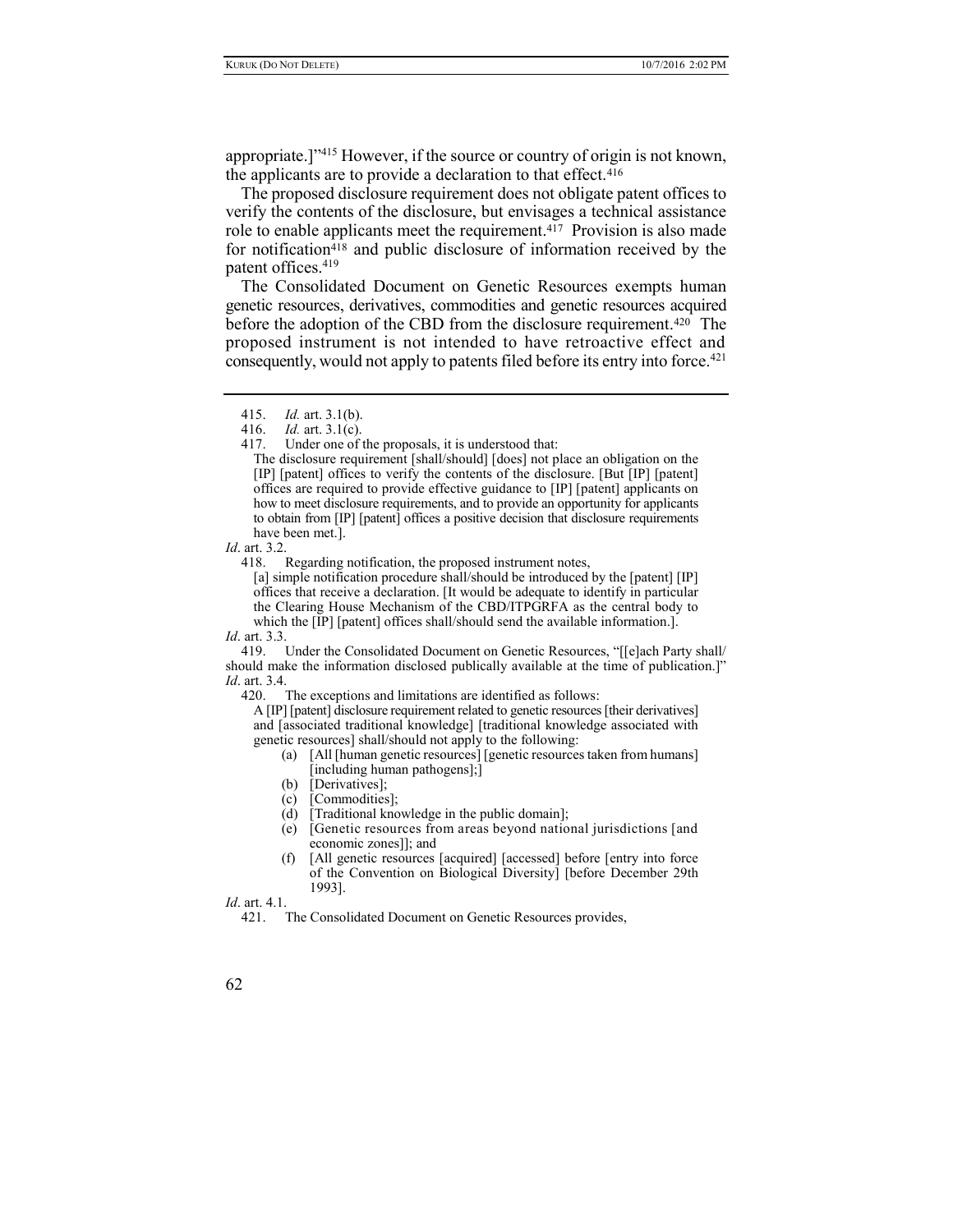appropriate.]"[415] However, if the source or country of origin is not known, the applicants are to provide a declaration to that effect.[416]

The proposed disclosure requirement does not obligate patent offices to verify the contents of the disclosure, but envisages a technical assistance role to enable applicants meet the requirement.[417] Provision is also made for notification[418] and public disclosure of information received by the patent offices.[419]

The Consolidated Document on Genetic Resources exempts human genetic resources, derivatives, commodities and genetic resources acquired before the adoption of the CBD from the disclosure requirement.[420] The proposed instrument is not intended to have retroactive effect and consequently, would not apply to patents filed before its entry into force.[421]

---

415. *Id.* art. 3.1(b).

416. *Id.* art. 3.1(c).

417. Under one of the proposals, it is understood that:

> The disclosure requirement [shall/should] [does] not place an obligation on the [IP] [patent] offices to verify the contents of the disclosure. [But [IP] [patent] offices are required to provide effective guidance to [IP] [patent] applicants on how to meet disclosure requirements, and to provide an opportunity for applicants to obtain from [IP] [patent] offices a positive decision that disclosure requirements have been met.].

*Id*. art. 3.2.

418. Regarding notification, the proposed instrument notes,

> [a] simple notification procedure shall/should be introduced by the [patent] [IP] offices that receive a declaration. [It would be adequate to identify in particular the Clearing House Mechanism of the CBD/ITPGRFA as the central body to which the [IP] [patent] offices shall/should send the available information.].

*Id*. art. 3.3.

419. Under the Consolidated Document on Genetic Resources, "[[e]ach Party shall/should make the information disclosed publically available at the time of publication.]" *Id*. art. 3.4.

420. The exceptions and limitations are identified as follows:

> A [IP] [patent] disclosure requirement related to genetic resources [their derivatives] and [associated traditional knowledge] [traditional knowledge associated with genetic resources] shall/should not apply to the following:
>
> (a) [All [human genetic resources] [genetic resources taken from humans] [including human pathogens];]
>
> (b) [Derivatives];
>
> (c) [Commodities];
>
> (d) [Traditional knowledge in the public domain];
>
> (e) [Genetic resources from areas beyond national jurisdictions [and economic zones]]; and
>
> (f) [All genetic resources [acquired] [accessed] before [entry into force of the Convention on Biological Diversity] [before December 29th 1993].

*Id*. art. 4.1.

421. The Consolidated Document on Genetic Resources provides,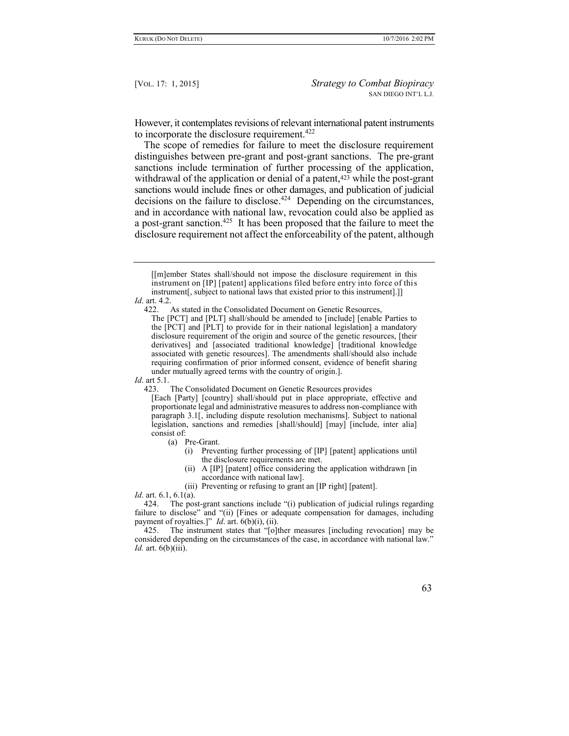However, it contemplates revisions of relevant international patent instruments to incorporate the disclosure requirement.[422]

The scope of remedies for failure to meet the disclosure requirement distinguishes between pre-grant and post-grant sanctions. The pre-grant sanctions include termination of further processing of the application, withdrawal of the application or denial of a patent,[423] while the post-grant sanctions would include fines or other damages, and publication of judicial decisions on the failure to disclose.[424] Depending on the circumstances, and in accordance with national law, revocation could also be applied as a post-grant sanction.[425] It has been proposed that the failure to meet the disclosure requirement not affect the enforceability of the patent, although

---

> [[m]ember States shall/should not impose the disclosure requirement in this instrument on [IP] [patent] applications filed before entry into force of this instrument[, subject to national laws that existed prior to this instrument].]]

*Id*. art. 4.2.

422. As stated in the Consolidated Document on Genetic Resources,

> The [PCT] and [PLT] shall/should be amended to [include] [enable Parties to the [PCT] and [PLT] to provide for in their national legislation] a mandatory disclosure requirement of the origin and source of the genetic resources, [their derivatives] and [associated traditional knowledge] [traditional knowledge associated with genetic resources]. The amendments shall/should also include requiring confirmation of prior informed consent, evidence of benefit sharing under mutually agreed terms with the country of origin.].

*Id*. art 5.1.

423. The Consolidated Document on Genetic Resources provides

> [Each [Party] [country] shall/should put in place appropriate, effective and proportionate legal and administrative measures to address non-compliance with paragraph 3.1[, including dispute resolution mechanisms]. Subject to national legislation, sanctions and remedies [shall/should] [may] [include, inter alia] consist of:
>
> (a) Pre-Grant.
>
> (i) Preventing further processing of [IP] [patent] applications until the disclosure requirements are met.
>
> (ii) A [IP] [patent] office considering the application withdrawn [in accordance with national law].
>
> (iii) Preventing or refusing to grant an [IP right] [patent].

*Id*. art. 6.1, 6.1(a).

424. The post-grant sanctions include "(i) publication of judicial rulings regarding failure to disclose" and "(ii) [Fines or adequate compensation for damages, including payment of royalties.]" *Id*. art. 6(b)(i), (ii).

425. The instrument states that "[o]ther measures [including revocation] may be considered depending on the circumstances of the case, in accordance with national law." *Id.* art. 6(b)(iii).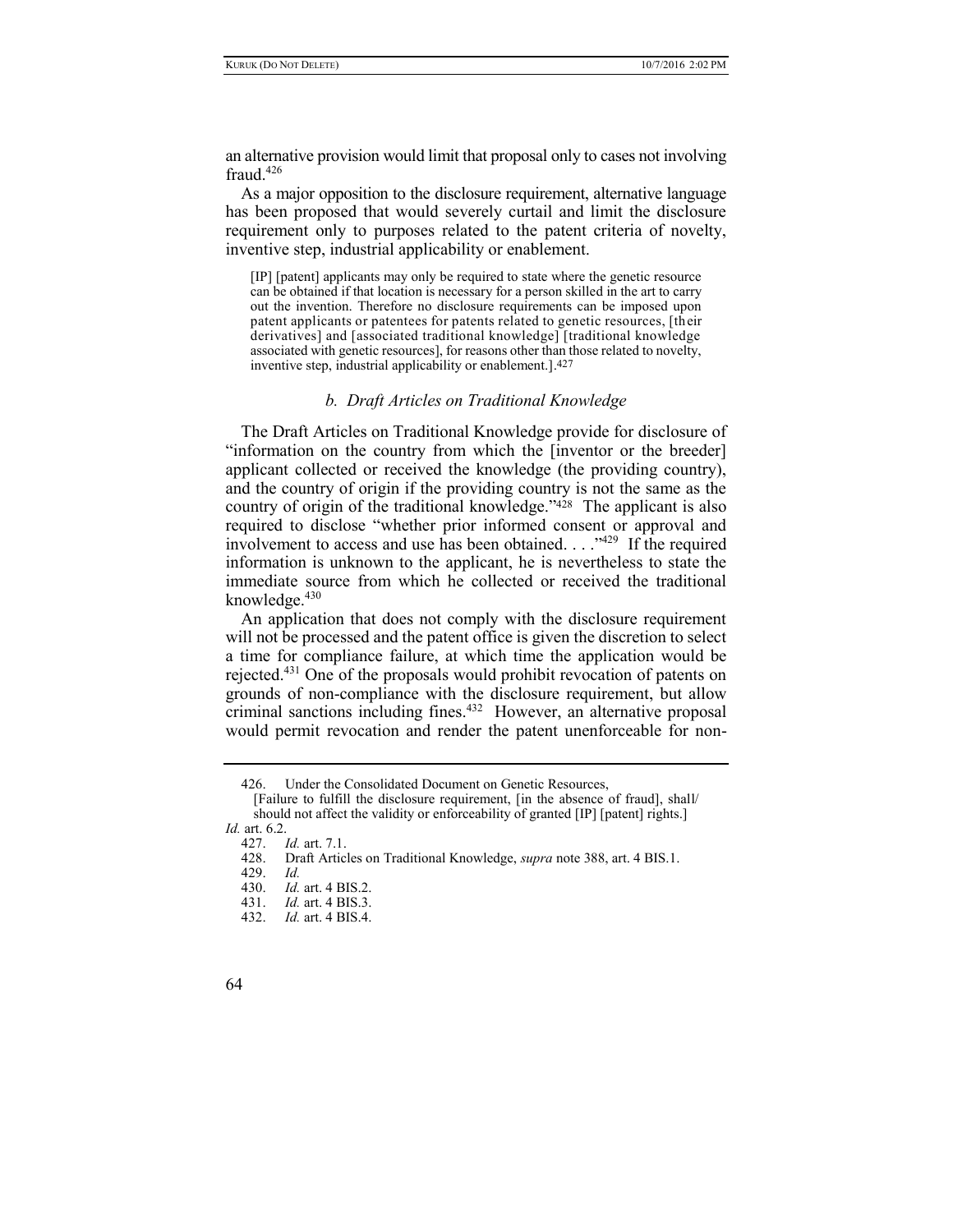an alternative provision would limit that proposal only to cases not involving fraud.[426]

As a major opposition to the disclosure requirement, alternative language has been proposed that would severely curtail and limit the disclosure requirement only to purposes related to the patent criteria of novelty, inventive step, industrial applicability or enablement.

> [IP] [patent] applicants may only be required to state where the genetic resource can be obtained if that location is necessary for a person skilled in the art to carry out the invention. Therefore no disclosure requirements can be imposed upon patent applicants or patentees for patents related to genetic resources, [their derivatives] and [associated traditional knowledge] [traditional knowledge associated with genetic resources], for reasons other than those related to novelty, inventive step, industrial applicability or enablement.].[427]

### *b. Draft Articles on Traditional Knowledge*

The Draft Articles on Traditional Knowledge provide for disclosure of "information on the country from which the [inventor or the breeder] applicant collected or received the knowledge (the providing country), and the country of origin if the providing country is not the same as the country of origin of the traditional knowledge."[428] The applicant is also required to disclose "whether prior informed consent or approval and involvement to access and use has been obtained. . . ."[429] If the required information is unknown to the applicant, he is nevertheless to state the immediate source from which he collected or received the traditional knowledge.[430]

An application that does not comply with the disclosure requirement will not be processed and the patent office is given the discretion to select a time for compliance failure, at which time the application would be rejected.[431] One of the proposals would prohibit revocation of patents on grounds of non-compliance with the disclosure requirement, but allow criminal sanctions including fines.[432] However, an alternative proposal would permit revocation and render the patent unenforceable for non-

---

426. Under the Consolidated Document on Genetic Resources,

> [Failure to fulfill the disclosure requirement, [in the absence of fraud], shall/ should not affect the validity or enforceability of granted [IP] [patent] rights.]

*Id.* art. 6.2.

427. *Id.* art. 7.1.

428. Draft Articles on Traditional Knowledge, *supra* note 388, art. 4 BIS.1.

429. *Id.*

430. *Id.* art. 4 BIS.2.

431. *Id.* art. 4 BIS.3.

432. *Id.* art. 4 BIS.4.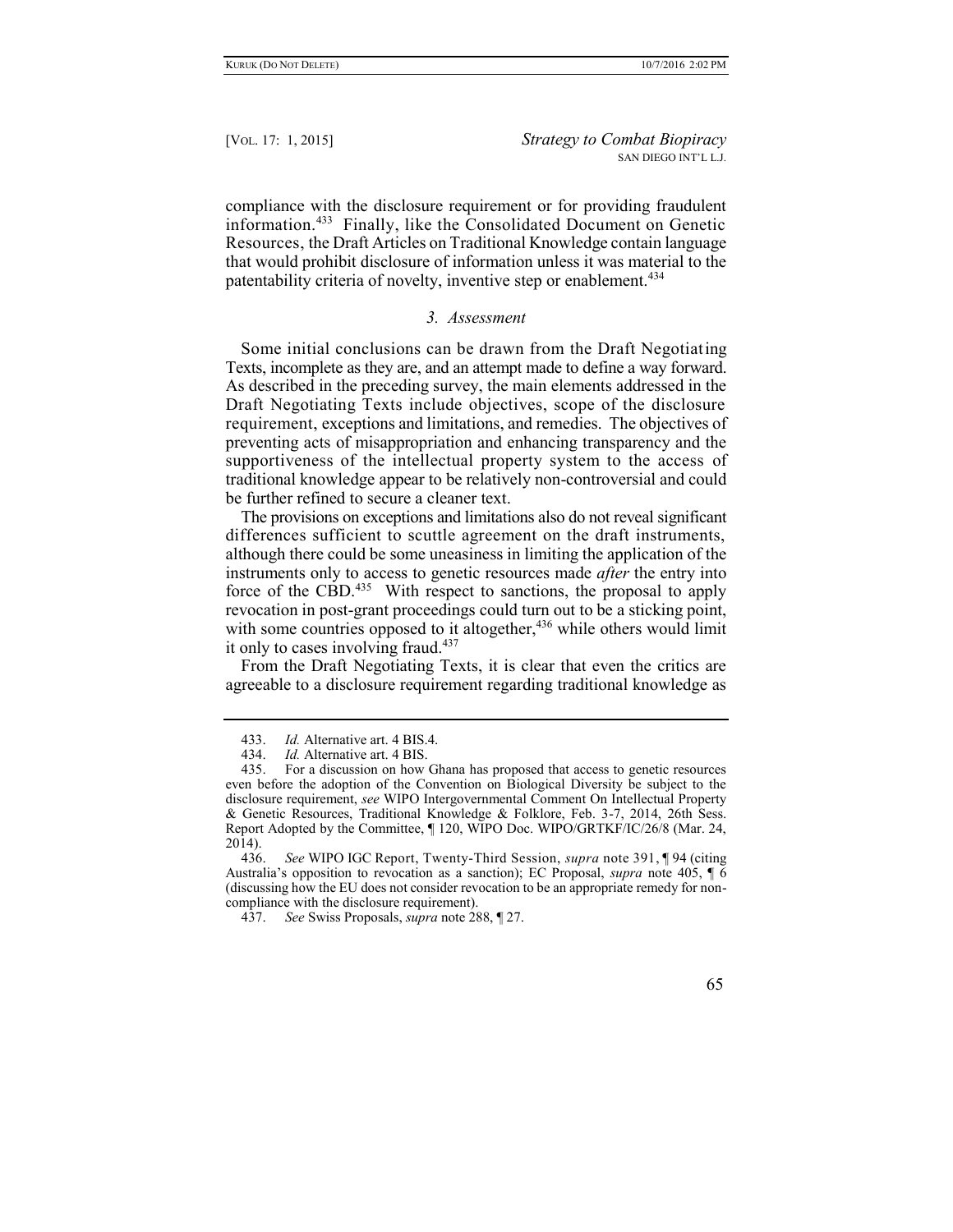compliance with the disclosure requirement or for providing fraudulent information.[433] Finally, like the Consolidated Document on Genetic Resources, the Draft Articles on Traditional Knowledge contain language that would prohibit disclosure of information unless it was material to the patentability criteria of novelty, inventive step or enablement.[434]

### *3. Assessment*

Some initial conclusions can be drawn from the Draft Negotiating Texts, incomplete as they are, and an attempt made to define a way forward. As described in the preceding survey, the main elements addressed in the Draft Negotiating Texts include objectives, scope of the disclosure requirement, exceptions and limitations, and remedies. The objectives of preventing acts of misappropriation and enhancing transparency and the supportiveness of the intellectual property system to the access of traditional knowledge appear to be relatively non-controversial and could be further refined to secure a cleaner text.

The provisions on exceptions and limitations also do not reveal significant differences sufficient to scuttle agreement on the draft instruments, although there could be some uneasiness in limiting the application of the instruments only to access to genetic resources made *after* the entry into force of the CBD.[435] With respect to sanctions, the proposal to apply revocation in post-grant proceedings could turn out to be a sticking point, with some countries opposed to it altogether,[436] while others would limit it only to cases involving fraud.[437]

From the Draft Negotiating Texts, it is clear that even the critics are agreeable to a disclosure requirement regarding traditional knowledge as

---

433. *Id.* Alternative art. 4 BIS.4.

434. *Id.* Alternative art. 4 BIS.

435. For a discussion on how Ghana has proposed that access to genetic resources even before the adoption of the Convention on Biological Diversity be subject to the disclosure requirement, *see* WIPO Intergovernmental Comment On Intellectual Property & Genetic Resources, Traditional Knowledge & Folklore, Feb. 3-7, 2014, 26th Sess. Report Adopted by the Committee, ¶ 120, WIPO Doc. WIPO/GRTKF/IC/26/8 (Mar. 24, 2014).

436. *See* WIPO IGC Report, Twenty-Third Session, *supra* note 391, ¶ 94 (citing Australia's opposition to revocation as a sanction); EC Proposal, *supra* note 405, ¶ 6 (discussing how the EU does not consider revocation to be an appropriate remedy for non-compliance with the disclosure requirement).

437. *See* Swiss Proposals, *supra* note 288, ¶ 27.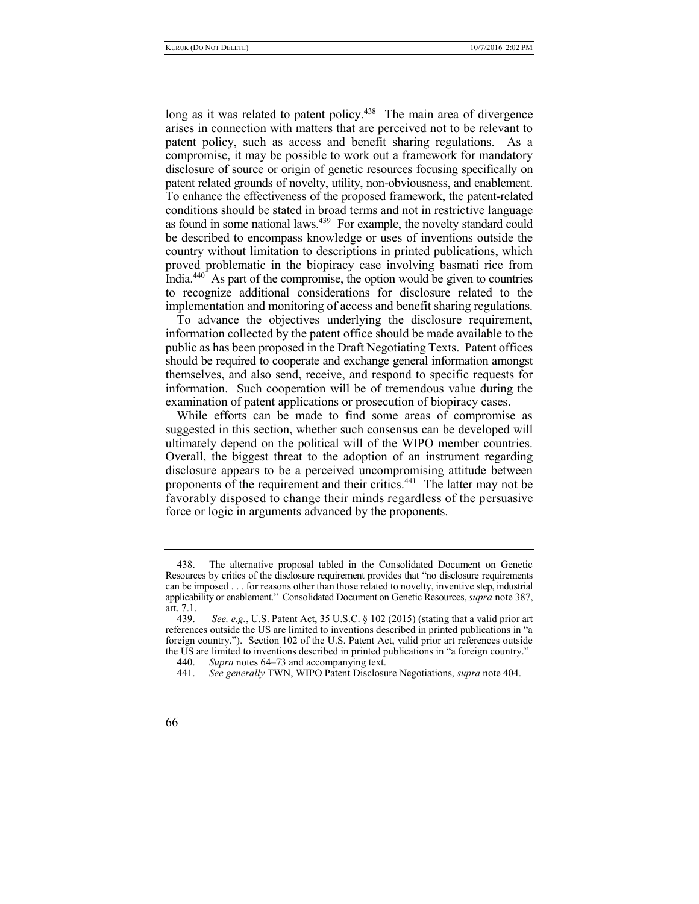long as it was related to patent policy.[438] The main area of divergence arises in connection with matters that are perceived not to be relevant to patent policy, such as access and benefit sharing regulations. As a compromise, it may be possible to work out a framework for mandatory disclosure of source or origin of genetic resources focusing specifically on patent related grounds of novelty, utility, non-obviousness, and enablement. To enhance the effectiveness of the proposed framework, the patent-related conditions should be stated in broad terms and not in restrictive language as found in some national laws.[439] For example, the novelty standard could be described to encompass knowledge or uses of inventions outside the country without limitation to descriptions in printed publications, which proved problematic in the biopiracy case involving basmati rice from India.[440] As part of the compromise, the option would be given to countries to recognize additional considerations for disclosure related to the implementation and monitoring of access and benefit sharing regulations.

To advance the objectives underlying the disclosure requirement, information collected by the patent office should be made available to the public as has been proposed in the Draft Negotiating Texts. Patent offices should be required to cooperate and exchange general information amongst themselves, and also send, receive, and respond to specific requests for information. Such cooperation will be of tremendous value during the examination of patent applications or prosecution of biopiracy cases.

While efforts can be made to find some areas of compromise as suggested in this section, whether such consensus can be developed will ultimately depend on the political will of the WIPO member countries. Overall, the biggest threat to the adoption of an instrument regarding disclosure appears to be a perceived uncompromising attitude between proponents of the requirement and their critics.[441] The latter may not be favorably disposed to change their minds regardless of the persuasive force or logic in arguments advanced by the proponents.

---

438. The alternative proposal tabled in the Consolidated Document on Genetic Resources by critics of the disclosure requirement provides that "no disclosure requirements can be imposed . . . for reasons other than those related to novelty, inventive step, industrial applicability or enablement." Consolidated Document on Genetic Resources, *supra* note 387, art. 7.1.

439. *See, e.g.*, U.S. Patent Act, 35 U.S.C. § 102 (2015) (stating that a valid prior art references outside the US are limited to inventions described in printed publications in "a foreign country."). Section 102 of the U.S. Patent Act, valid prior art references outside the US are limited to inventions described in printed publications in "a foreign country."

440. *Supra* notes 64–73 and accompanying text.

441. *See generally* TWN, WIPO Patent Disclosure Negotiations, *supra* note 404.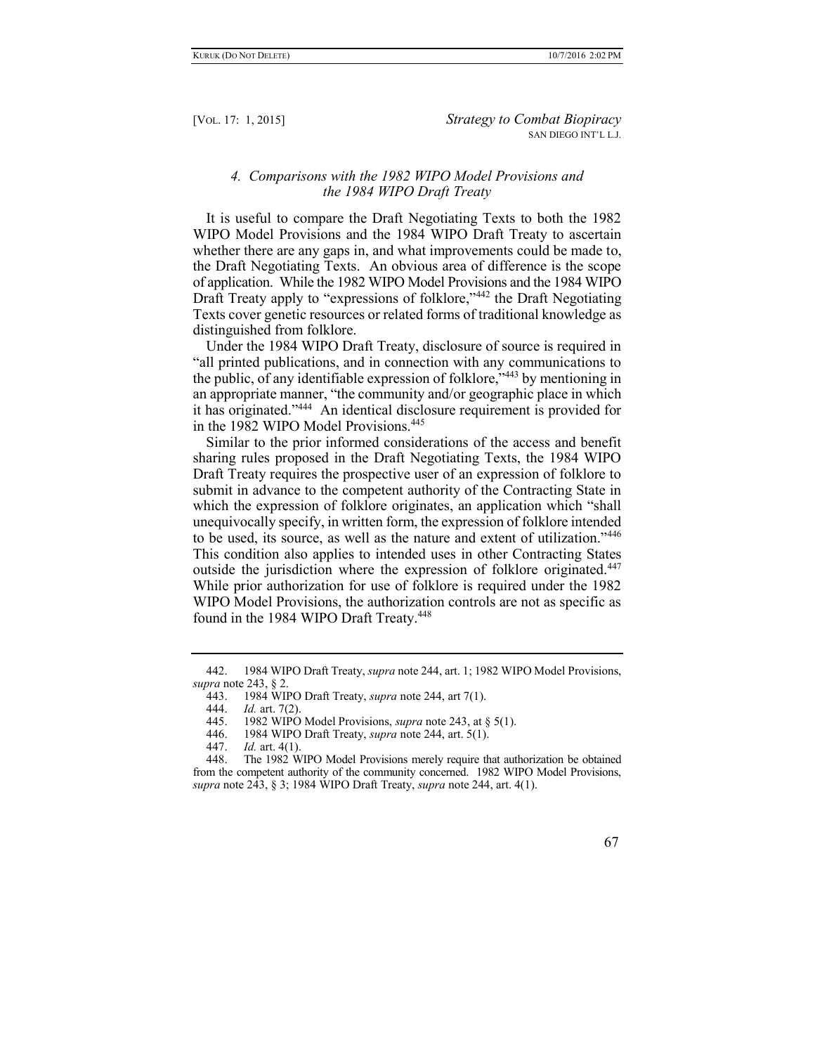### *4. Comparisons with the 1982 WIPO Model Provisions and the 1984 WIPO Draft Treaty*

It is useful to compare the Draft Negotiating Texts to both the 1982 WIPO Model Provisions and the 1984 WIPO Draft Treaty to ascertain whether there are any gaps in, and what improvements could be made to, the Draft Negotiating Texts. An obvious area of difference is the scope of application. While the 1982 WIPO Model Provisions and the 1984 WIPO Draft Treaty apply to "expressions of folklore,"[442] the Draft Negotiating Texts cover genetic resources or related forms of traditional knowledge as distinguished from folklore.

Under the 1984 WIPO Draft Treaty, disclosure of source is required in "all printed publications, and in connection with any communications to the public, of any identifiable expression of folklore,"[443] by mentioning in an appropriate manner, "the community and/or geographic place in which it has originated."[444] An identical disclosure requirement is provided for in the 1982 WIPO Model Provisions.[445]

Similar to the prior informed considerations of the access and benefit sharing rules proposed in the Draft Negotiating Texts, the 1984 WIPO Draft Treaty requires the prospective user of an expression of folklore to submit in advance to the competent authority of the Contracting State in which the expression of folklore originates, an application which "shall unequivocally specify, in written form, the expression of folklore intended to be used, its source, as well as the nature and extent of utilization."[446] This condition also applies to intended uses in other Contracting States outside the jurisdiction where the expression of folklore originated.[447] While prior authorization for use of folklore is required under the 1982 WIPO Model Provisions, the authorization controls are not as specific as found in the 1984 WIPO Draft Treaty.[448]

---

442. 1984 WIPO Draft Treaty, *supra* note 244, art. 1; 1982 WIPO Model Provisions, *supra* note 243, § 2.

443. 1984 WIPO Draft Treaty, *supra* note 244, art 7(1).

444. *Id.* art. 7(2).

445. 1982 WIPO Model Provisions, *supra* note 243, at § 5(1).

446. 1984 WIPO Draft Treaty, *supra* note 244, art. 5(1).

447. *Id.* art. 4(1).

448. The 1982 WIPO Model Provisions merely require that authorization be obtained from the competent authority of the community concerned. 1982 WIPO Model Provisions, *supra* note 243, § 3; 1984 WIPO Draft Treaty, *supra* note 244, art. 4(1).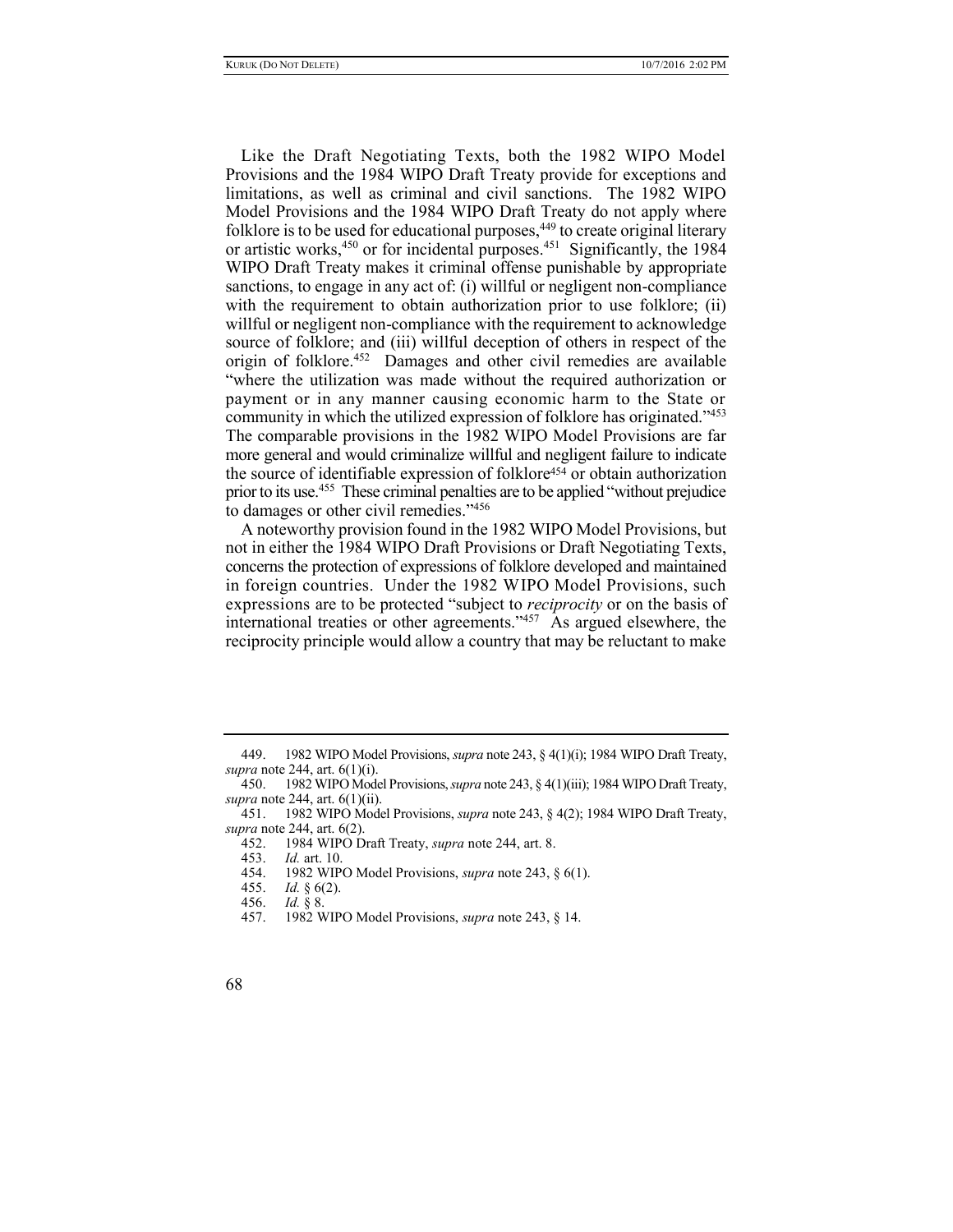Like the Draft Negotiating Texts, both the 1982 WIPO Model Provisions and the 1984 WIPO Draft Treaty provide for exceptions and limitations, as well as criminal and civil sanctions. The 1982 WIPO Model Provisions and the 1984 WIPO Draft Treaty do not apply where folklore is to be used for educational purposes,[449] to create original literary or artistic works,[450] or for incidental purposes.[451] Significantly, the 1984 WIPO Draft Treaty makes it criminal offense punishable by appropriate sanctions, to engage in any act of: (i) willful or negligent non-compliance with the requirement to obtain authorization prior to use folklore; (ii) willful or negligent non-compliance with the requirement to acknowledge source of folklore; and (iii) willful deception of others in respect of the origin of folklore.[452] Damages and other civil remedies are available "where the utilization was made without the required authorization or payment or in any manner causing economic harm to the State or community in which the utilized expression of folklore has originated."[453] The comparable provisions in the 1982 WIPO Model Provisions are far more general and would criminalize willful and negligent failure to indicate the source of identifiable expression of folklore[454] or obtain authorization prior to its use.[455] These criminal penalties are to be applied "without prejudice to damages or other civil remedies."[456]

A noteworthy provision found in the 1982 WIPO Model Provisions, but not in either the 1984 WIPO Draft Provisions or Draft Negotiating Texts, concerns the protection of expressions of folklore developed and maintained in foreign countries. Under the 1982 WIPO Model Provisions, such expressions are to be protected "subject to *reciprocity* or on the basis of international treaties or other agreements."[457] As argued elsewhere, the reciprocity principle would allow a country that may be reluctant to make

---

449. 1982 WIPO Model Provisions, *supra* note 243, § 4(1)(i); 1984 WIPO Draft Treaty, *supra* note 244, art. 6(1)(i).

450. 1982 WIPO Model Provisions, *supra* note 243, § 4(1)(iii); 1984 WIPO Draft Treaty, *supra* note 244, art. 6(1)(ii).

451. 1982 WIPO Model Provisions, *supra* note 243, § 4(2); 1984 WIPO Draft Treaty, *supra* note 244, art. 6(2).

452. 1984 WIPO Draft Treaty, *supra* note 244, art. 8.

453. *Id.* art. 10.

454. 1982 WIPO Model Provisions, *supra* note 243, § 6(1).

455. *Id.* § 6(2).

456. *Id.* § 8.

457. 1982 WIPO Model Provisions, *supra* note 243, § 14.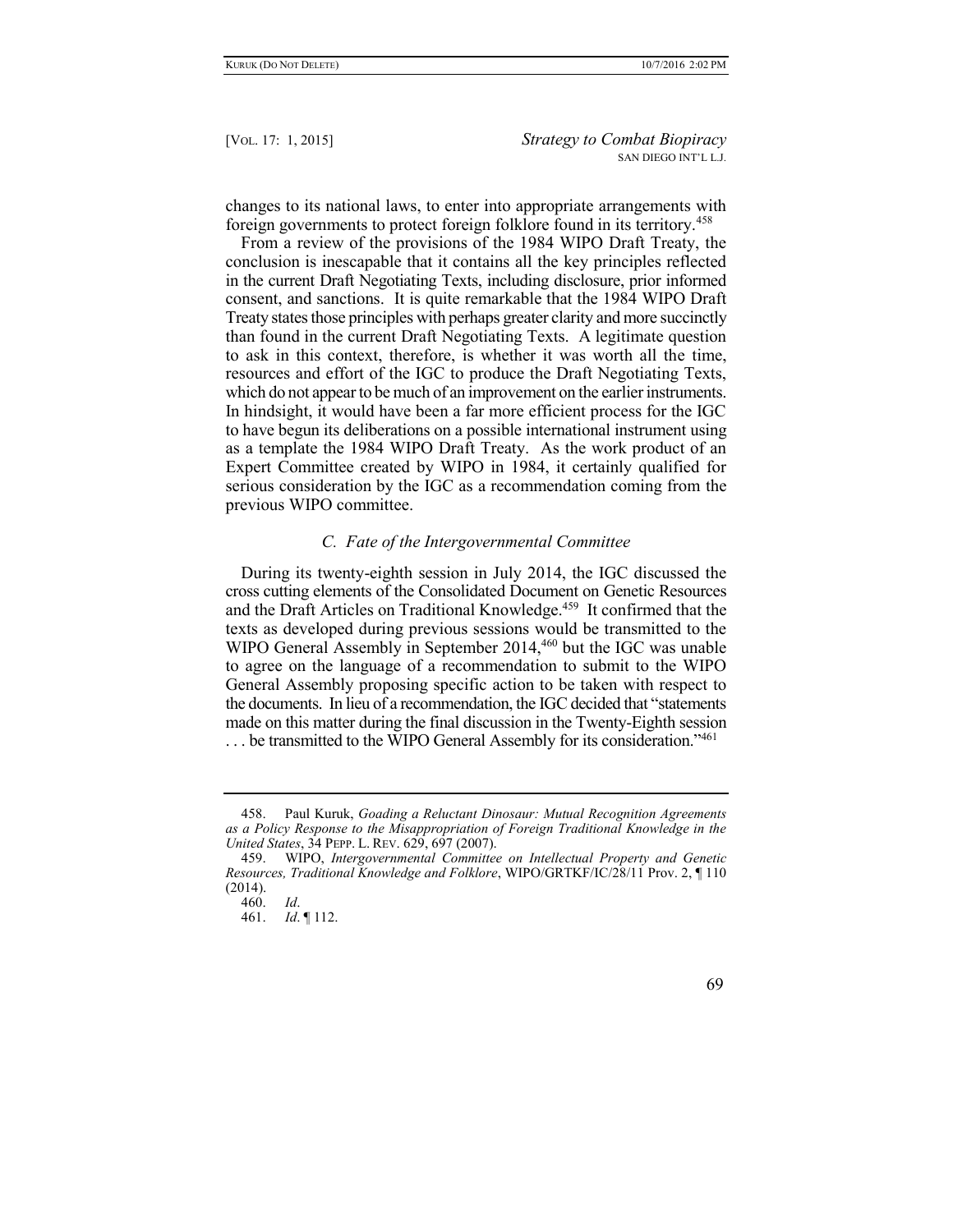changes to its national laws, to enter into appropriate arrangements with foreign governments to protect foreign folklore found in its territory.[458]

From a review of the provisions of the 1984 WIPO Draft Treaty, the conclusion is inescapable that it contains all the key principles reflected in the current Draft Negotiating Texts, including disclosure, prior informed consent, and sanctions. It is quite remarkable that the 1984 WIPO Draft Treaty states those principles with perhaps greater clarity and more succinctly than found in the current Draft Negotiating Texts. A legitimate question to ask in this context, therefore, is whether it was worth all the time, resources and effort of the IGC to produce the Draft Negotiating Texts, which do not appear to be much of an improvement on the earlier instruments. In hindsight, it would have been a far more efficient process for the IGC to have begun its deliberations on a possible international instrument using as a template the 1984 WIPO Draft Treaty. As the work product of an Expert Committee created by WIPO in 1984, it certainly qualified for serious consideration by the IGC as a recommendation coming from the previous WIPO committee.

### *C. Fate of the Intergovernmental Committee*

During its twenty-eighth session in July 2014, the IGC discussed the cross cutting elements of the Consolidated Document on Genetic Resources and the Draft Articles on Traditional Knowledge.[459] It confirmed that the texts as developed during previous sessions would be transmitted to the WIPO General Assembly in September 2014,[460] but the IGC was unable to agree on the language of a recommendation to submit to the WIPO General Assembly proposing specific action to be taken with respect to the documents. In lieu of a recommendation, the IGC decided that "statements made on this matter during the final discussion in the Twenty-Eighth session . . . be transmitted to the WIPO General Assembly for its consideration."[461]

---

458. Paul Kuruk, *Goading a Reluctant Dinosaur: Mutual Recognition Agreements as a Policy Response to the Misappropriation of Foreign Traditional Knowledge in the United States*, 34 PEPP. L. REV. 629, 697 (2007).

459. WIPO, *Intergovernmental Committee on Intellectual Property and Genetic Resources, Traditional Knowledge and Folklore*, WIPO/GRTKF/IC/28/11 Prov. 2, ¶ 110 (2014).

460. *Id*.

461. *Id*. ¶ 112.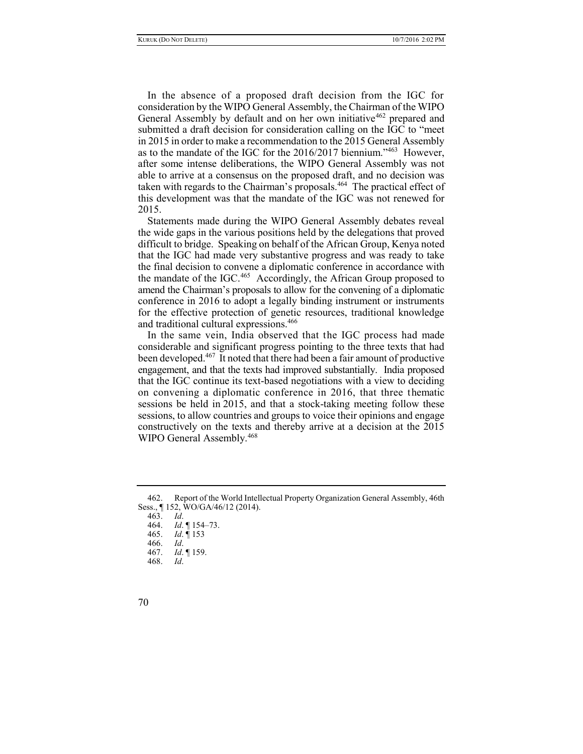In the absence of a proposed draft decision from the IGC for consideration by the WIPO General Assembly, the Chairman of the WIPO General Assembly by default and on her own initiative[462] prepared and submitted a draft decision for consideration calling on the IGC to "meet in 2015 in order to make a recommendation to the 2015 General Assembly as to the mandate of the IGC for the 2016/2017 biennium."[463] However, after some intense deliberations, the WIPO General Assembly was not able to arrive at a consensus on the proposed draft, and no decision was taken with regards to the Chairman's proposals.[464] The practical effect of this development was that the mandate of the IGC was not renewed for 2015.

Statements made during the WIPO General Assembly debates reveal the wide gaps in the various positions held by the delegations that proved difficult to bridge. Speaking on behalf of the African Group, Kenya noted that the IGC had made very substantive progress and was ready to take the final decision to convene a diplomatic conference in accordance with the mandate of the IGC.[465] Accordingly, the African Group proposed to amend the Chairman's proposals to allow for the convening of a diplomatic conference in 2016 to adopt a legally binding instrument or instruments for the effective protection of genetic resources, traditional knowledge and traditional cultural expressions.[466]

In the same vein, India observed that the IGC process had made considerable and significant progress pointing to the three texts that had been developed.[467] It noted that there had been a fair amount of productive engagement, and that the texts had improved substantially. India proposed that the IGC continue its text-based negotiations with a view to deciding on convening a diplomatic conference in 2016, that three thematic sessions be held in 2015, and that a stock-taking meeting follow these sessions, to allow countries and groups to voice their opinions and engage constructively on the texts and thereby arrive at a decision at the 2015 WIPO General Assembly.[468]

---

462. Report of the World Intellectual Property Organization General Assembly, 46th Sess., ¶ 152, WO/GA/46/12 (2014).

463. *Id*.

464. *Id*. ¶ 154–73.

465. *Id*. ¶ 153

466. *Id*.

467. *Id*. ¶ 159.

468. *Id*.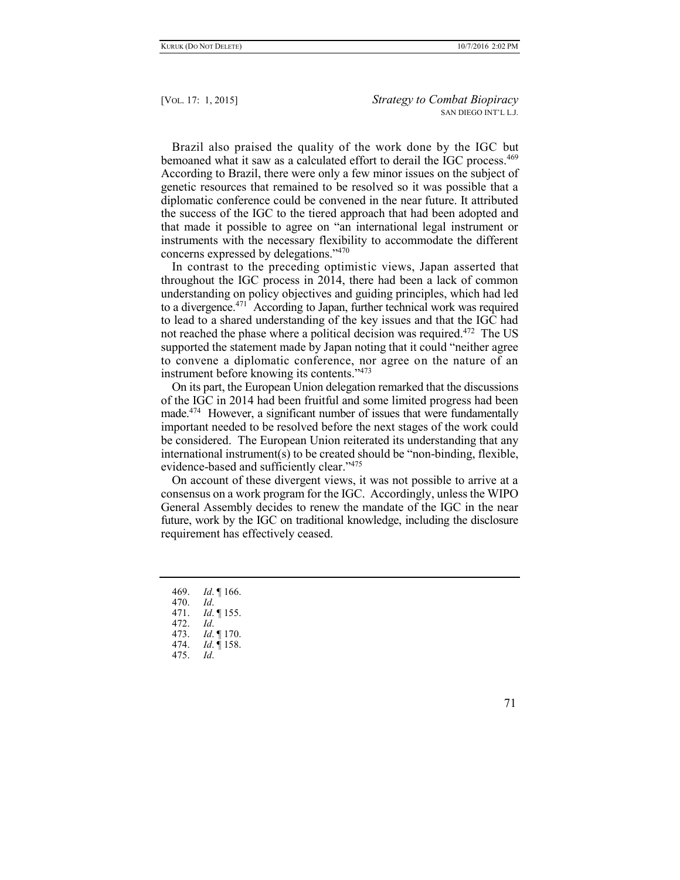Brazil also praised the quality of the work done by the IGC but bemoaned what it saw as a calculated effort to derail the IGC process.[469] According to Brazil, there were only a few minor issues on the subject of genetic resources that remained to be resolved so it was possible that a diplomatic conference could be convened in the near future. It attributed the success of the IGC to the tiered approach that had been adopted and that made it possible to agree on "an international legal instrument or instruments with the necessary flexibility to accommodate the different concerns expressed by delegations."[470]

In contrast to the preceding optimistic views, Japan asserted that throughout the IGC process in 2014, there had been a lack of common understanding on policy objectives and guiding principles, which had led to a divergence.[471] According to Japan, further technical work was required to lead to a shared understanding of the key issues and that the IGC had not reached the phase where a political decision was required.[472] The US supported the statement made by Japan noting that it could "neither agree to convene a diplomatic conference, nor agree on the nature of an instrument before knowing its contents."[473]

On its part, the European Union delegation remarked that the discussions of the IGC in 2014 had been fruitful and some limited progress had been made.[474] However, a significant number of issues that were fundamentally important needed to be resolved before the next stages of the work could be considered. The European Union reiterated its understanding that any international instrument(s) to be created should be "non-binding, flexible, evidence-based and sufficiently clear."[475]

On account of these divergent views, it was not possible to arrive at a consensus on a work program for the IGC. Accordingly, unless the WIPO General Assembly decides to renew the mandate of the IGC in the near future, work by the IGC on traditional knowledge, including the disclosure requirement has effectively ceased.

---

469. *Id*. ¶ 166.
470. *Id*.
471. *Id*. ¶ 155.
472. *Id*.
473. *Id*. ¶ 170.
474. *Id*. ¶ 158.
475. *Id*.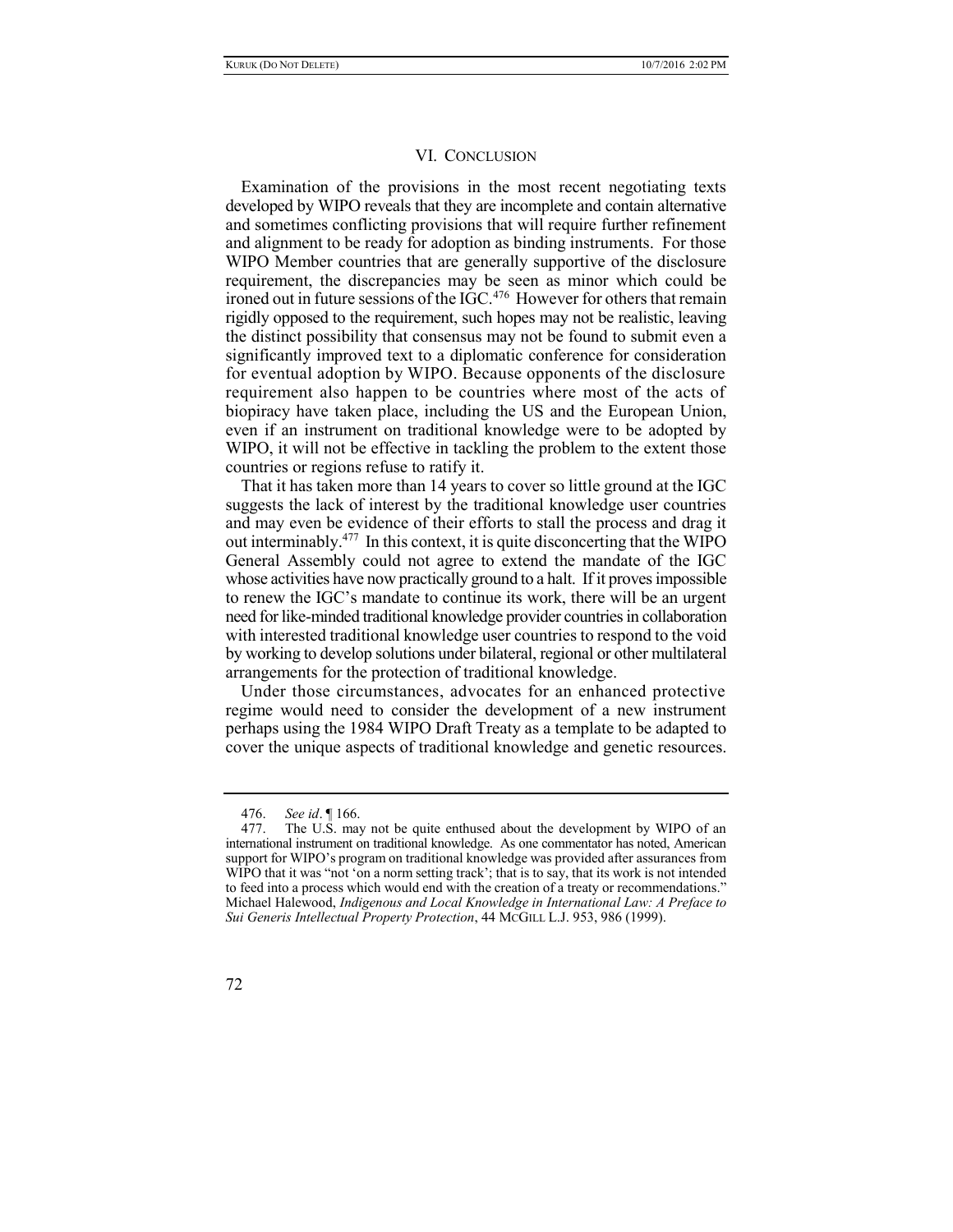## VI. CONCLUSION

Examination of the provisions in the most recent negotiating texts developed by WIPO reveals that they are incomplete and contain alternative and sometimes conflicting provisions that will require further refinement and alignment to be ready for adoption as binding instruments. For those WIPO Member countries that are generally supportive of the disclosure requirement, the discrepancies may be seen as minor which could be ironed out in future sessions of the IGC.[476] However for others that remain rigidly opposed to the requirement, such hopes may not be realistic, leaving the distinct possibility that consensus may not be found to submit even a significantly improved text to a diplomatic conference for consideration for eventual adoption by WIPO. Because opponents of the disclosure requirement also happen to be countries where most of the acts of biopiracy have taken place, including the US and the European Union, even if an instrument on traditional knowledge were to be adopted by WIPO, it will not be effective in tackling the problem to the extent those countries or regions refuse to ratify it.

That it has taken more than 14 years to cover so little ground at the IGC suggests the lack of interest by the traditional knowledge user countries and may even be evidence of their efforts to stall the process and drag it out interminably.[477] In this context, it is quite disconcerting that the WIPO General Assembly could not agree to extend the mandate of the IGC whose activities have now practically ground to a halt. If it proves impossible to renew the IGC's mandate to continue its work, there will be an urgent need for like-minded traditional knowledge provider countries in collaboration with interested traditional knowledge user countries to respond to the void by working to develop solutions under bilateral, regional or other multilateral arrangements for the protection of traditional knowledge.

Under those circumstances, advocates for an enhanced protective regime would need to consider the development of a new instrument perhaps using the 1984 WIPO Draft Treaty as a template to be adapted to cover the unique aspects of traditional knowledge and genetic resources.

---

476. *See id*. ¶ 166.

477. The U.S. may not be quite enthused about the development by WIPO of an international instrument on traditional knowledge. As one commentator has noted, American support for WIPO's program on traditional knowledge was provided after assurances from WIPO that it was "not 'on a norm setting track'; that is to say, that its work is not intended to feed into a process which would end with the creation of a treaty or recommendations." Michael Halewood, *Indigenous and Local Knowledge in International Law: A Preface to Sui Generis Intellectual Property Protection*, 44 MCGILL L.J. 953, 986 (1999).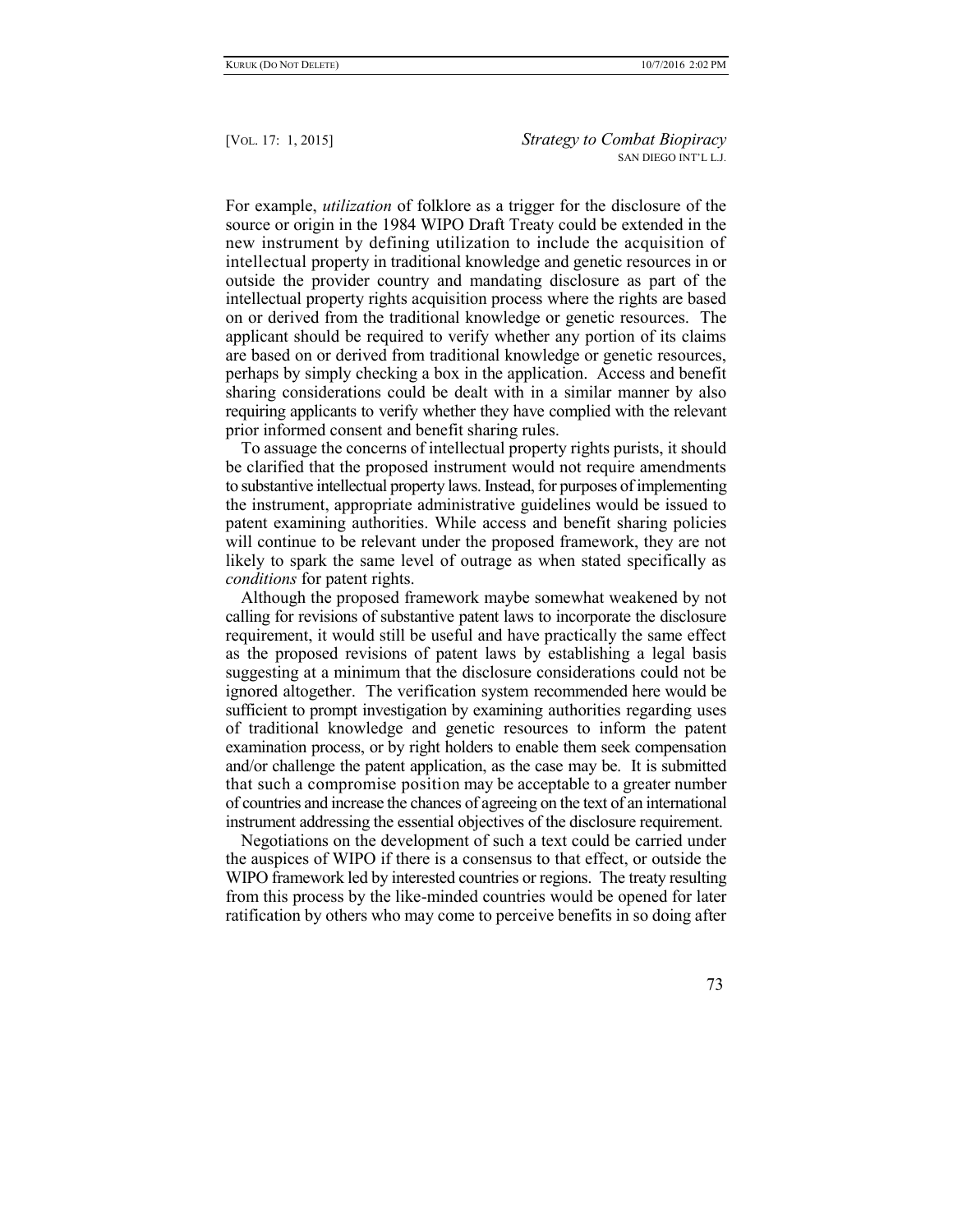For example, *utilization* of folklore as a trigger for the disclosure of the source or origin in the 1984 WIPO Draft Treaty could be extended in the new instrument by defining utilization to include the acquisition of intellectual property in traditional knowledge and genetic resources in or outside the provider country and mandating disclosure as part of the intellectual property rights acquisition process where the rights are based on or derived from the traditional knowledge or genetic resources. The applicant should be required to verify whether any portion of its claims are based on or derived from traditional knowledge or genetic resources, perhaps by simply checking a box in the application. Access and benefit sharing considerations could be dealt with in a similar manner by also requiring applicants to verify whether they have complied with the relevant prior informed consent and benefit sharing rules.

To assuage the concerns of intellectual property rights purists, it should be clarified that the proposed instrument would not require amendments to substantive intellectual property laws. Instead, for purposes of implementing the instrument, appropriate administrative guidelines would be issued to patent examining authorities. While access and benefit sharing policies will continue to be relevant under the proposed framework, they are not likely to spark the same level of outrage as when stated specifically as *conditions* for patent rights.

Although the proposed framework maybe somewhat weakened by not calling for revisions of substantive patent laws to incorporate the disclosure requirement, it would still be useful and have practically the same effect as the proposed revisions of patent laws by establishing a legal basis suggesting at a minimum that the disclosure considerations could not be ignored altogether. The verification system recommended here would be sufficient to prompt investigation by examining authorities regarding uses of traditional knowledge and genetic resources to inform the patent examination process, or by right holders to enable them seek compensation and/or challenge the patent application, as the case may be. It is submitted that such a compromise position may be acceptable to a greater number of countries and increase the chances of agreeing on the text of an international instrument addressing the essential objectives of the disclosure requirement.

Negotiations on the development of such a text could be carried under the auspices of WIPO if there is a consensus to that effect, or outside the WIPO framework led by interested countries or regions. The treaty resulting from this process by the like-minded countries would be opened for later ratification by others who may come to perceive benefits in so doing after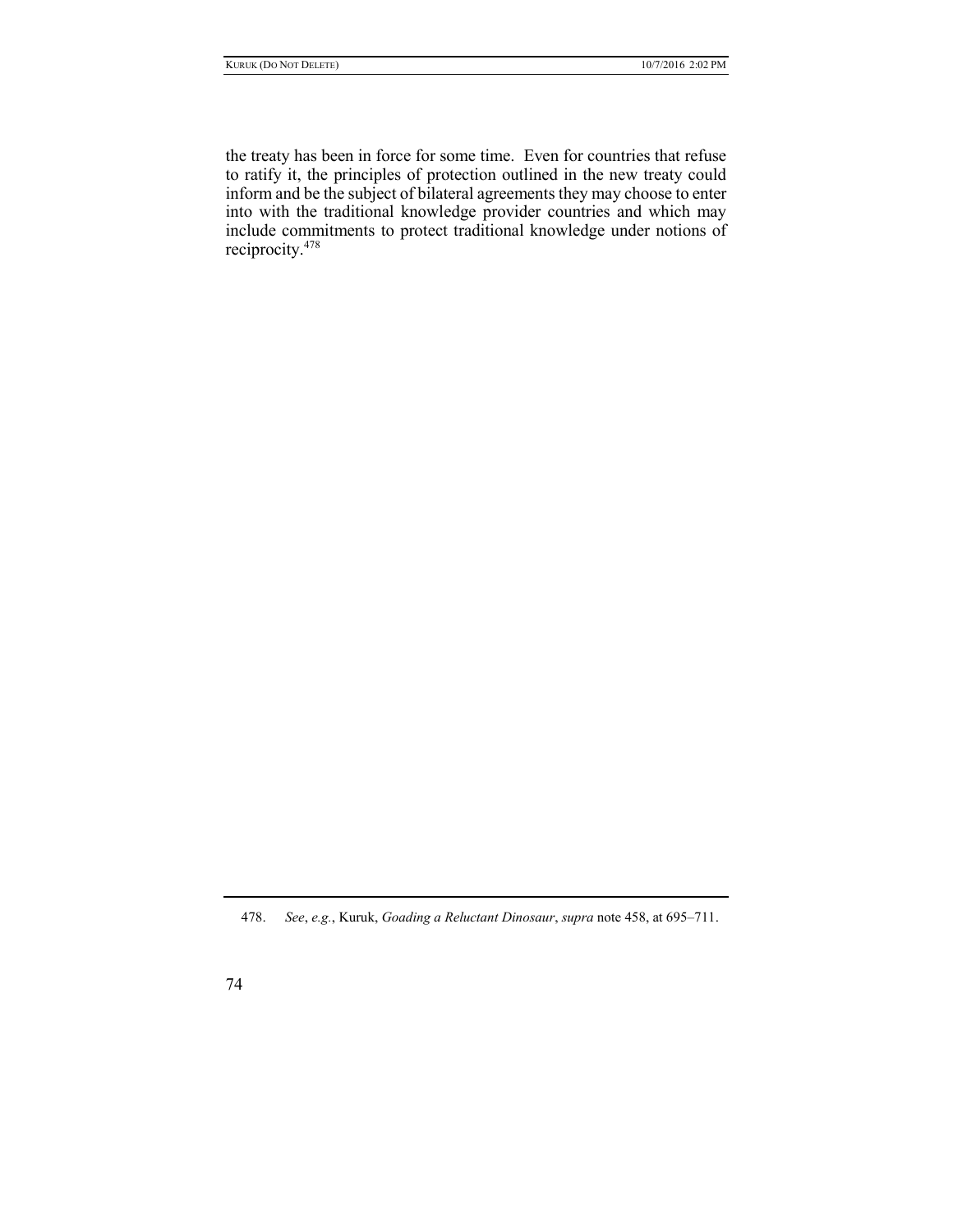the treaty has been in force for some time. Even for countries that refuse to ratify it, the principles of protection outlined in the new treaty could inform and be the subject of bilateral agreements they may choose to enter into with the traditional knowledge provider countries and which may include commitments to protect traditional knowledge under notions of reciprocity.[478]

---

478. *See*, *e.g.*, Kuruk, *Goading a Reluctant Dinosaur*, *supra* note 458, at 695–711.